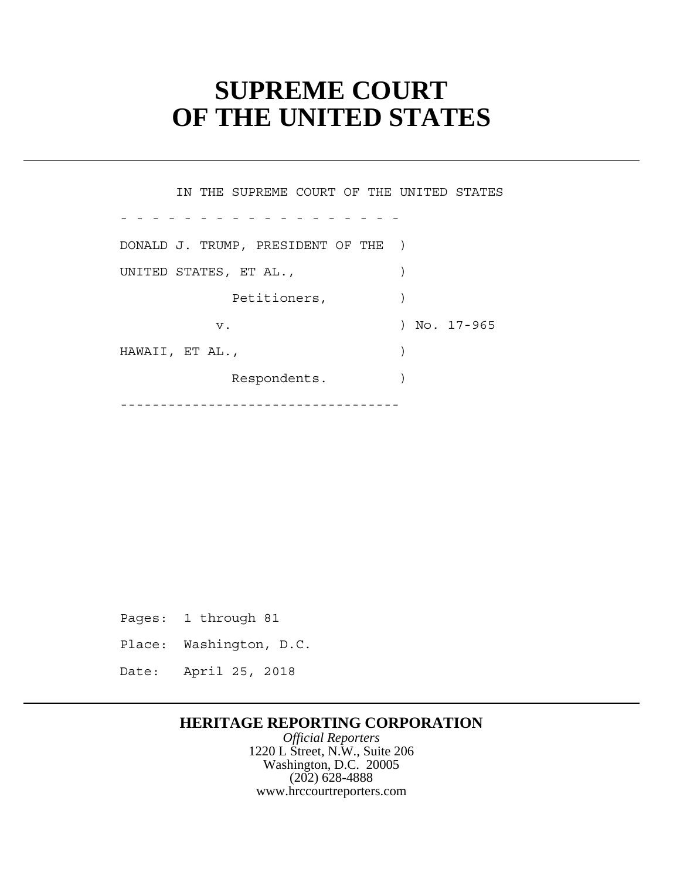# SUPREME COURT OF THE UNITED STATES

IN THE SUPREME COURT OF THE UNITED STATES

\- - - - - - - - - - - - - - - - - -

DONALD J. TRUMP, PRESIDENT OF THE )

UNITED STATES, ET AL., )

Petitioners, )

v. ) No. 17-965

HAWAII, ET AL., )

Respondents. )

\----------------------------------

Pages: 1 through 81

Place: Washington, D.C.

Date: April 25, 2018

**HERITAGE REPORTING CORPORATION**

*Official Reporters*

1220 L Street, N.W., Suite 206

Washington, D.C. 20005

(202) 628-4888

www.hrccourtreporters.com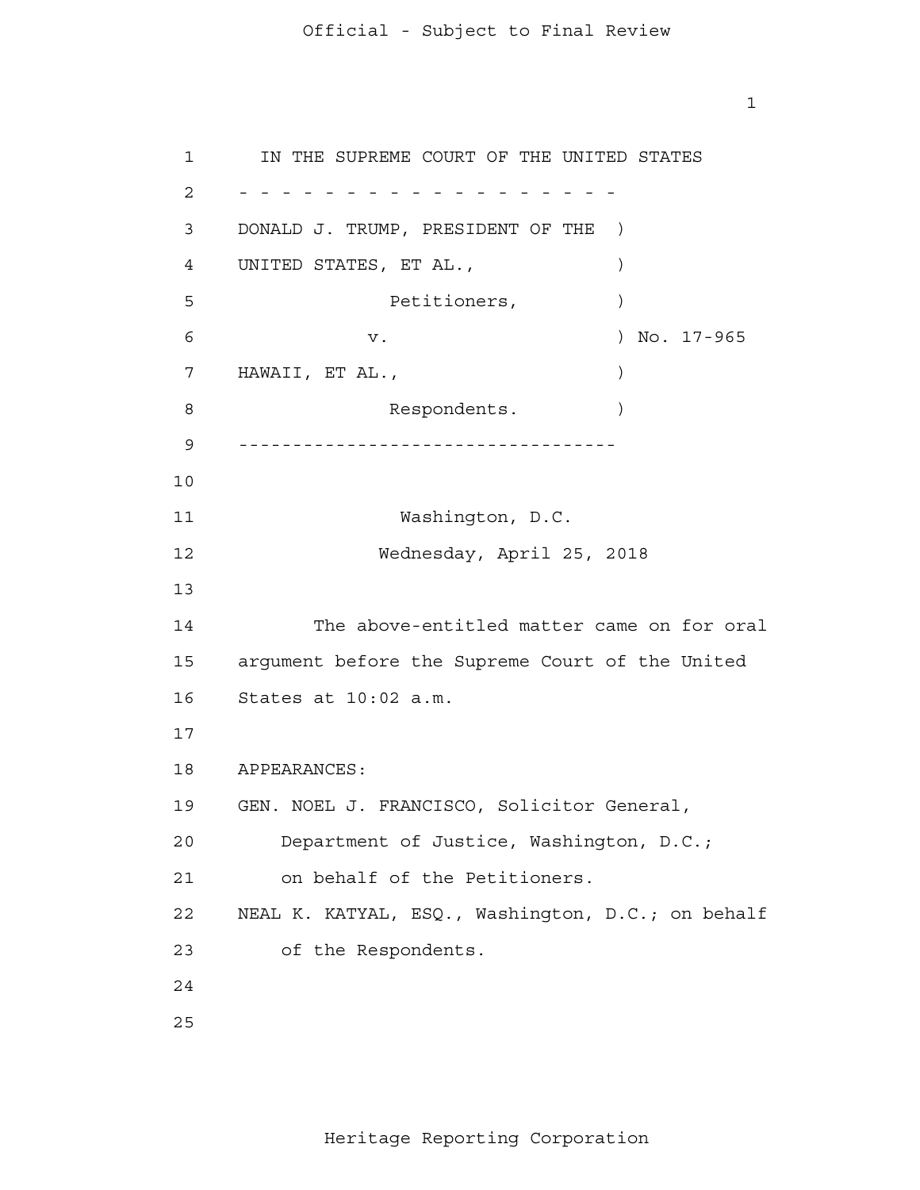IN THE SUPREME COURT OF THE UNITED STATES

- - - - - - - - - - - - - - - - - - - -

DONALD J. TRUMP, PRESIDENT OF THE )
UNITED STATES, ET AL., )
Petitioners, )
v. ) No. 17-965
HAWAII, ET AL., )
Respondents. )

----------------------------------

Washington, D.C.

Wednesday, April 25, 2018

The above-entitled matter came on for oral argument before the Supreme Court of the United States at 10:02 a.m.

APPEARANCES:

GEN. NOEL J. FRANCISCO, Solicitor General, Department of Justice, Washington, D.C.; on behalf of the Petitioners.

NEAL K. KATYAL, ESQ., Washington, D.C.; on behalf of the Respondents.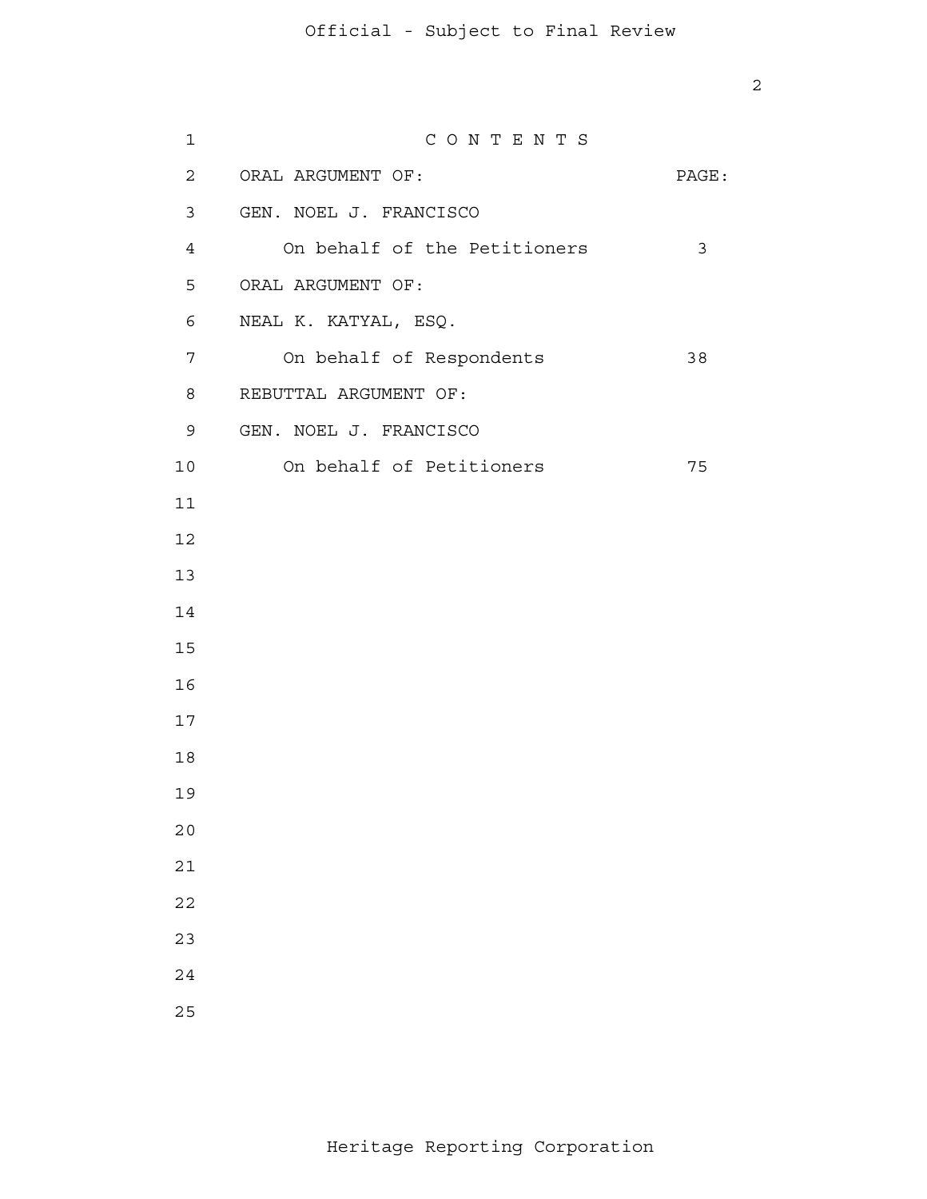# C O N T E N T S

| ORAL ARGUMENT OF: | PAGE: |
|---|---|
| GEN. NOEL J. FRANCISCO | |
| On behalf of the Petitioners | 3 |
| ORAL ARGUMENT OF: | |
| NEAL K. KATYAL, ESQ. | |
| On behalf of Respondents | 38 |
| REBUTTAL ARGUMENT OF: | |
| GEN. NOEL J. FRANCISCO | |
| On behalf of Petitioners | 75 |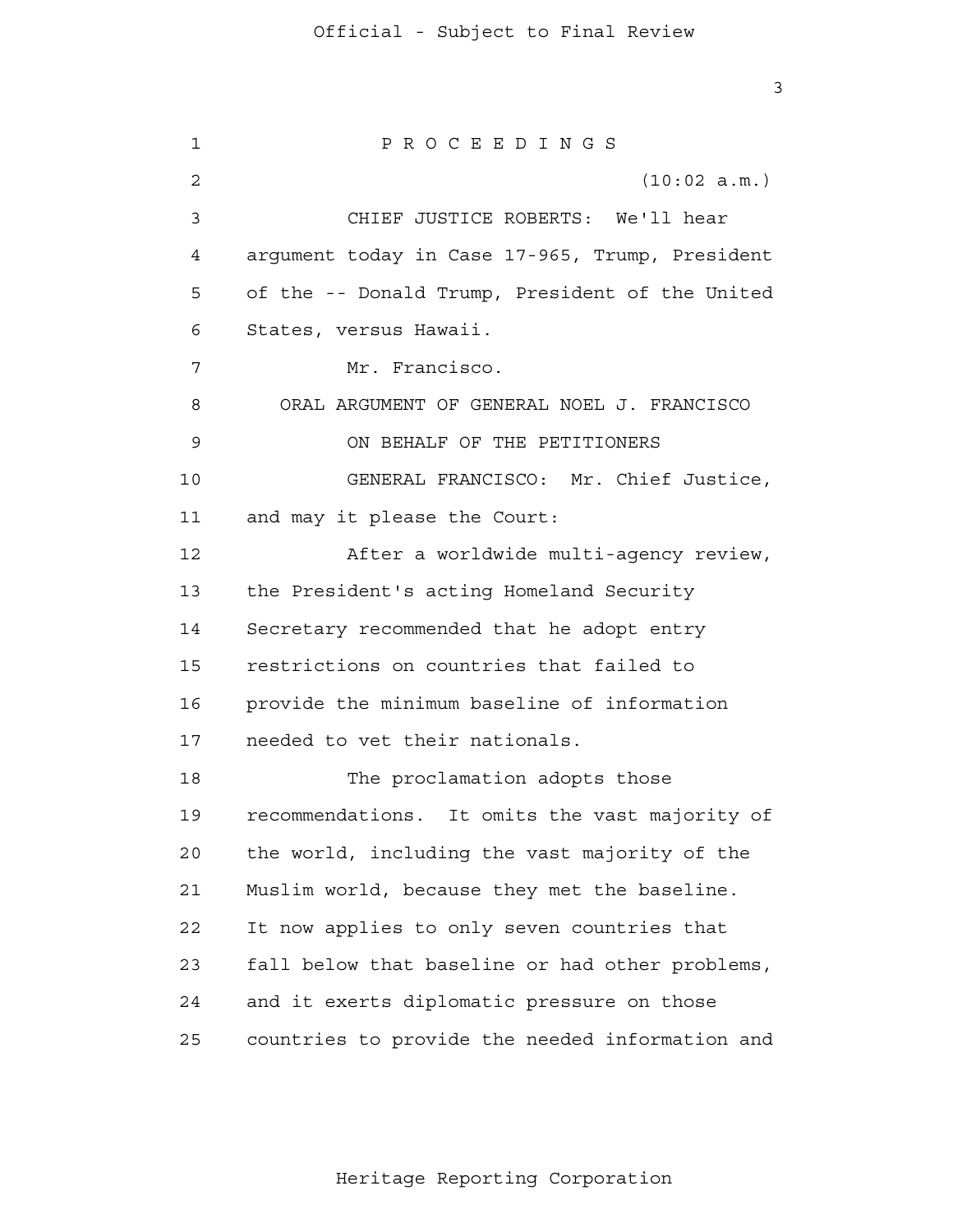P R O C E E D I N G S

(10:02 a.m.)

CHIEF JUSTICE ROBERTS: We'll hear argument today in Case 17-965, Trump, President of the -- Donald Trump, President of the United States, versus Hawaii.

Mr. Francisco.

ORAL ARGUMENT OF GENERAL NOEL J. FRANCISCO

ON BEHALF OF THE PETITIONERS

GENERAL FRANCISCO: Mr. Chief Justice, and may it please the Court:

After a worldwide multi-agency review, the President's acting Homeland Security Secretary recommended that he adopt entry restrictions on countries that failed to provide the minimum baseline of information needed to vet their nationals.

The proclamation adopts those recommendations. It omits the vast majority of the world, including the vast majority of the Muslim world, because they met the baseline. It now applies to only seven countries that fall below that baseline or had other problems, and it exerts diplomatic pressure on those countries to provide the needed information and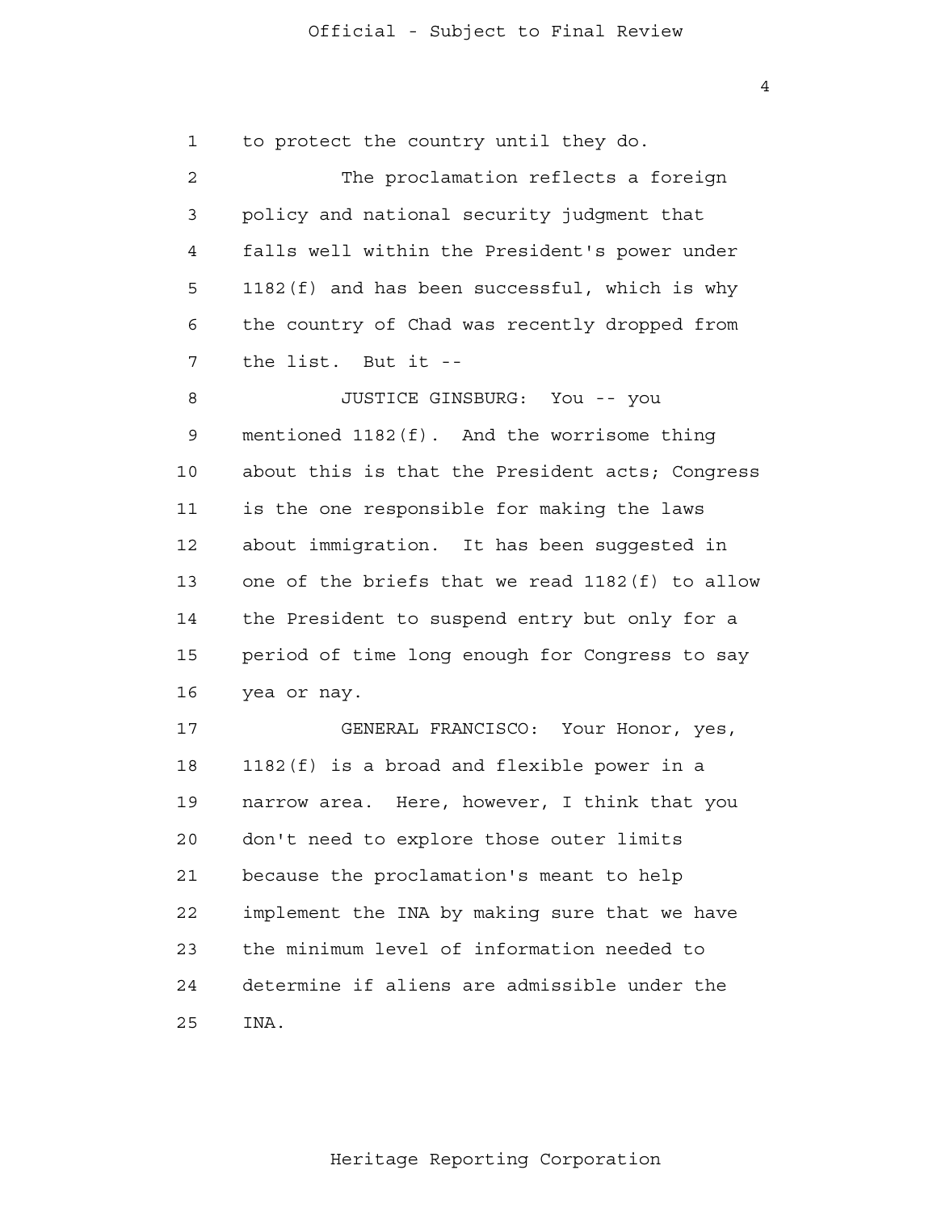to protect the country until they do.

The proclamation reflects a foreign policy and national security judgment that falls well within the President's power under 1182(f) and has been successful, which is why the country of Chad was recently dropped from the list. But it --

JUSTICE GINSBURG: You -- you mentioned 1182(f). And the worrisome thing about this is that the President acts; Congress is the one responsible for making the laws about immigration. It has been suggested in one of the briefs that we read 1182(f) to allow the President to suspend entry but only for a period of time long enough for Congress to say yea or nay.

GENERAL FRANCISCO: Your Honor, yes, 1182(f) is a broad and flexible power in a narrow area. Here, however, I think that you don't need to explore those outer limits because the proclamation's meant to help implement the INA by making sure that we have the minimum level of information needed to determine if aliens are admissible under the INA.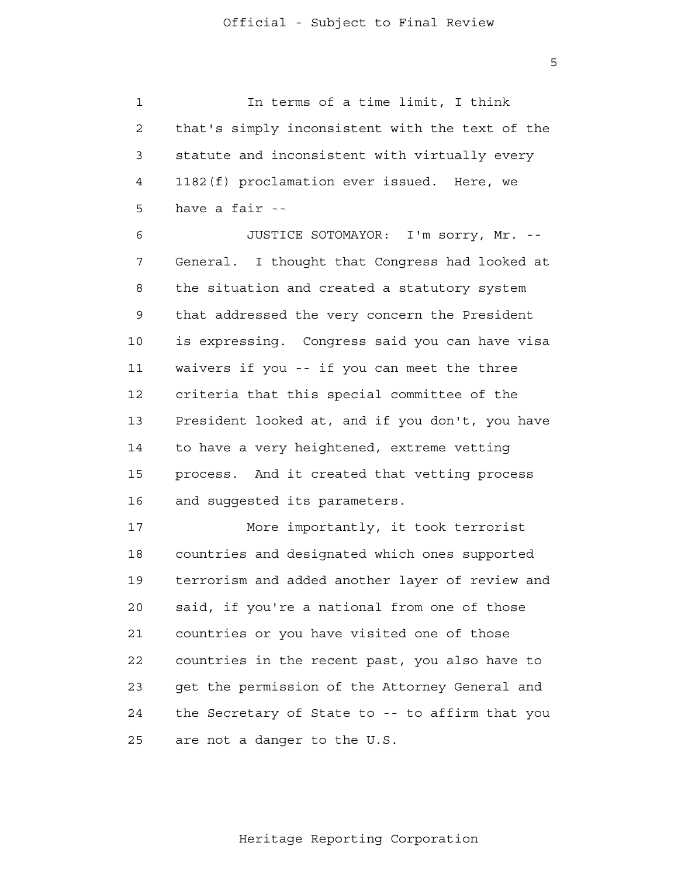In terms of a time limit, I think that's simply inconsistent with the text of the statute and inconsistent with virtually every 1182(f) proclamation ever issued. Here, we have a fair --

JUSTICE SOTOMAYOR: I'm sorry, Mr. -- General. I thought that Congress had looked at the situation and created a statutory system that addressed the very concern the President is expressing. Congress said you can have visa waivers if you -- if you can meet the three criteria that this special committee of the President looked at, and if you don't, you have to have a very heightened, extreme vetting process. And it created that vetting process and suggested its parameters.

More importantly, it took terrorist countries and designated which ones supported terrorism and added another layer of review and said, if you're a national from one of those countries or you have visited one of those countries in the recent past, you also have to get the permission of the Attorney General and the Secretary of State to -- to affirm that you are not a danger to the U.S.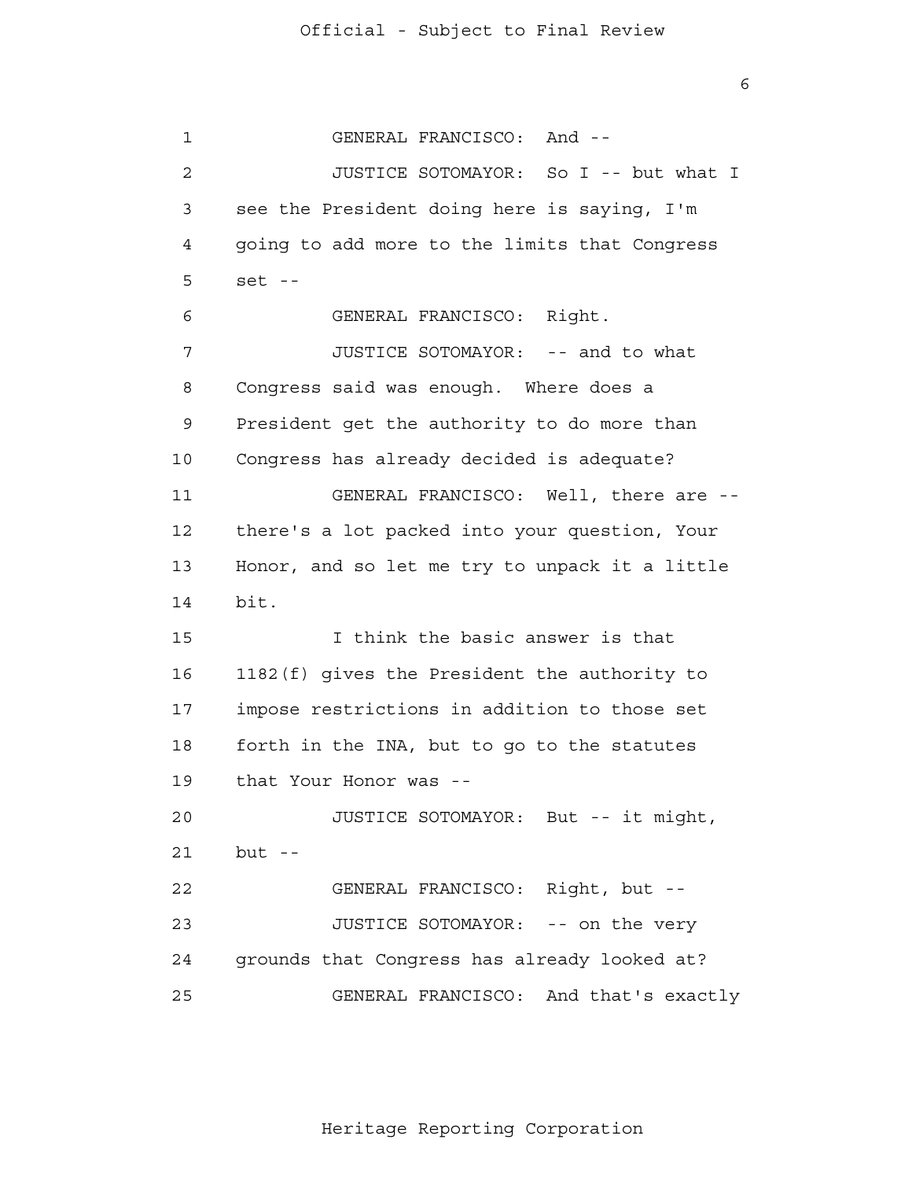GENERAL FRANCISCO: And --

JUSTICE SOTOMAYOR: So I -- but what I see the President doing here is saying, I'm going to add more to the limits that Congress set --

GENERAL FRANCISCO: Right.

JUSTICE SOTOMAYOR: -- and to what Congress said was enough. Where does a President get the authority to do more than Congress has already decided is adequate?

GENERAL FRANCISCO: Well, there are -- there's a lot packed into your question, Your Honor, and so let me try to unpack it a little bit.

I think the basic answer is that 1182(f) gives the President the authority to impose restrictions in addition to those set forth in the INA, but to go to the statutes that Your Honor was --

JUSTICE SOTOMAYOR: But -- it might, but --

GENERAL FRANCISCO: Right, but --

JUSTICE SOTOMAYOR: -- on the very grounds that Congress has already looked at?

GENERAL FRANCISCO: And that's exactly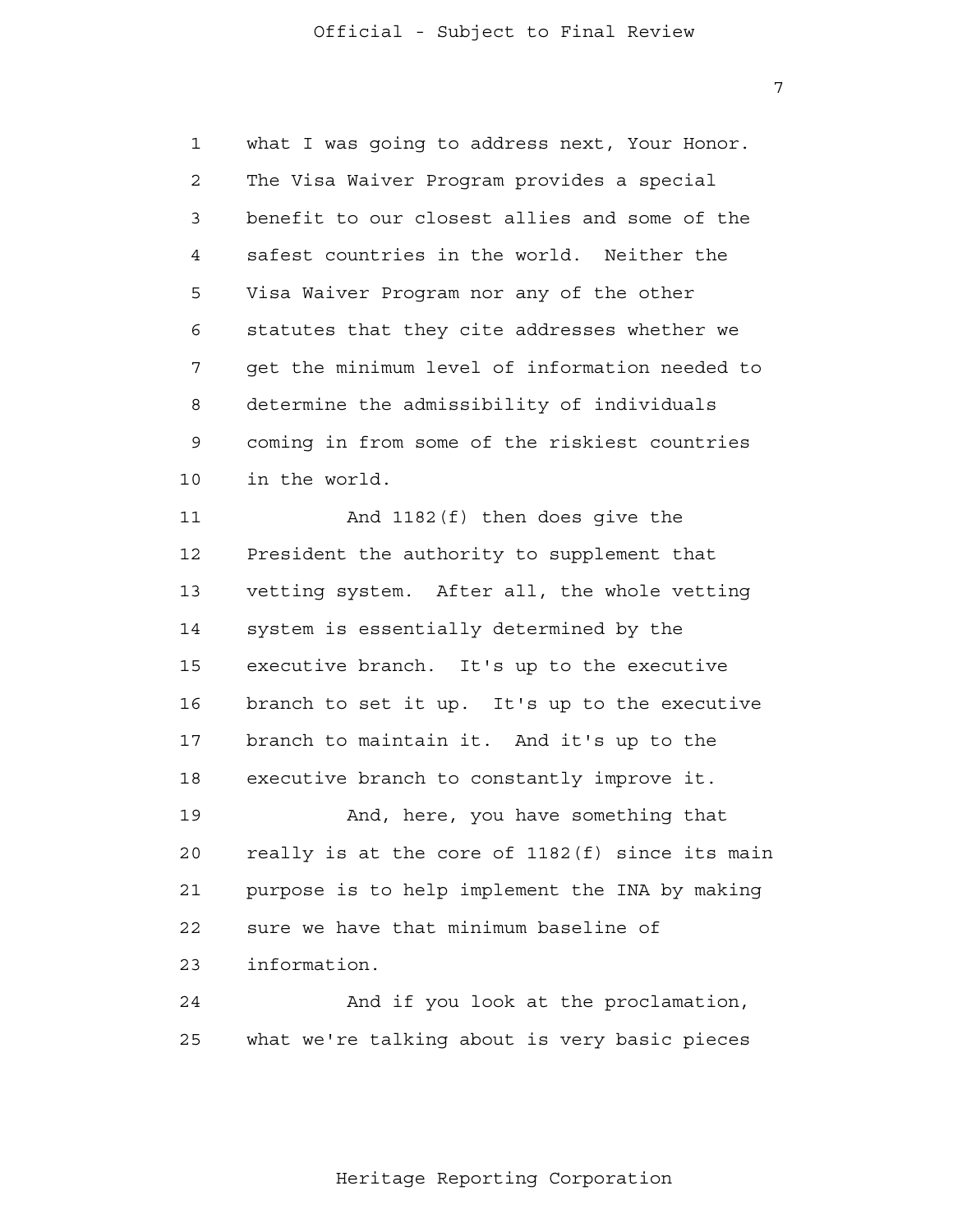what I was going to address next, Your Honor. The Visa Waiver Program provides a special benefit to our closest allies and some of the safest countries in the world. Neither the Visa Waiver Program nor any of the other statutes that they cite addresses whether we get the minimum level of information needed to determine the admissibility of individuals coming in from some of the riskiest countries in the world.

And 1182(f) then does give the President the authority to supplement that vetting system. After all, the whole vetting system is essentially determined by the executive branch. It's up to the executive branch to set it up. It's up to the executive branch to maintain it. And it's up to the executive branch to constantly improve it.

And, here, you have something that really is at the core of 1182(f) since its main purpose is to help implement the INA by making sure we have that minimum baseline of information.

And if you look at the proclamation, what we're talking about is very basic pieces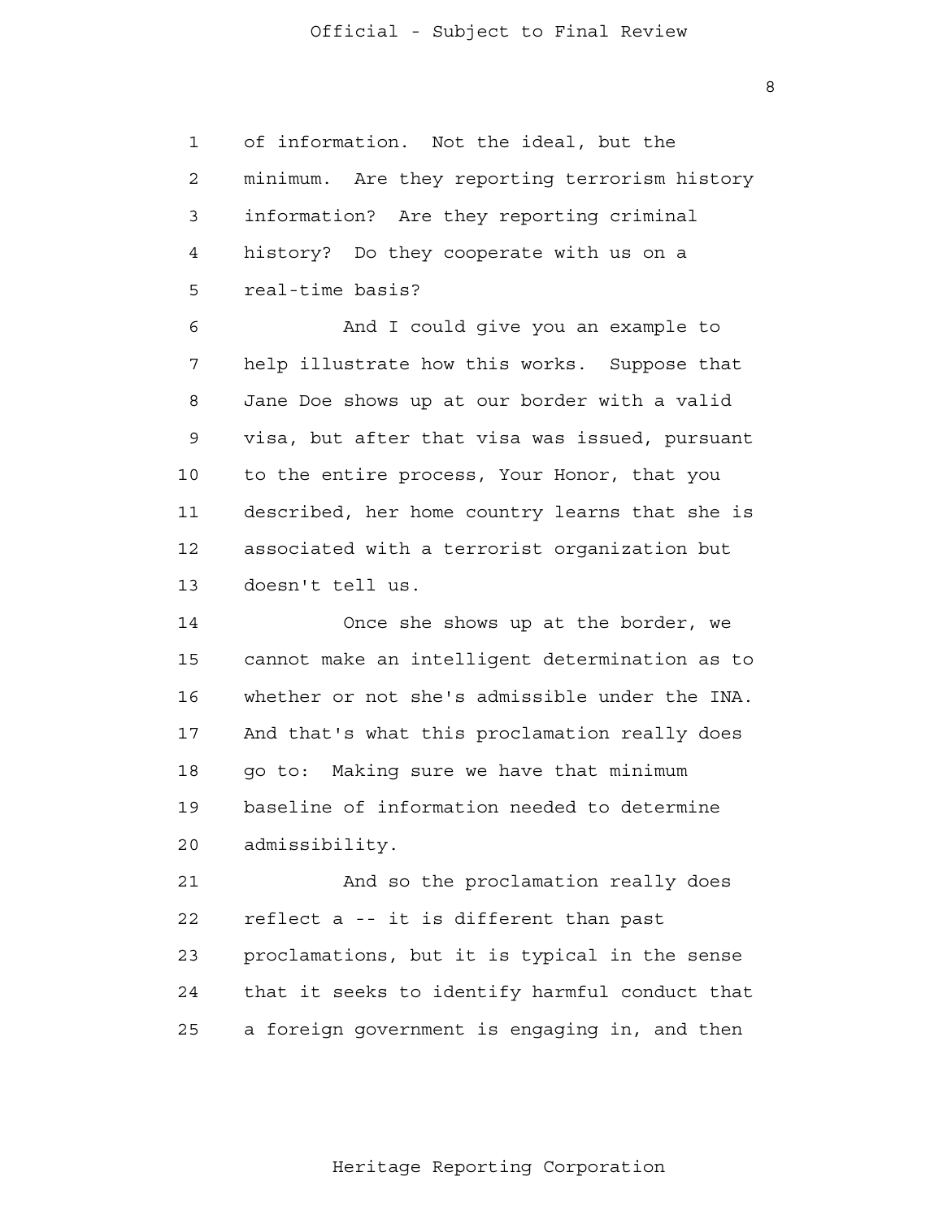of information. Not the ideal, but the minimum. Are they reporting terrorism history information? Are they reporting criminal history? Do they cooperate with us on a real-time basis?

And I could give you an example to help illustrate how this works. Suppose that Jane Doe shows up at our border with a valid visa, but after that visa was issued, pursuant to the entire process, Your Honor, that you described, her home country learns that she is associated with a terrorist organization but doesn't tell us.

Once she shows up at the border, we cannot make an intelligent determination as to whether or not she's admissible under the INA. And that's what this proclamation really does go to: Making sure we have that minimum baseline of information needed to determine admissibility.

And so the proclamation really does reflect a -- it is different than past proclamations, but it is typical in the sense that it seeks to identify harmful conduct that a foreign government is engaging in, and then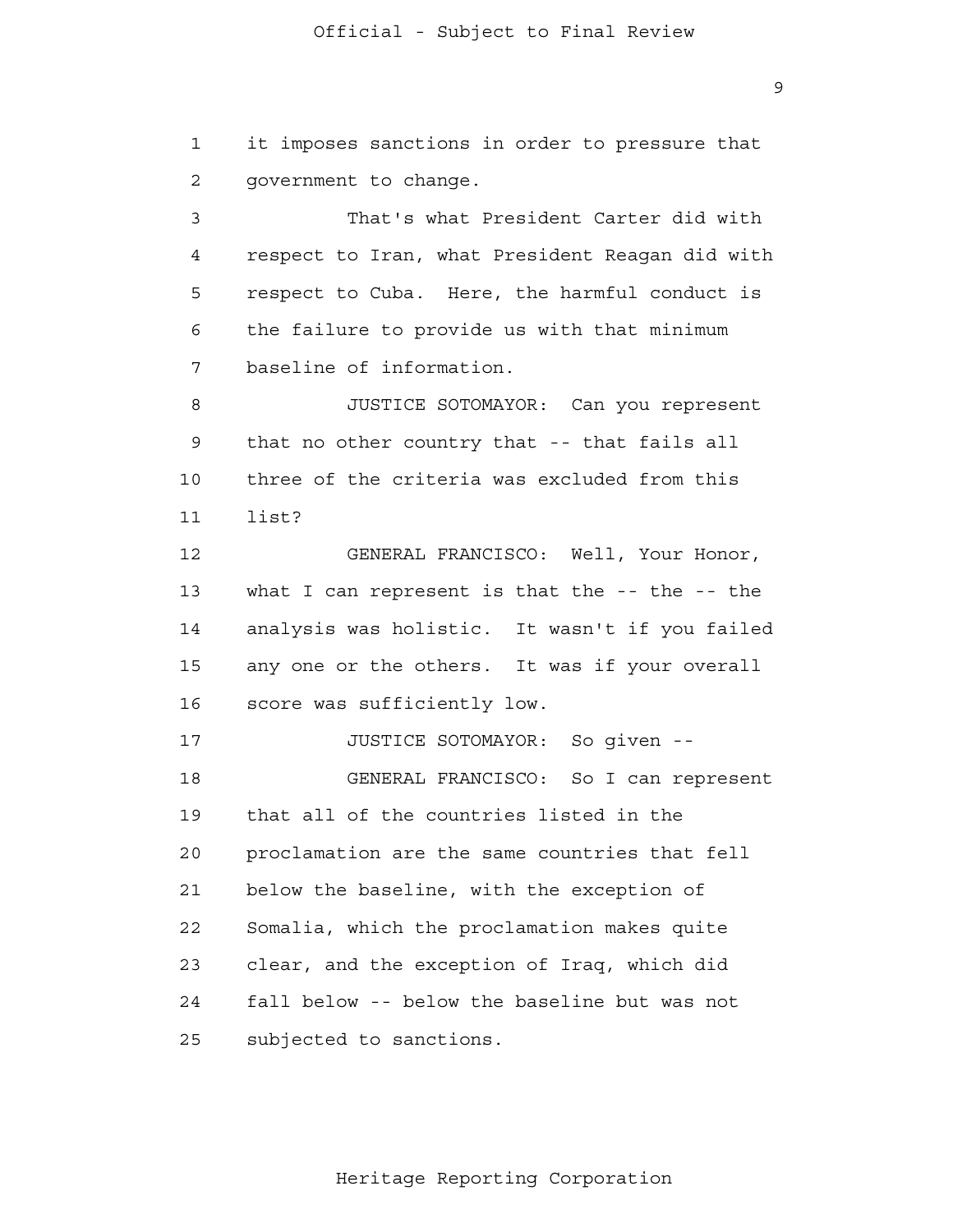it imposes sanctions in order to pressure that government to change.

That's what President Carter did with respect to Iran, what President Reagan did with respect to Cuba. Here, the harmful conduct is the failure to provide us with that minimum baseline of information.

JUSTICE SOTOMAYOR: Can you represent that no other country that -- that fails all three of the criteria was excluded from this list?

GENERAL FRANCISCO: Well, Your Honor, what I can represent is that the -- the -- the analysis was holistic. It wasn't if you failed any one or the others. It was if your overall score was sufficiently low.

JUSTICE SOTOMAYOR: So given --

GENERAL FRANCISCO: So I can represent that all of the countries listed in the proclamation are the same countries that fell below the baseline, with the exception of Somalia, which the proclamation makes quite clear, and the exception of Iraq, which did fall below -- below the baseline but was not subjected to sanctions.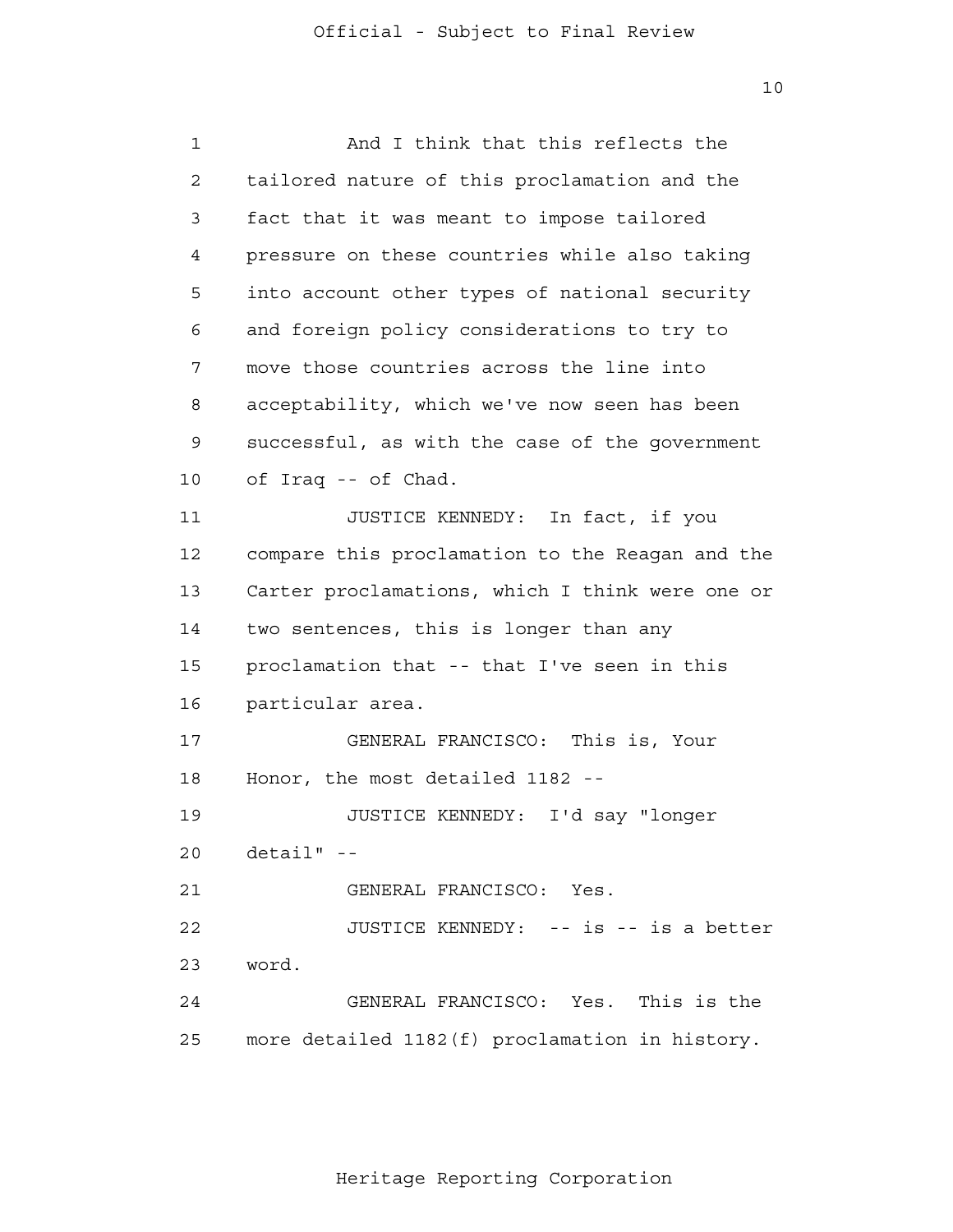And I think that this reflects the tailored nature of this proclamation and the fact that it was meant to impose tailored pressure on these countries while also taking into account other types of national security and foreign policy considerations to try to move those countries across the line into acceptability, which we've now seen has been successful, as with the case of the government of Iraq -- of Chad.

JUSTICE KENNEDY: In fact, if you compare this proclamation to the Reagan and the Carter proclamations, which I think were one or two sentences, this is longer than any proclamation that -- that I've seen in this particular area.

GENERAL FRANCISCO: This is, Your Honor, the most detailed 1182 --

JUSTICE KENNEDY: I'd say "longer detail" --

GENERAL FRANCISCO: Yes.

JUSTICE KENNEDY: -- is -- is a better word.

GENERAL FRANCISCO: Yes. This is the more detailed 1182(f) proclamation in history.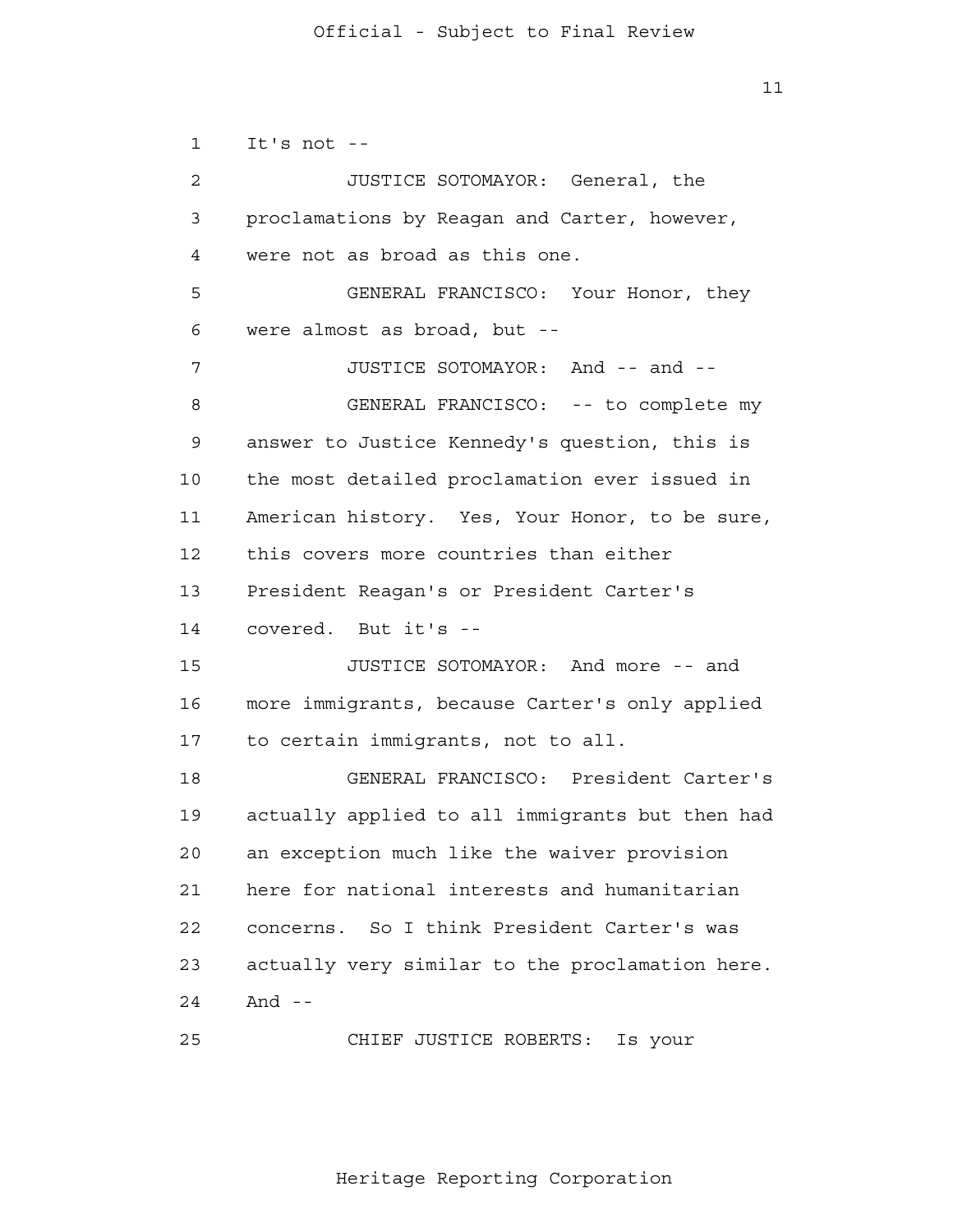It's not --

JUSTICE SOTOMAYOR: General, the proclamations by Reagan and Carter, however, were not as broad as this one.

GENERAL FRANCISCO: Your Honor, they were almost as broad, but --

JUSTICE SOTOMAYOR: And -- and --

GENERAL FRANCISCO: -- to complete my answer to Justice Kennedy's question, this is the most detailed proclamation ever issued in American history. Yes, Your Honor, to be sure, this covers more countries than either President Reagan's or President Carter's covered. But it's --

JUSTICE SOTOMAYOR: And more -- and more immigrants, because Carter's only applied to certain immigrants, not to all.

GENERAL FRANCISCO: President Carter's actually applied to all immigrants but then had an exception much like the waiver provision here for national interests and humanitarian concerns. So I think President Carter's was actually very similar to the proclamation here. And --

CHIEF JUSTICE ROBERTS: Is your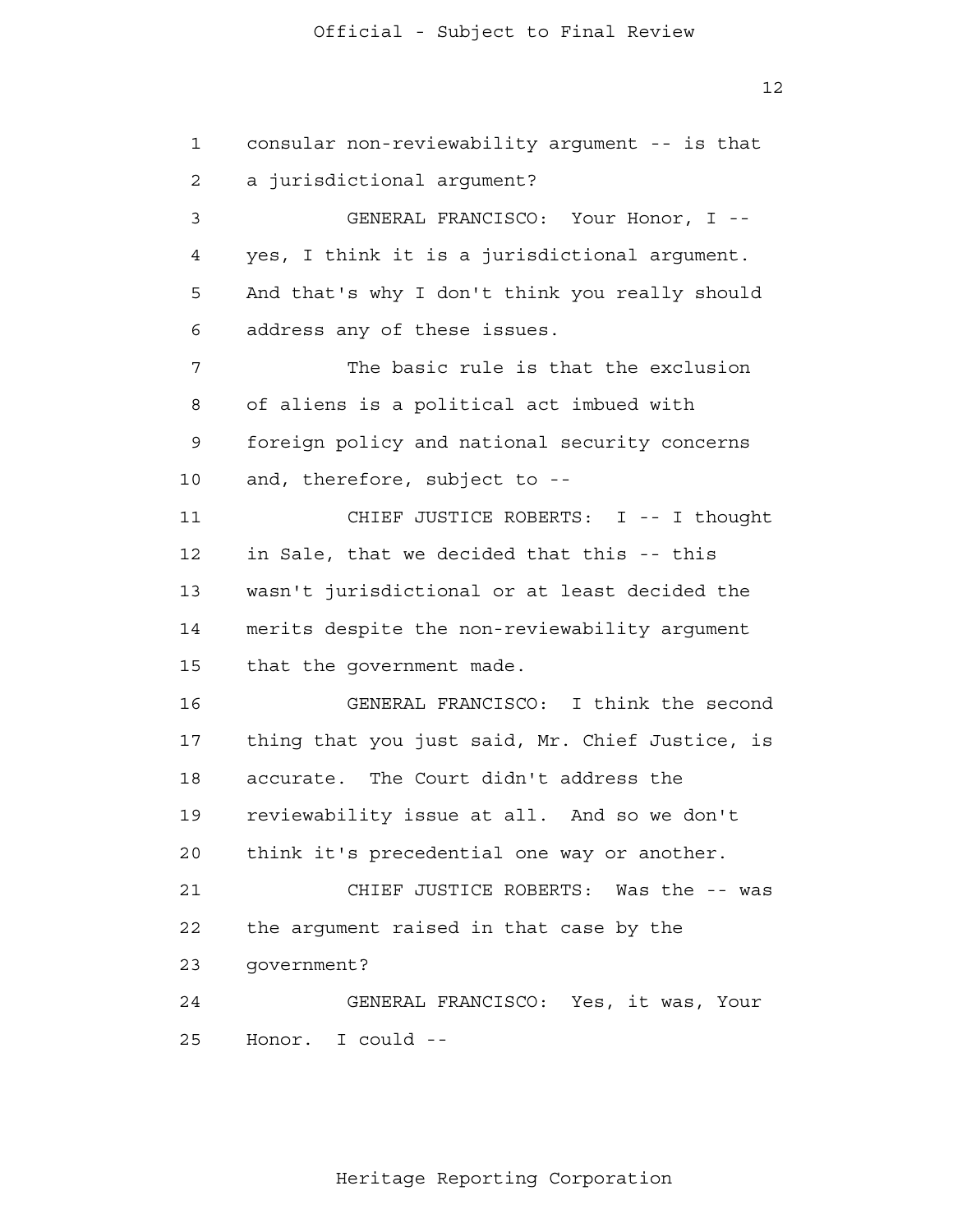consular non-reviewability argument -- is that a jurisdictional argument?

GENERAL FRANCISCO: Your Honor, I -- yes, I think it is a jurisdictional argument. And that's why I don't think you really should address any of these issues.

The basic rule is that the exclusion of aliens is a political act imbued with foreign policy and national security concerns and, therefore, subject to --

CHIEF JUSTICE ROBERTS: I -- I thought in Sale, that we decided that this -- this wasn't jurisdictional or at least decided the merits despite the non-reviewability argument that the government made.

GENERAL FRANCISCO: I think the second thing that you just said, Mr. Chief Justice, is accurate. The Court didn't address the reviewability issue at all. And so we don't think it's precedential one way or another.

CHIEF JUSTICE ROBERTS: Was the -- was the argument raised in that case by the government?

GENERAL FRANCISCO: Yes, it was, Your Honor. I could --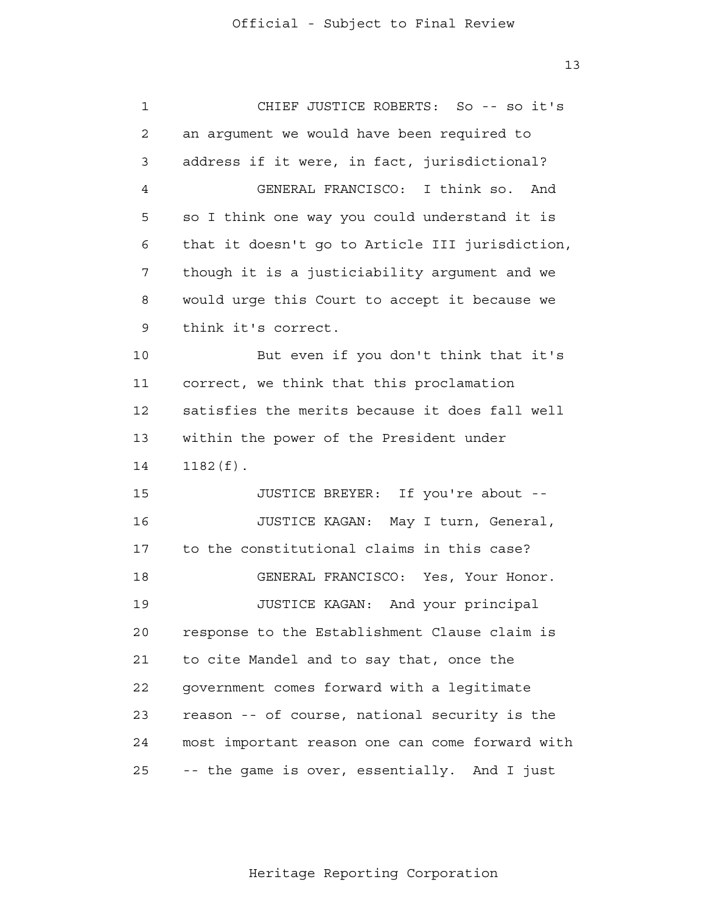CHIEF JUSTICE ROBERTS: So -- so it's an argument we would have been required to address if it were, in fact, jurisdictional?

GENERAL FRANCISCO: I think so. And so I think one way you could understand it is that it doesn't go to Article III jurisdiction, though it is a justiciability argument and we would urge this Court to accept it because we think it's correct.

But even if you don't think that it's correct, we think that this proclamation satisfies the merits because it does fall well within the power of the President under 1182(f).

JUSTICE BREYER: If you're about --

JUSTICE KAGAN: May I turn, General, to the constitutional claims in this case?

GENERAL FRANCISCO: Yes, Your Honor.

JUSTICE KAGAN: And your principal response to the Establishment Clause claim is to cite Mandel and to say that, once the government comes forward with a legitimate reason -- of course, national security is the most important reason one can come forward with -- the game is over, essentially. And I just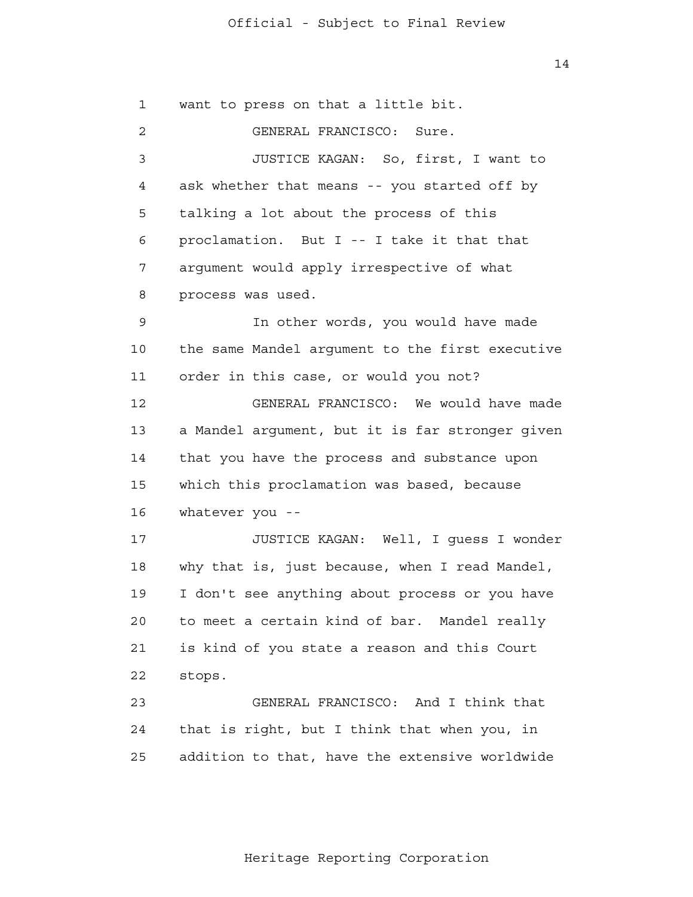want to press on that a little bit.

GENERAL FRANCISCO: Sure.

JUSTICE KAGAN: So, first, I want to ask whether that means -- you started off by talking a lot about the process of this proclamation. But I -- I take it that that argument would apply irrespective of what process was used.

In other words, you would have made the same Mandel argument to the first executive order in this case, or would you not?

GENERAL FRANCISCO: We would have made a Mandel argument, but it is far stronger given that you have the process and substance upon which this proclamation was based, because whatever you --

JUSTICE KAGAN: Well, I guess I wonder why that is, just because, when I read Mandel, I don't see anything about process or you have to meet a certain kind of bar. Mandel really is kind of you state a reason and this Court stops.

GENERAL FRANCISCO: And I think that that is right, but I think that when you, in addition to that, have the extensive worldwide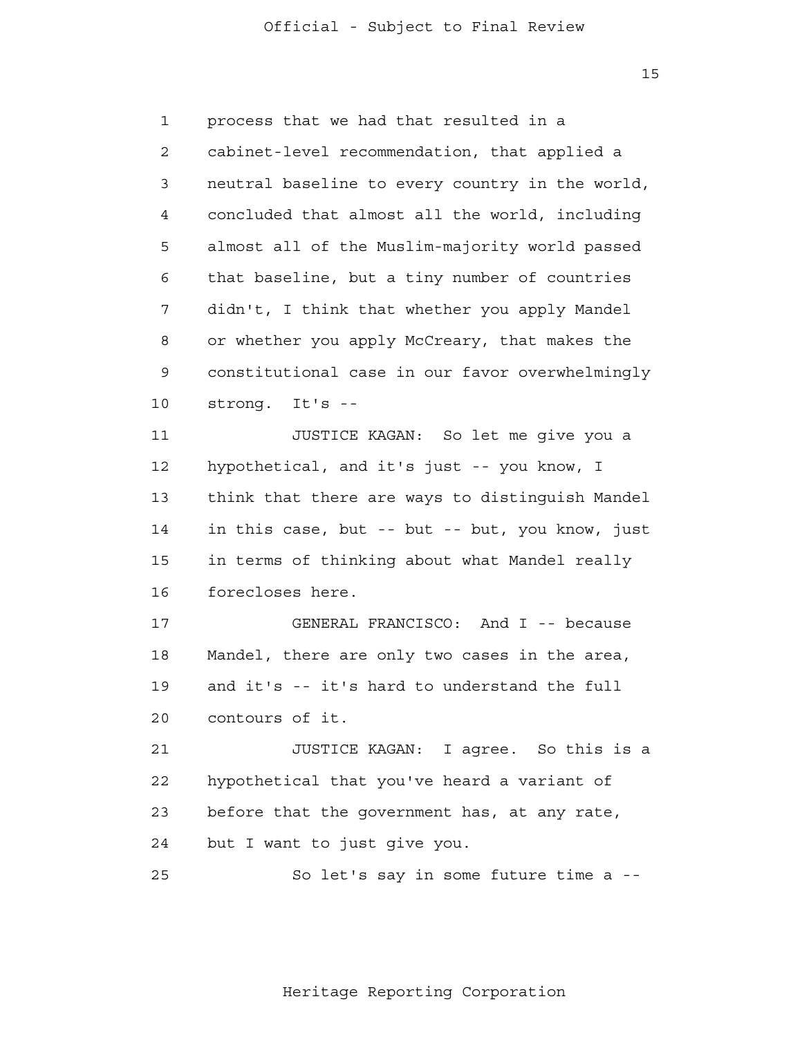process that we had that resulted in a cabinet-level recommendation, that applied a neutral baseline to every country in the world, concluded that almost all the world, including almost all of the Muslim-majority world passed that baseline, but a tiny number of countries didn't, I think that whether you apply Mandel or whether you apply McCreary, that makes the constitutional case in our favor overwhelmingly strong. It's --

JUSTICE KAGAN: So let me give you a hypothetical, and it's just -- you know, I think that there are ways to distinguish Mandel in this case, but -- but -- but, you know, just in terms of thinking about what Mandel really forecloses here.

GENERAL FRANCISCO: And I -- because Mandel, there are only two cases in the area, and it's -- it's hard to understand the full contours of it.

JUSTICE KAGAN: I agree. So this is a hypothetical that you've heard a variant of before that the government has, at any rate, but I want to just give you.

So let's say in some future time a --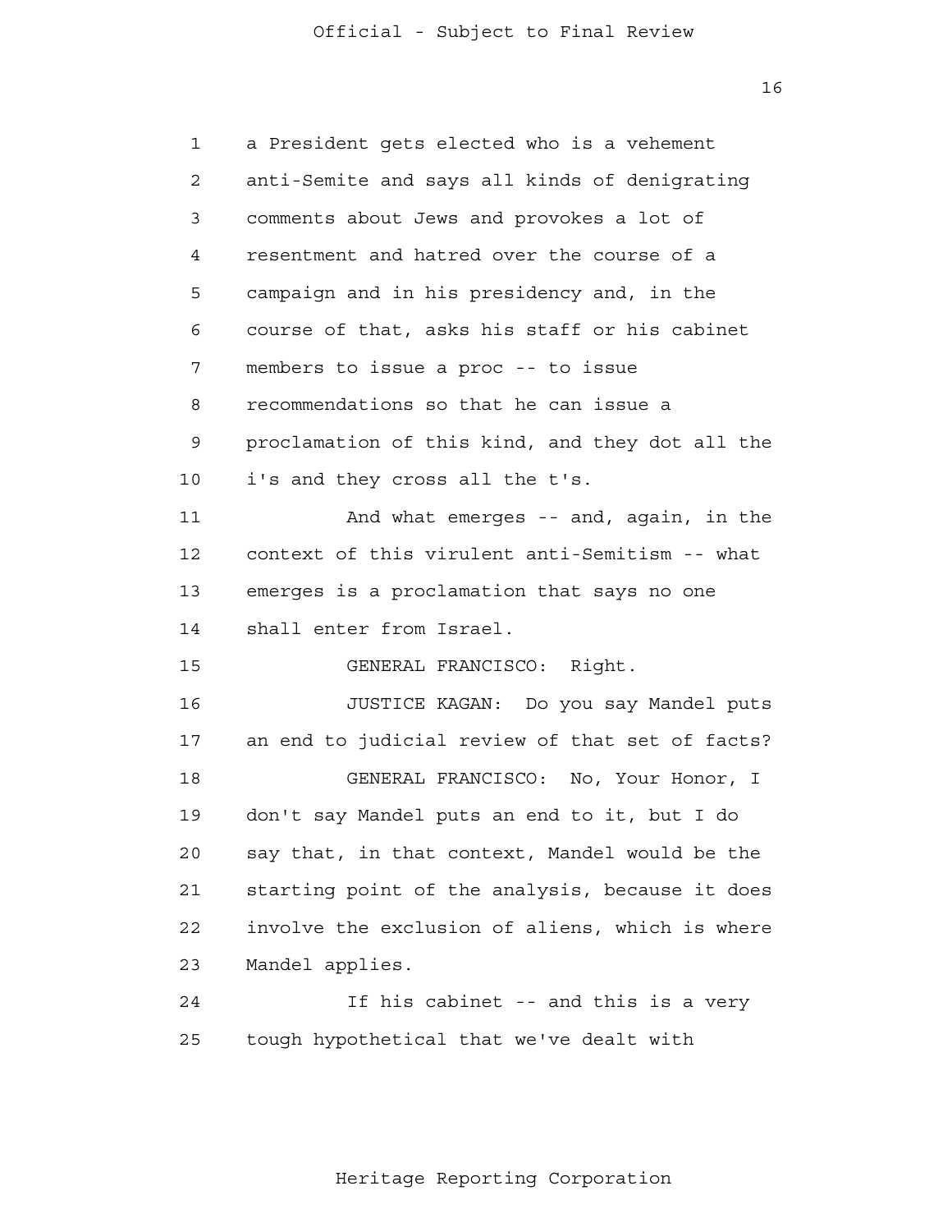a President gets elected who is a vehement anti-Semite and says all kinds of denigrating comments about Jews and provokes a lot of resentment and hatred over the course of a campaign and in his presidency and, in the course of that, asks his staff or his cabinet members to issue a proc -- to issue recommendations so that he can issue a proclamation of this kind, and they dot all the i's and they cross all the t's.

And what emerges -- and, again, in the context of this virulent anti-Semitism -- what emerges is a proclamation that says no one shall enter from Israel.

GENERAL FRANCISCO: Right.

JUSTICE KAGAN: Do you say Mandel puts an end to judicial review of that set of facts?

GENERAL FRANCISCO: No, Your Honor, I don't say Mandel puts an end to it, but I do say that, in that context, Mandel would be the starting point of the analysis, because it does involve the exclusion of aliens, which is where Mandel applies.

If his cabinet -- and this is a very tough hypothetical that we've dealt with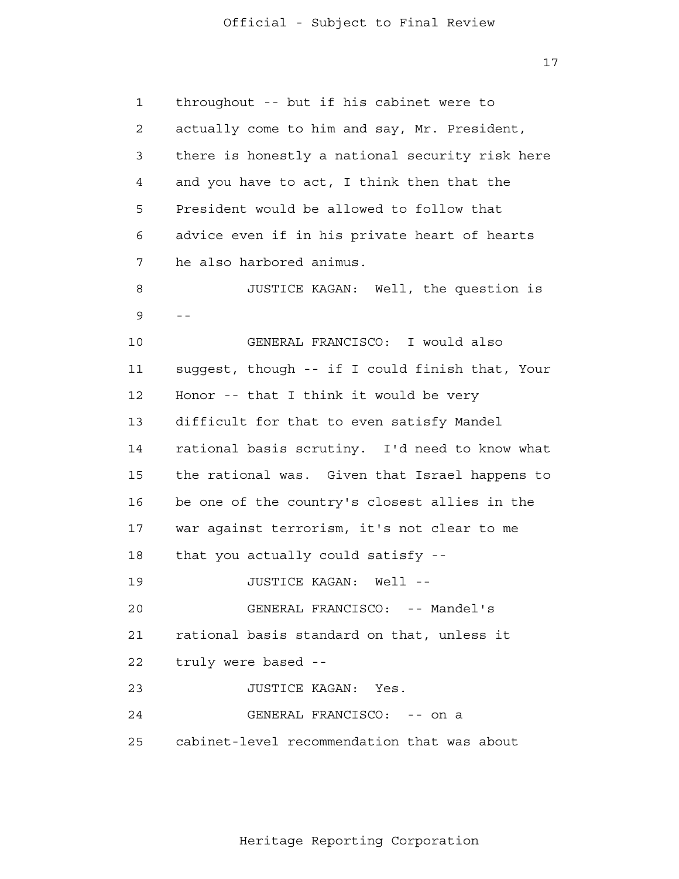throughout -- but if his cabinet were to actually come to him and say, Mr. President, there is honestly a national security risk here and you have to act, I think then that the President would be allowed to follow that advice even if in his private heart of hearts he also harbored animus.

JUSTICE KAGAN: Well, the question is --

GENERAL FRANCISCO: I would also suggest, though -- if I could finish that, Your Honor -- that I think it would be very difficult for that to even satisfy Mandel rational basis scrutiny. I'd need to know what the rational was. Given that Israel happens to be one of the country's closest allies in the war against terrorism, it's not clear to me that you actually could satisfy --

JUSTICE KAGAN: Well --

GENERAL FRANCISCO: -- Mandel's rational basis standard on that, unless it truly were based --

JUSTICE KAGAN: Yes.

GENERAL FRANCISCO: -- on a cabinet-level recommendation that was about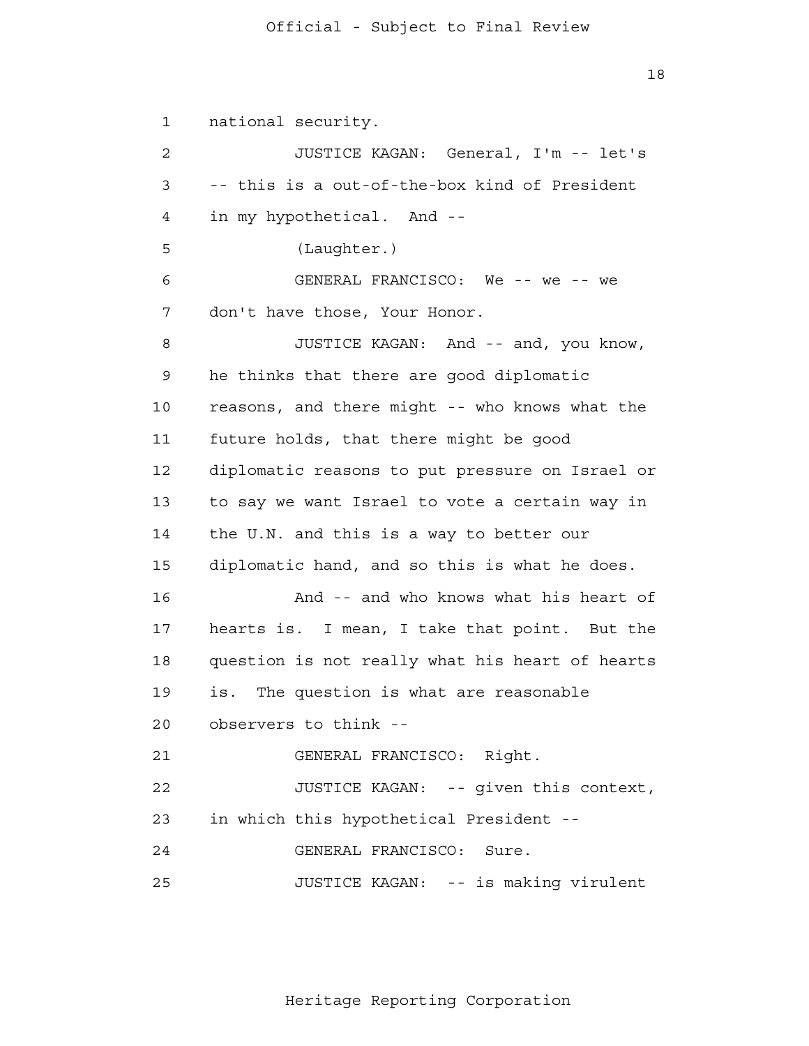national security.

JUSTICE KAGAN: General, I'm -- let's -- this is a out-of-the-box kind of President in my hypothetical. And --

(Laughter.)

GENERAL FRANCISCO: We -- we -- we don't have those, Your Honor.

JUSTICE KAGAN: And -- and, you know, he thinks that there are good diplomatic reasons, and there might -- who knows what the future holds, that there might be good diplomatic reasons to put pressure on Israel or to say we want Israel to vote a certain way in the U.N. and this is a way to better our diplomatic hand, and so this is what he does.

And -- and who knows what his heart of hearts is. I mean, I take that point. But the question is not really what his heart of hearts is. The question is what are reasonable observers to think --

GENERAL FRANCISCO: Right.

JUSTICE KAGAN: -- given this context, in which this hypothetical President --

GENERAL FRANCISCO: Sure.

JUSTICE KAGAN: -- is making virulent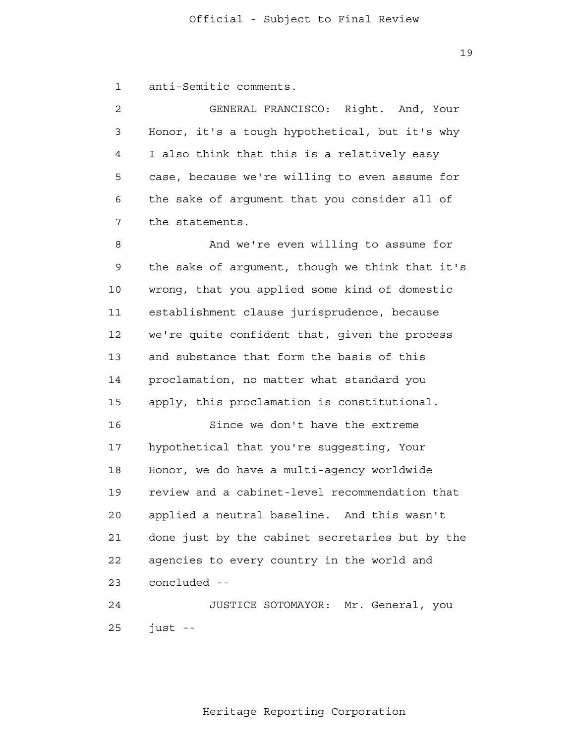anti-Semitic comments.

GENERAL FRANCISCO: Right. And, Your Honor, it's a tough hypothetical, but it's why I also think that this is a relatively easy case, because we're willing to even assume for the sake of argument that you consider all of the statements.

And we're even willing to assume for the sake of argument, though we think that it's wrong, that you applied some kind of domestic establishment clause jurisprudence, because we're quite confident that, given the process and substance that form the basis of this proclamation, no matter what standard you apply, this proclamation is constitutional.

Since we don't have the extreme hypothetical that you're suggesting, Your Honor, we do have a multi-agency worldwide review and a cabinet-level recommendation that applied a neutral baseline. And this wasn't done just by the cabinet secretaries but by the agencies to every country in the world and concluded --

JUSTICE SOTOMAYOR: Mr. General, you just --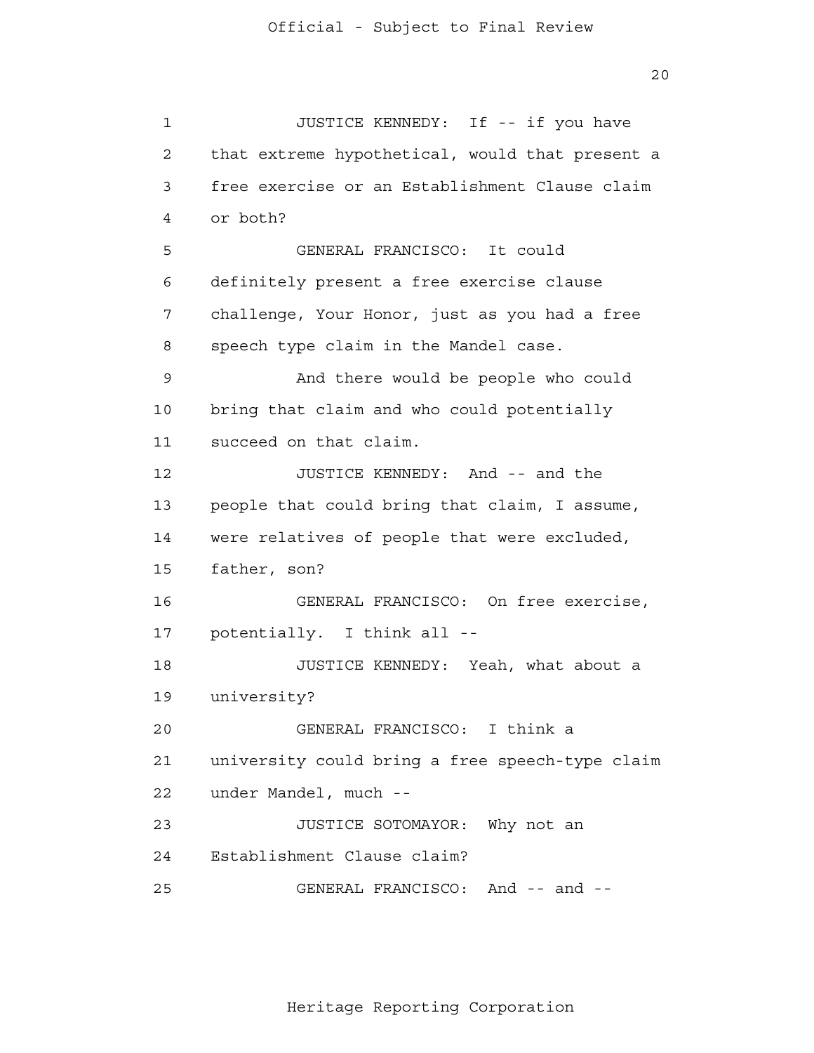JUSTICE KENNEDY: If -- if you have that extreme hypothetical, would that present a free exercise or an Establishment Clause claim or both?

GENERAL FRANCISCO: It could definitely present a free exercise clause challenge, Your Honor, just as you had a free speech type claim in the Mandel case.

And there would be people who could bring that claim and who could potentially succeed on that claim.

JUSTICE KENNEDY: And -- and the people that could bring that claim, I assume, were relatives of people that were excluded, father, son?

GENERAL FRANCISCO: On free exercise, potentially. I think all --

JUSTICE KENNEDY: Yeah, what about a university?

GENERAL FRANCISCO: I think a university could bring a free speech-type claim under Mandel, much --

JUSTICE SOTOMAYOR: Why not an Establishment Clause claim?

GENERAL FRANCISCO: And -- and --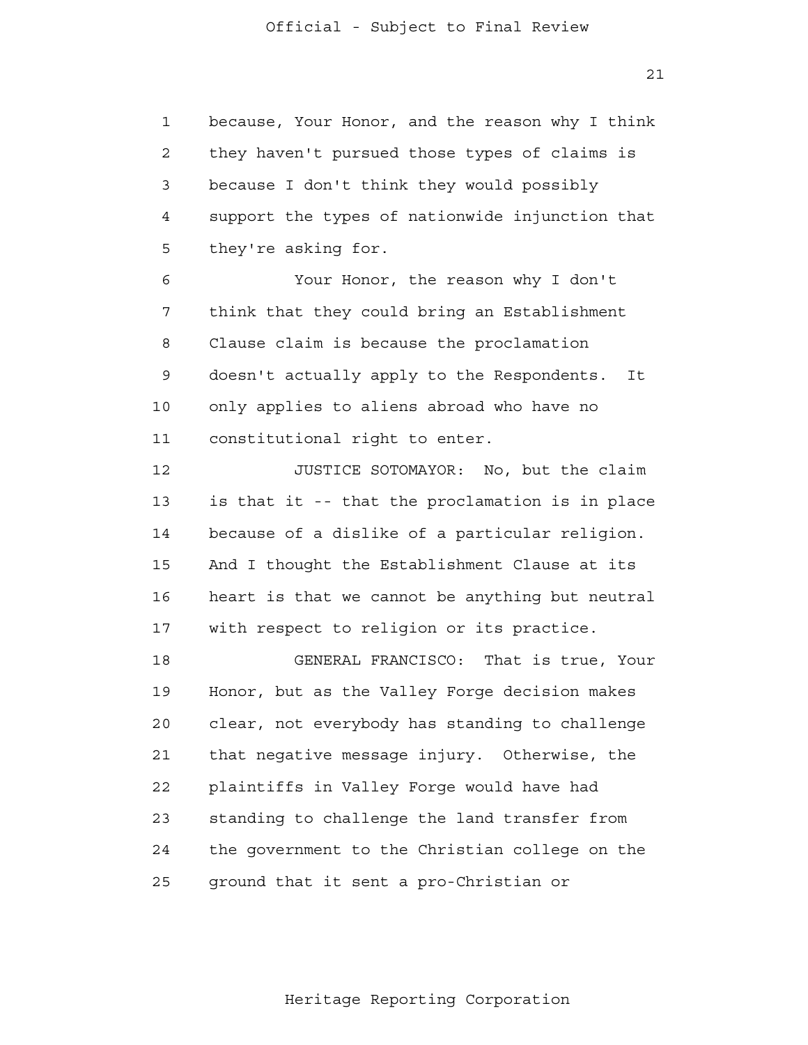because, Your Honor, and the reason why I think they haven't pursued those types of claims is because I don't think they would possibly support the types of nationwide injunction that they're asking for.

Your Honor, the reason why I don't think that they could bring an Establishment Clause claim is because the proclamation doesn't actually apply to the Respondents. It only applies to aliens abroad who have no constitutional right to enter.

JUSTICE SOTOMAYOR: No, but the claim is that it -- that the proclamation is in place because of a dislike of a particular religion. And I thought the Establishment Clause at its heart is that we cannot be anything but neutral with respect to religion or its practice.

GENERAL FRANCISCO: That is true, Your Honor, but as the Valley Forge decision makes clear, not everybody has standing to challenge that negative message injury. Otherwise, the plaintiffs in Valley Forge would have had standing to challenge the land transfer from the government to the Christian college on the ground that it sent a pro-Christian or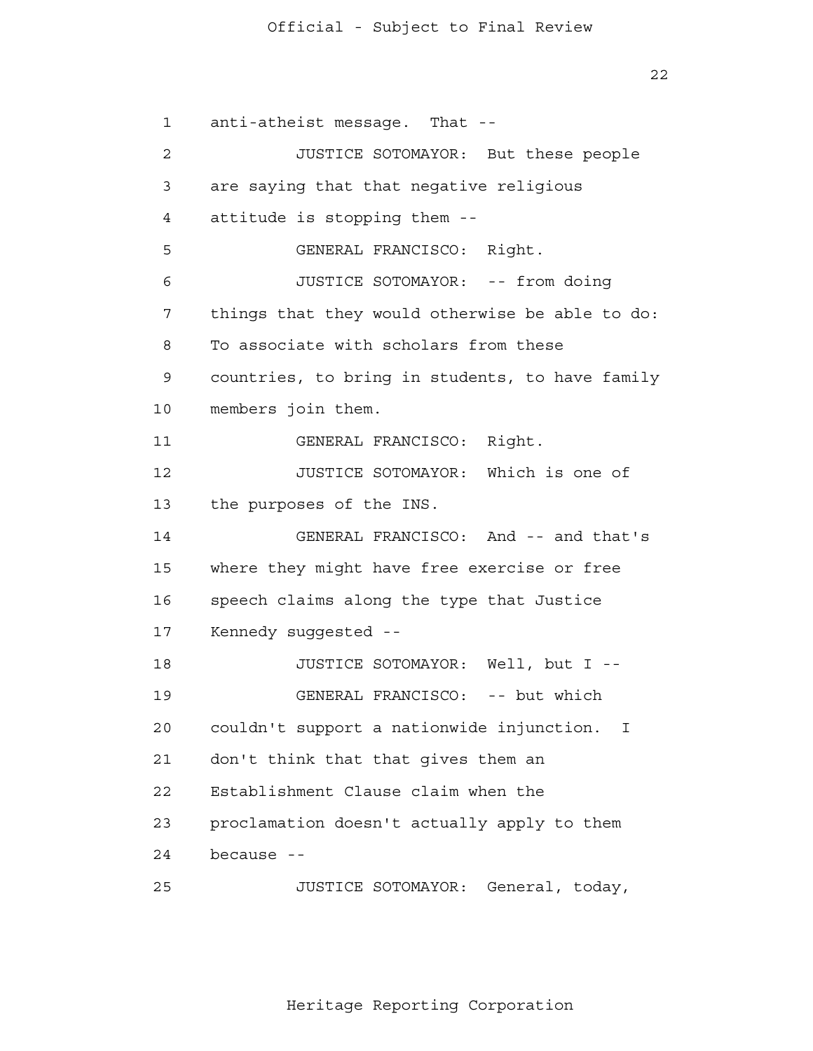anti-atheist message. That --

JUSTICE SOTOMAYOR: But these people are saying that that negative religious attitude is stopping them --

GENERAL FRANCISCO: Right.

JUSTICE SOTOMAYOR: -- from doing things that they would otherwise be able to do: To associate with scholars from these countries, to bring in students, to have family members join them.

GENERAL FRANCISCO: Right.

JUSTICE SOTOMAYOR: Which is one of the purposes of the INS.

GENERAL FRANCISCO: And -- and that's where they might have free exercise or free speech claims along the type that Justice Kennedy suggested --

JUSTICE SOTOMAYOR: Well, but I --

GENERAL FRANCISCO: -- but which couldn't support a nationwide injunction. I don't think that that gives them an Establishment Clause claim when the proclamation doesn't actually apply to them because --

JUSTICE SOTOMAYOR: General, today,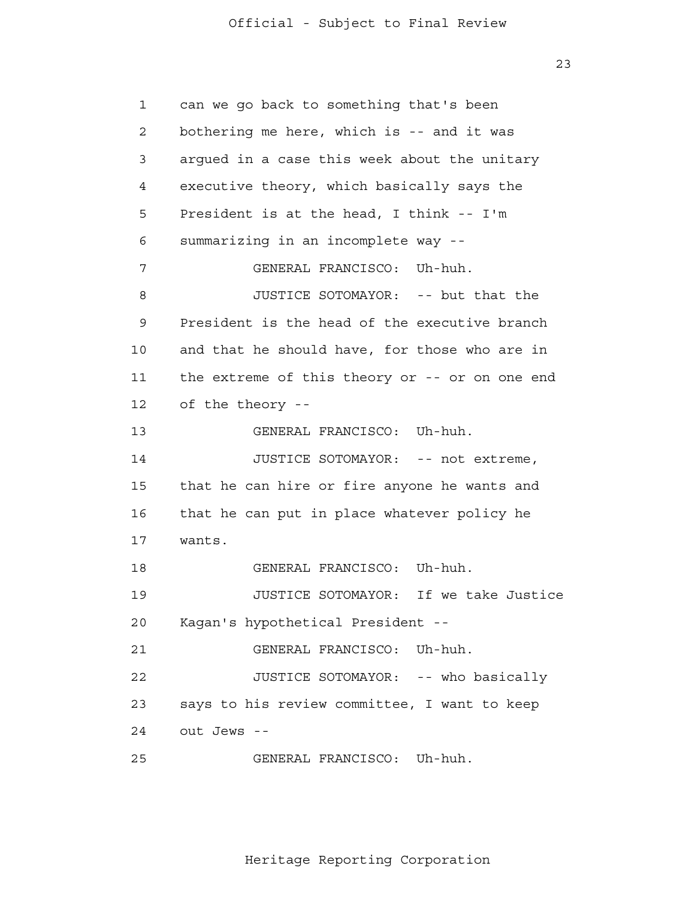can we go back to something that's been bothering me here, which is -- and it was argued in a case this week about the unitary executive theory, which basically says the President is at the head, I think -- I'm summarizing in an incomplete way --

GENERAL FRANCISCO: Uh-huh.

JUSTICE SOTOMAYOR: -- but that the President is the head of the executive branch and that he should have, for those who are in the extreme of this theory or -- or on one end of the theory --

GENERAL FRANCISCO: Uh-huh.

JUSTICE SOTOMAYOR: -- not extreme, that he can hire or fire anyone he wants and that he can put in place whatever policy he wants.

GENERAL FRANCISCO: Uh-huh.

JUSTICE SOTOMAYOR: If we take Justice Kagan's hypothetical President --

GENERAL FRANCISCO: Uh-huh.

JUSTICE SOTOMAYOR: -- who basically says to his review committee, I want to keep out Jews --

GENERAL FRANCISCO: Uh-huh.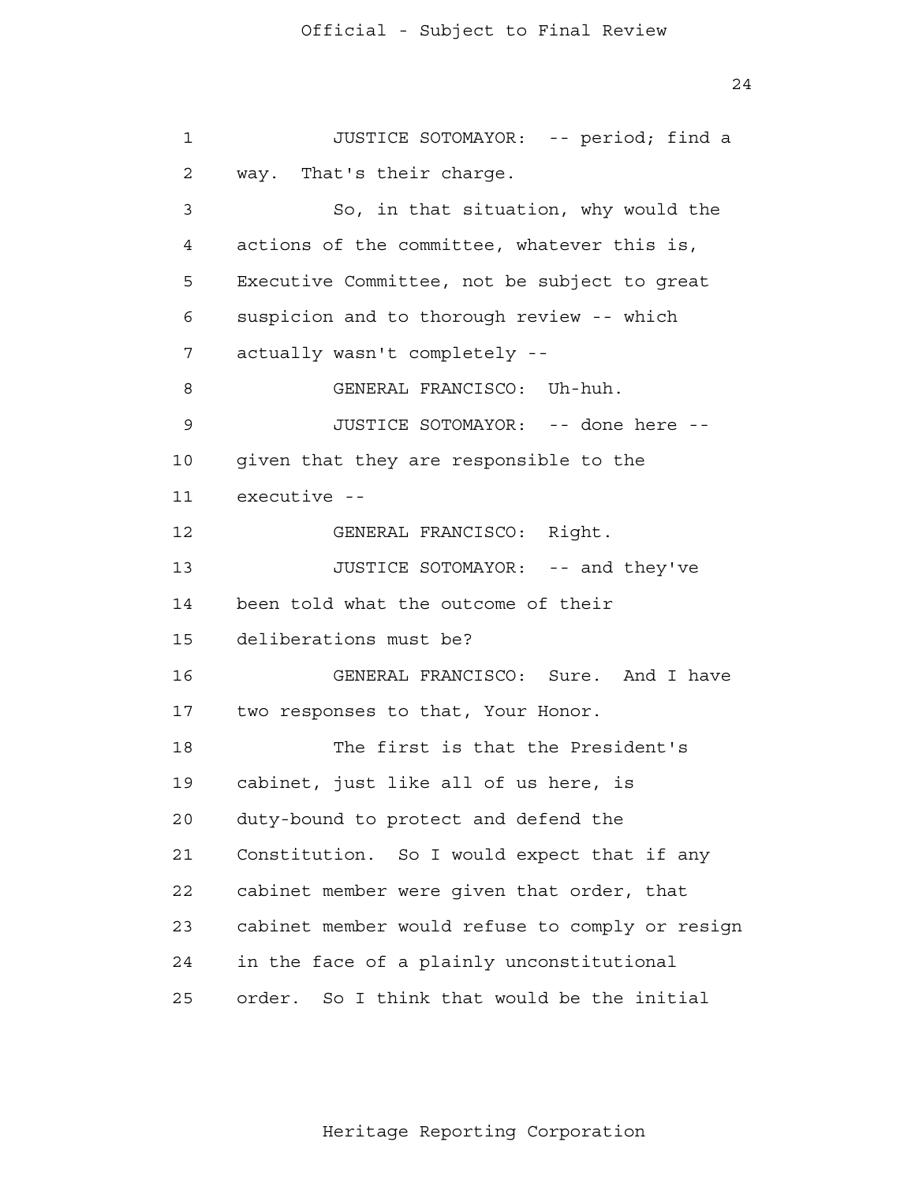JUSTICE SOTOMAYOR: -- period; find a way. That's their charge.

So, in that situation, why would the actions of the committee, whatever this is, Executive Committee, not be subject to great suspicion and to thorough review -- which actually wasn't completely --

GENERAL FRANCISCO: Uh-huh.

JUSTICE SOTOMAYOR: -- done here -- given that they are responsible to the executive --

GENERAL FRANCISCO: Right.

JUSTICE SOTOMAYOR: -- and they've been told what the outcome of their deliberations must be?

GENERAL FRANCISCO: Sure. And I have two responses to that, Your Honor.

The first is that the President's cabinet, just like all of us here, is duty-bound to protect and defend the Constitution. So I would expect that if any cabinet member were given that order, that cabinet member would refuse to comply or resign in the face of a plainly unconstitutional order. So I think that would be the initial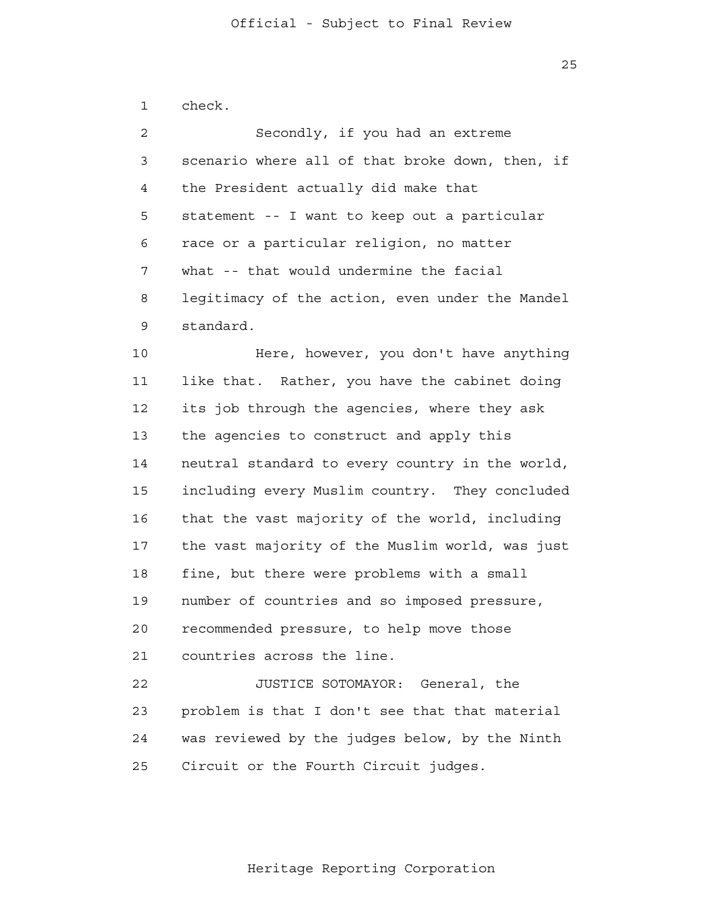check.

Secondly, if you had an extreme scenario where all of that broke down, then, if the President actually did make that statement -- I want to keep out a particular race or a particular religion, no matter what -- that would undermine the facial legitimacy of the action, even under the Mandel standard.

Here, however, you don't have anything like that. Rather, you have the cabinet doing its job through the agencies, where they ask the agencies to construct and apply this neutral standard to every country in the world, including every Muslim country. They concluded that the vast majority of the world, including the vast majority of the Muslim world, was just fine, but there were problems with a small number of countries and so imposed pressure, recommended pressure, to help move those countries across the line.

JUSTICE SOTOMAYOR: General, the problem is that I don't see that that material was reviewed by the judges below, by the Ninth Circuit or the Fourth Circuit judges.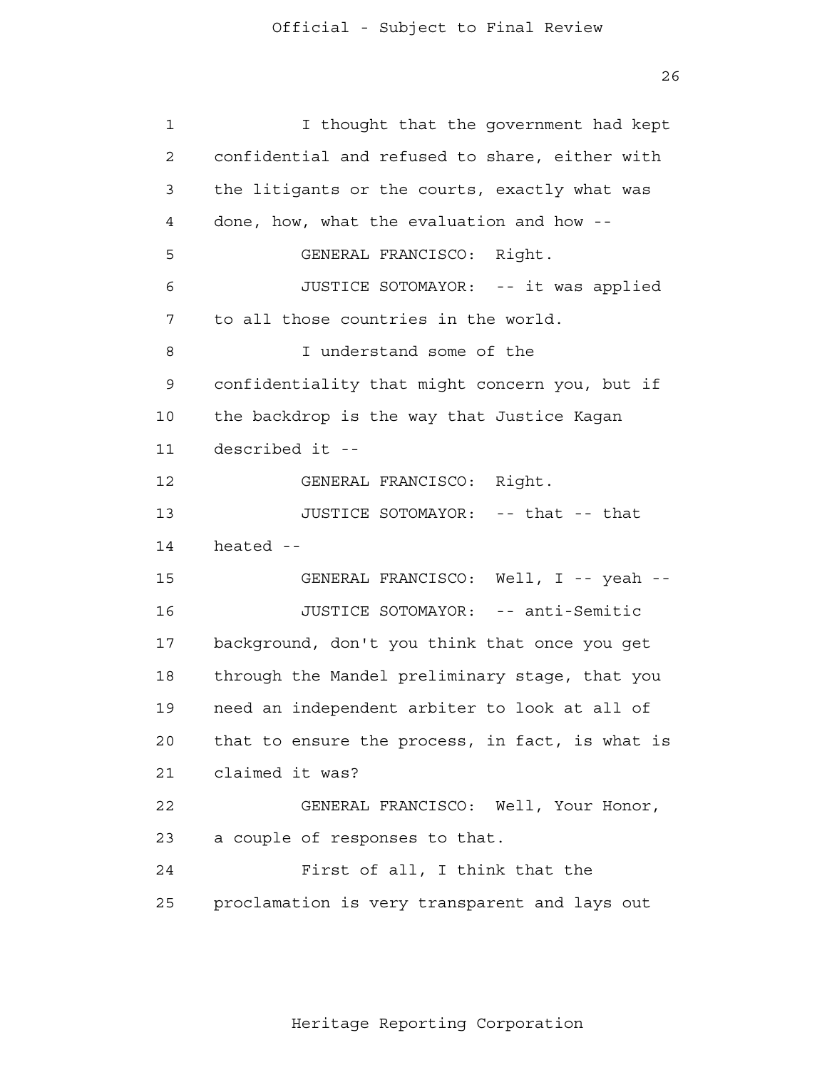I thought that the government had kept confidential and refused to share, either with the litigants or the courts, exactly what was done, how, what the evaluation and how --

GENERAL FRANCISCO: Right.

JUSTICE SOTOMAYOR: -- it was applied to all those countries in the world.

I understand some of the confidentiality that might concern you, but if the backdrop is the way that Justice Kagan described it --

GENERAL FRANCISCO: Right.

JUSTICE SOTOMAYOR: -- that -- that heated --

GENERAL FRANCISCO: Well, I -- yeah --

JUSTICE SOTOMAYOR: -- anti-Semitic background, don't you think that once you get through the Mandel preliminary stage, that you need an independent arbiter to look at all of that to ensure the process, in fact, is what is claimed it was?

GENERAL FRANCISCO: Well, Your Honor, a couple of responses to that.

First of all, I think that the proclamation is very transparent and lays out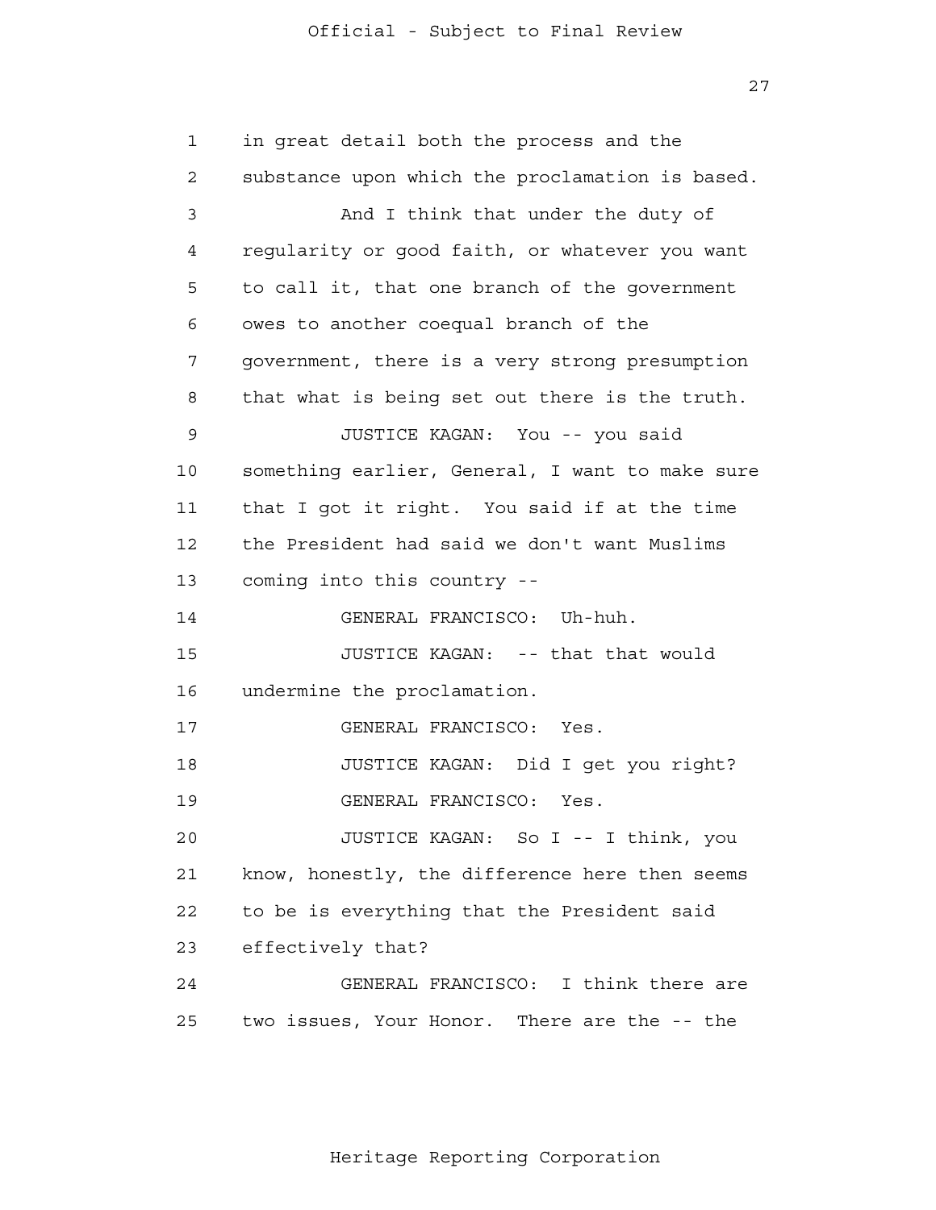in great detail both the process and the substance upon which the proclamation is based.

And I think that under the duty of regularity or good faith, or whatever you want to call it, that one branch of the government owes to another coequal branch of the government, there is a very strong presumption that what is being set out there is the truth.

JUSTICE KAGAN: You -- you said something earlier, General, I want to make sure that I got it right. You said if at the time the President had said we don't want Muslims coming into this country --

GENERAL FRANCISCO: Uh-huh.

JUSTICE KAGAN: -- that that would undermine the proclamation.

GENERAL FRANCISCO: Yes.

JUSTICE KAGAN: Did I get you right?

GENERAL FRANCISCO: Yes.

JUSTICE KAGAN: So I -- I think, you know, honestly, the difference here then seems to be is everything that the President said effectively that?

GENERAL FRANCISCO: I think there are two issues, Your Honor. There are the -- the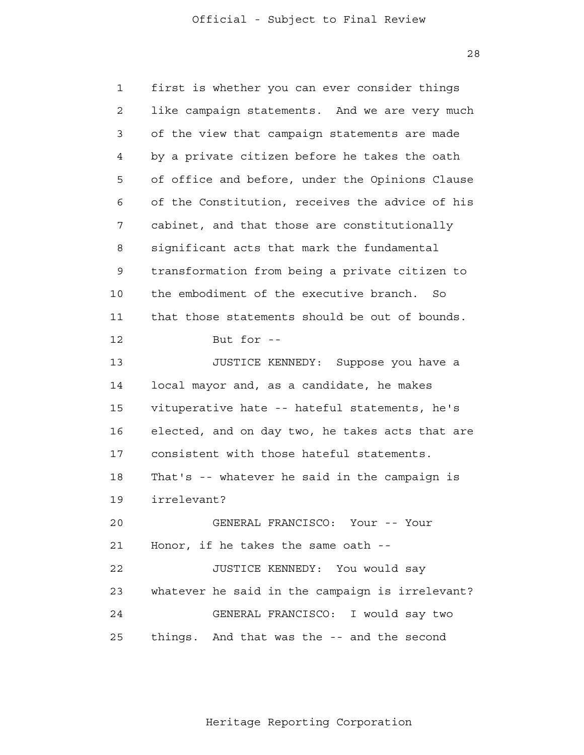first is whether you can ever consider things like campaign statements. And we are very much of the view that campaign statements are made by a private citizen before he takes the oath of office and before, under the Opinions Clause of the Constitution, receives the advice of his cabinet, and that those are constitutionally significant acts that mark the fundamental transformation from being a private citizen to the embodiment of the executive branch. So that those statements should be out of bounds.

But for --

JUSTICE KENNEDY: Suppose you have a local mayor and, as a candidate, he makes vituperative hate -- hateful statements, he's elected, and on day two, he takes acts that are consistent with those hateful statements. That's -- whatever he said in the campaign is irrelevant?

GENERAL FRANCISCO: Your -- Your Honor, if he takes the same oath --

JUSTICE KENNEDY: You would say whatever he said in the campaign is irrelevant?

GENERAL FRANCISCO: I would say two things. And that was the -- and the second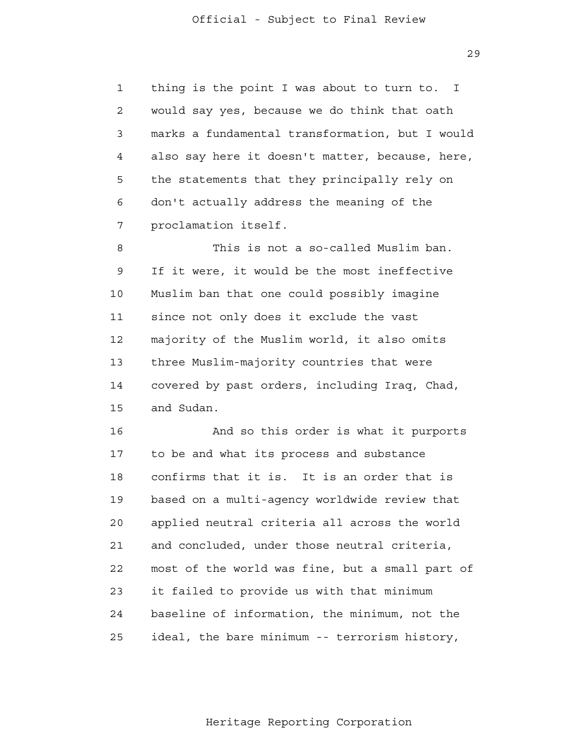thing is the point I was about to turn to. I would say yes, because we do think that oath marks a fundamental transformation, but I would also say here it doesn't matter, because, here, the statements that they principally rely on don't actually address the meaning of the proclamation itself.

This is not a so-called Muslim ban. If it were, it would be the most ineffective Muslim ban that one could possibly imagine since not only does it exclude the vast majority of the Muslim world, it also omits three Muslim-majority countries that were covered by past orders, including Iraq, Chad, and Sudan.

And so this order is what it purports to be and what its process and substance confirms that it is. It is an order that is based on a multi-agency worldwide review that applied neutral criteria all across the world and concluded, under those neutral criteria, most of the world was fine, but a small part of it failed to provide us with that minimum baseline of information, the minimum, not the ideal, the bare minimum -- terrorism history,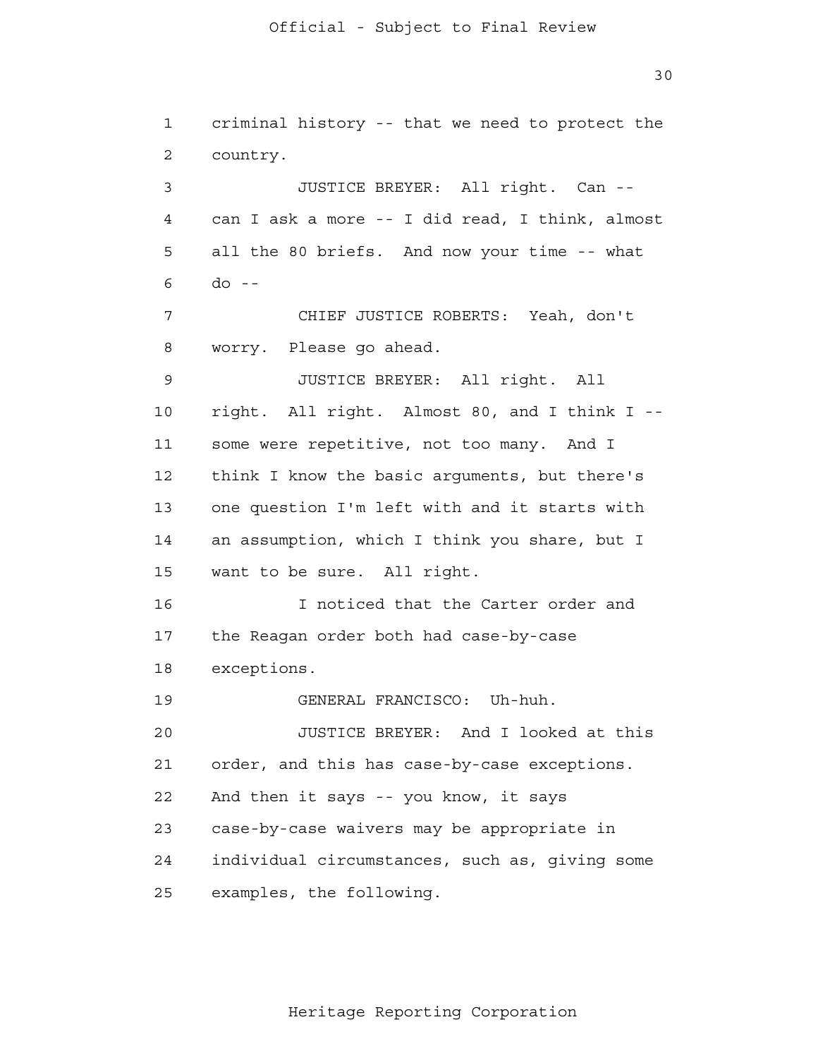criminal history -- that we need to protect the country.

JUSTICE BREYER: All right. Can -- can I ask a more -- I did read, I think, almost all the 80 briefs. And now your time -- what do --

CHIEF JUSTICE ROBERTS: Yeah, don't worry. Please go ahead.

JUSTICE BREYER: All right. All right. All right. Almost 80, and I think I -- some were repetitive, not too many. And I think I know the basic arguments, but there's one question I'm left with and it starts with an assumption, which I think you share, but I want to be sure. All right.

I noticed that the Carter order and the Reagan order both had case-by-case exceptions.

GENERAL FRANCISCO: Uh-huh.

JUSTICE BREYER: And I looked at this order, and this has case-by-case exceptions. And then it says -- you know, it says case-by-case waivers may be appropriate in individual circumstances, such as, giving some examples, the following.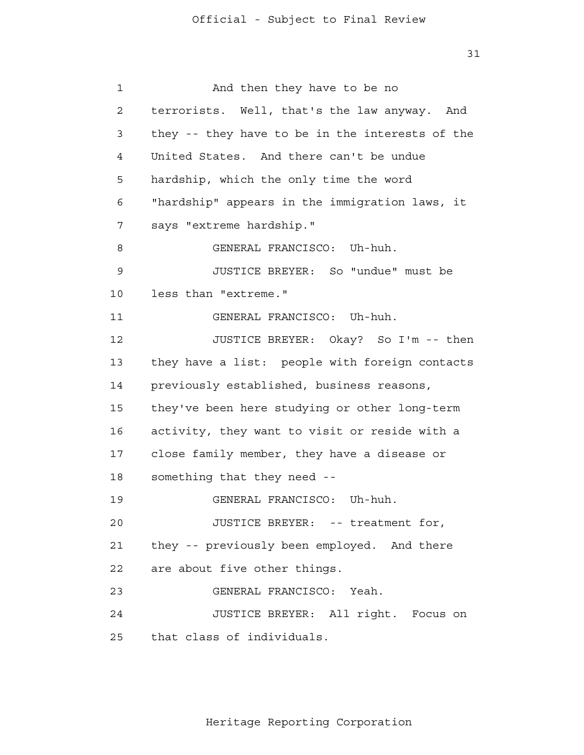And then they have to be no terrorists. Well, that's the law anyway. And they -- they have to be in the interests of the United States. And there can't be undue hardship, which the only time the word "hardship" appears in the immigration laws, it says "extreme hardship."

GENERAL FRANCISCO: Uh-huh.

JUSTICE BREYER: So "undue" must be less than "extreme."

GENERAL FRANCISCO: Uh-huh.

JUSTICE BREYER: Okay? So I'm -- then they have a list: people with foreign contacts previously established, business reasons, they've been here studying or other long-term activity, they want to visit or reside with a close family member, they have a disease or something that they need --

GENERAL FRANCISCO: Uh-huh.

JUSTICE BREYER: -- treatment for, they -- previously been employed. And there are about five other things.

GENERAL FRANCISCO: Yeah.

JUSTICE BREYER: All right. Focus on that class of individuals.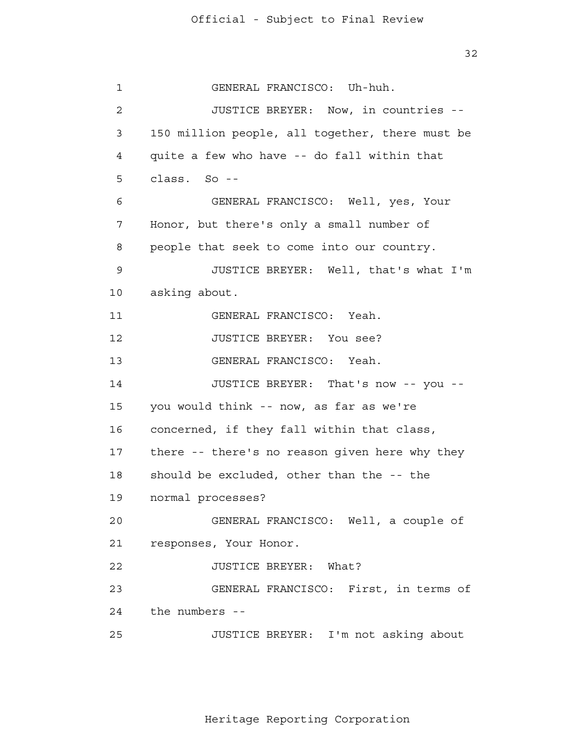GENERAL FRANCISCO: Uh-huh.

JUSTICE BREYER: Now, in countries -- 150 million people, all together, there must be quite a few who have -- do fall within that class. So --

GENERAL FRANCISCO: Well, yes, Your Honor, but there's only a small number of people that seek to come into our country.

JUSTICE BREYER: Well, that's what I'm asking about.

GENERAL FRANCISCO: Yeah.

JUSTICE BREYER: You see?

GENERAL FRANCISCO: Yeah.

JUSTICE BREYER: That's now -- you -- you would think -- now, as far as we're concerned, if they fall within that class, there -- there's no reason given here why they should be excluded, other than the -- the normal processes?

GENERAL FRANCISCO: Well, a couple of responses, Your Honor.

JUSTICE BREYER: What?

GENERAL FRANCISCO: First, in terms of the numbers --

JUSTICE BREYER: I'm not asking about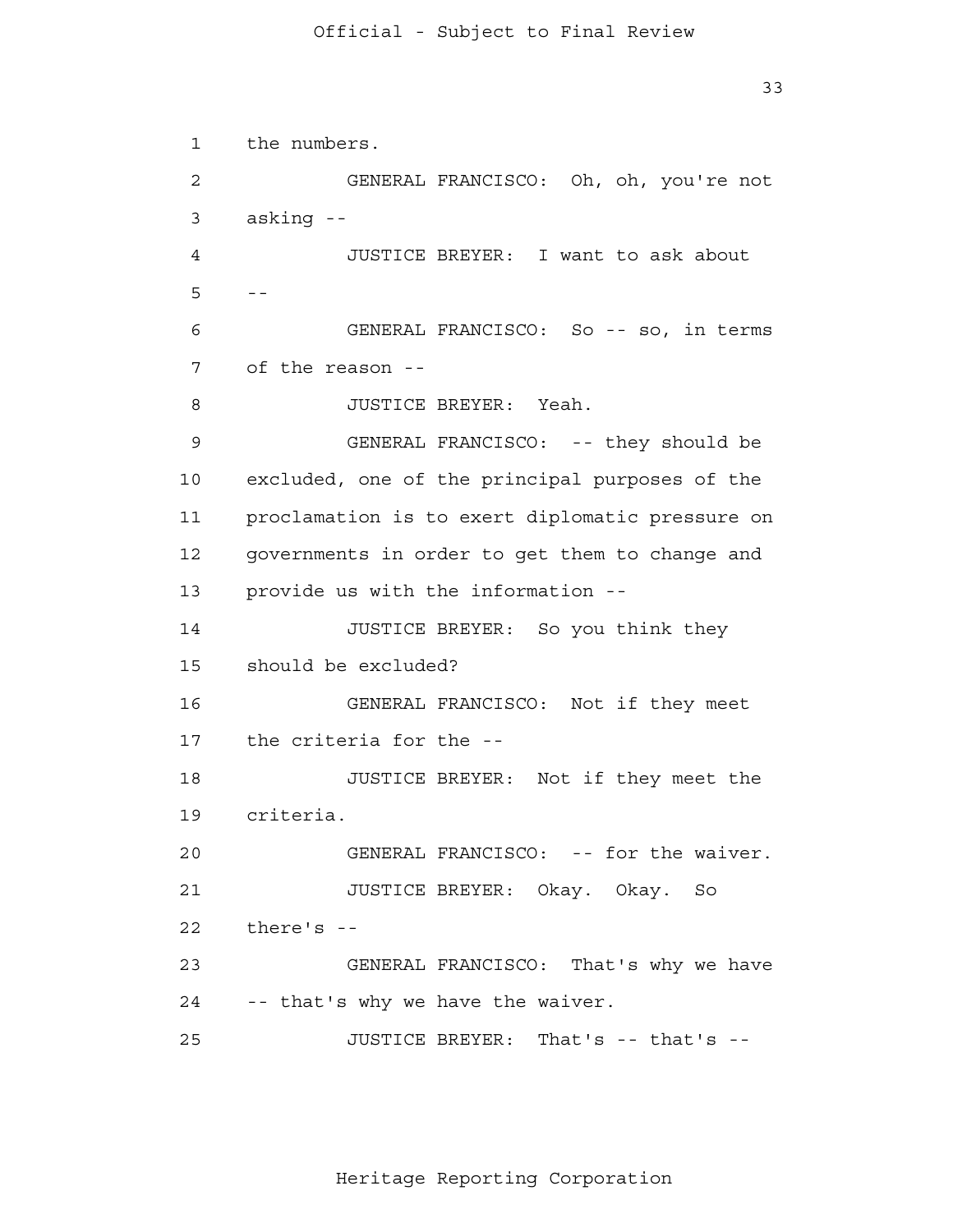1 the numbers.

2 GENERAL FRANCISCO: Oh, oh, you're not

3 asking --

4 JUSTICE BREYER: I want to ask about

5 --

6 GENERAL FRANCISCO: So -- so, in terms

7 of the reason --

8 JUSTICE BREYER: Yeah.

9 GENERAL FRANCISCO: -- they should be

10 excluded, one of the principal purposes of the

11 proclamation is to exert diplomatic pressure on

12 governments in order to get them to change and

13 provide us with the information --

14 JUSTICE BREYER: So you think they

15 should be excluded?

16 GENERAL FRANCISCO: Not if they meet

17 the criteria for the --

18 JUSTICE BREYER: Not if they meet the

19 criteria.

20 GENERAL FRANCISCO: -- for the waiver.

21 JUSTICE BREYER: Okay. Okay. So

22 there's --

23 GENERAL FRANCISCO: That's why we have

24 -- that's why we have the waiver.

25 JUSTICE BREYER: That's -- that's --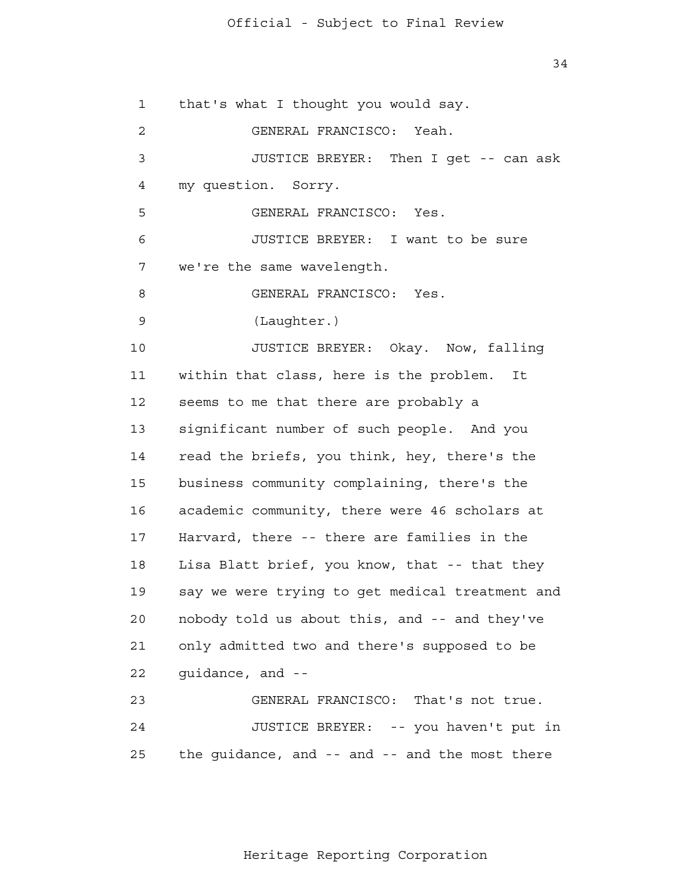that's what I thought you would say.

GENERAL FRANCISCO: Yeah.

JUSTICE BREYER: Then I get -- can ask my question. Sorry.

GENERAL FRANCISCO: Yes.

JUSTICE BREYER: I want to be sure we're the same wavelength.

GENERAL FRANCISCO: Yes.

(Laughter.)

JUSTICE BREYER: Okay. Now, falling within that class, here is the problem. It seems to me that there are probably a significant number of such people. And you read the briefs, you think, hey, there's the business community complaining, there's the academic community, there were 46 scholars at Harvard, there -- there are families in the Lisa Blatt brief, you know, that -- that they say we were trying to get medical treatment and nobody told us about this, and -- and they've only admitted two and there's supposed to be guidance, and --

GENERAL FRANCISCO: That's not true.

JUSTICE BREYER: -- you haven't put in the guidance, and -- and -- and the most there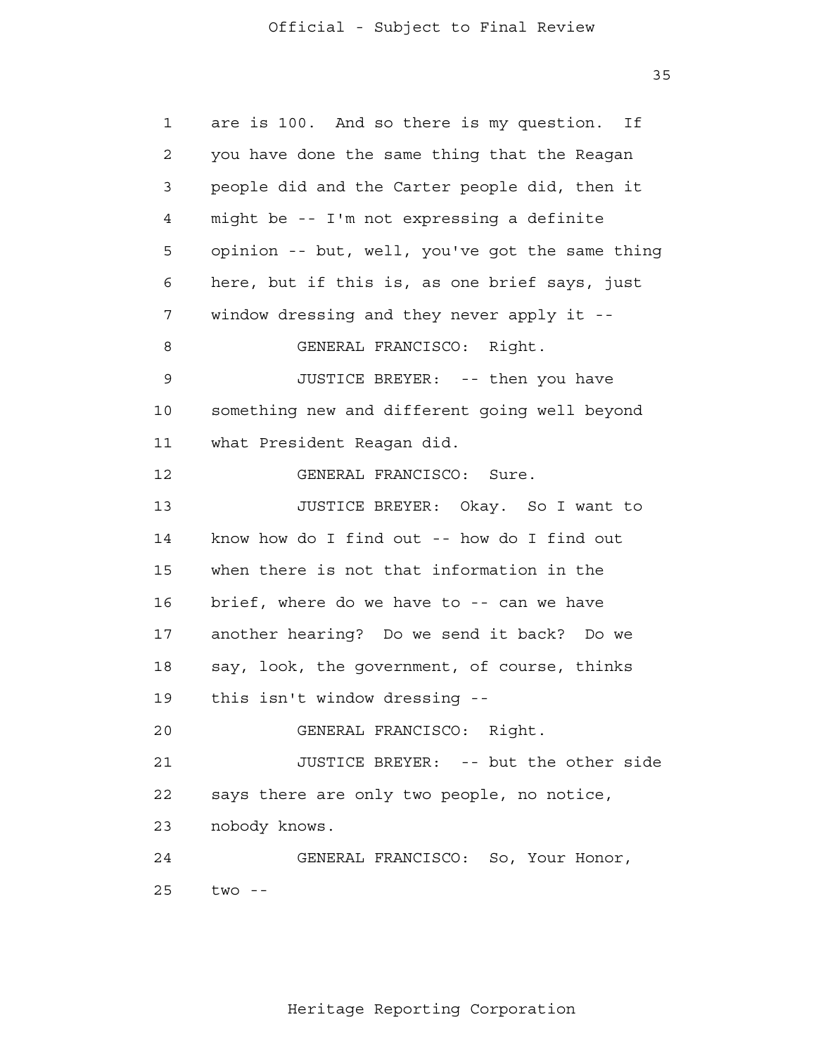are is 100. And so there is my question. If you have done the same thing that the Reagan people did and the Carter people did, then it might be -- I'm not expressing a definite opinion -- but, well, you've got the same thing here, but if this is, as one brief says, just window dressing and they never apply it --

GENERAL FRANCISCO: Right.

JUSTICE BREYER: -- then you have something new and different going well beyond what President Reagan did.

GENERAL FRANCISCO: Sure.

JUSTICE BREYER: Okay. So I want to know how do I find out -- how do I find out when there is not that information in the brief, where do we have to -- can we have another hearing? Do we send it back? Do we say, look, the government, of course, thinks this isn't window dressing --

GENERAL FRANCISCO: Right.

JUSTICE BREYER: -- but the other side says there are only two people, no notice, nobody knows.

GENERAL FRANCISCO: So, Your Honor, two --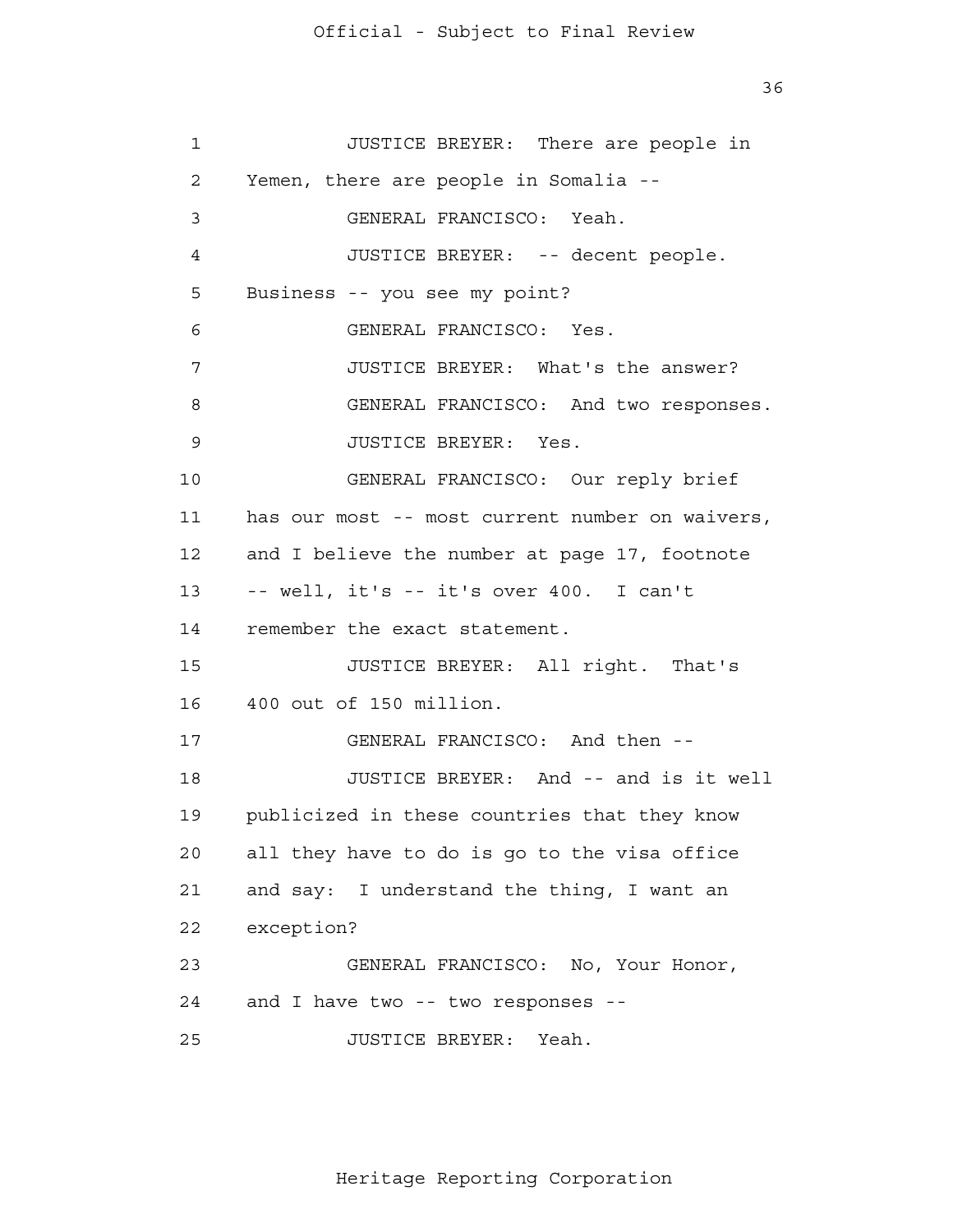JUSTICE BREYER: There are people in Yemen, there are people in Somalia --

GENERAL FRANCISCO: Yeah.

JUSTICE BREYER: -- decent people. Business -- you see my point?

GENERAL FRANCISCO: Yes.

JUSTICE BREYER: What's the answer?

GENERAL FRANCISCO: And two responses.

JUSTICE BREYER: Yes.

GENERAL FRANCISCO: Our reply brief has our most -- most current number on waivers, and I believe the number at page 17, footnote -- well, it's -- it's over 400. I can't remember the exact statement.

JUSTICE BREYER: All right. That's 400 out of 150 million.

GENERAL FRANCISCO: And then --

JUSTICE BREYER: And -- and is it well publicized in these countries that they know all they have to do is go to the visa office and say: I understand the thing, I want an exception?

GENERAL FRANCISCO: No, Your Honor, and I have two -- two responses --

JUSTICE BREYER: Yeah.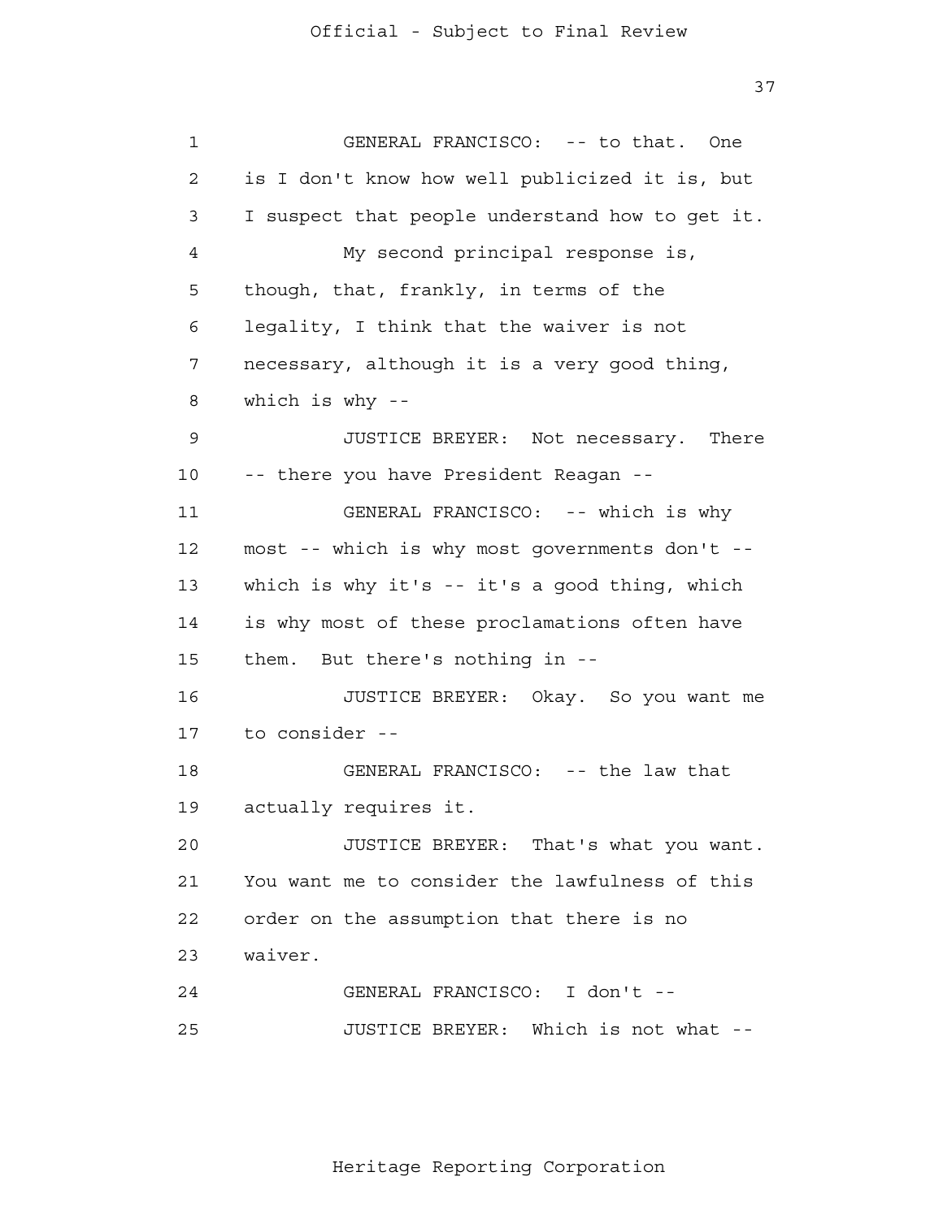GENERAL FRANCISCO: -- to that. One is I don't know how well publicized it is, but I suspect that people understand how to get it.

My second principal response is, though, that, frankly, in terms of the legality, I think that the waiver is not necessary, although it is a very good thing, which is why --

JUSTICE BREYER: Not necessary. There -- there you have President Reagan --

GENERAL FRANCISCO: -- which is why most -- which is why most governments don't -- which is why it's -- it's a good thing, which is why most of these proclamations often have them. But there's nothing in --

JUSTICE BREYER: Okay. So you want me to consider --

GENERAL FRANCISCO: -- the law that actually requires it.

JUSTICE BREYER: That's what you want. You want me to consider the lawfulness of this order on the assumption that there is no waiver.

GENERAL FRANCISCO: I don't --

JUSTICE BREYER: Which is not what --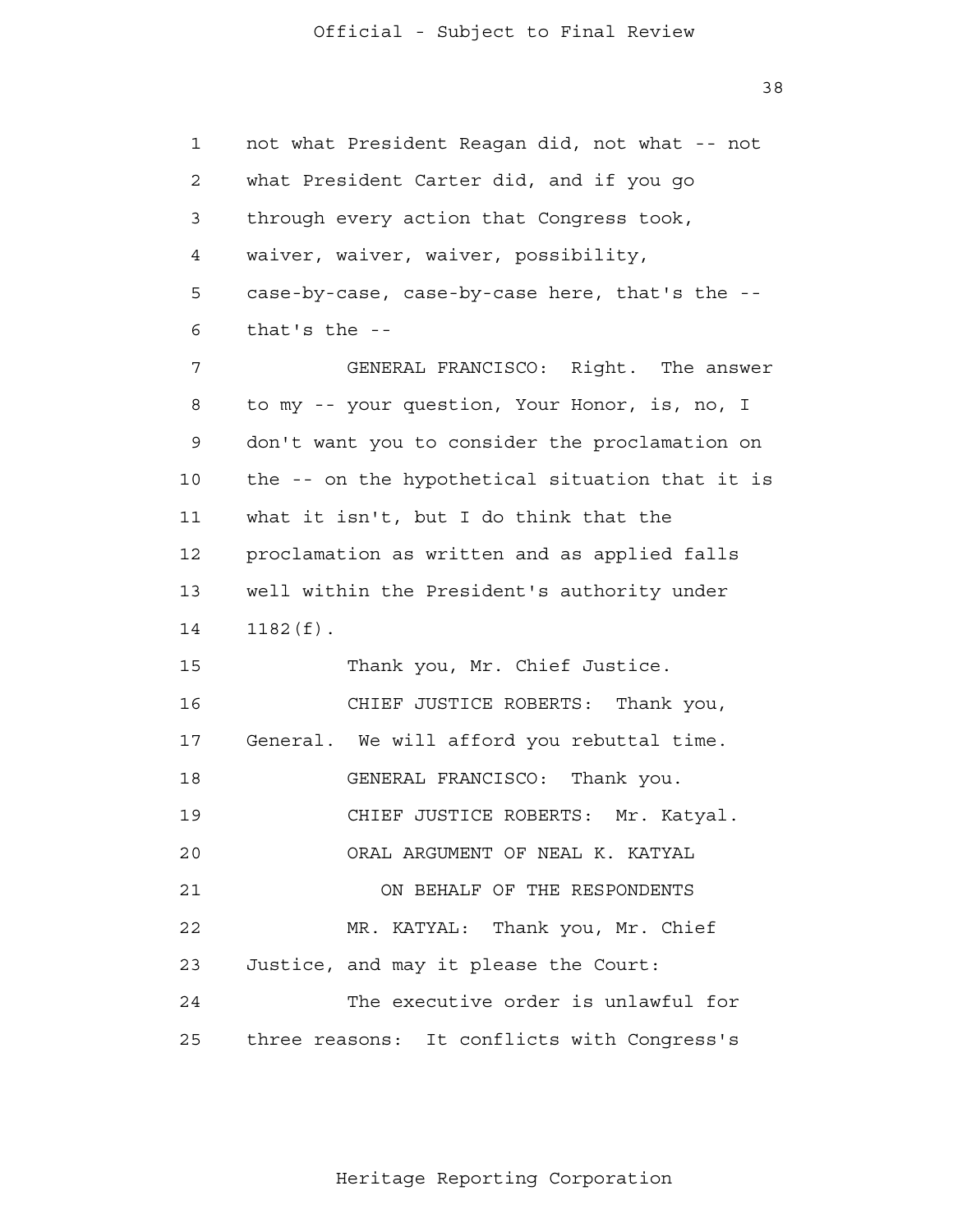not what President Reagan did, not what -- not what President Carter did, and if you go through every action that Congress took, waiver, waiver, waiver, possibility, case-by-case, case-by-case here, that's the -- that's the --

GENERAL FRANCISCO: Right. The answer to my -- your question, Your Honor, is, no, I don't want you to consider the proclamation on the -- on the hypothetical situation that it is what it isn't, but I do think that the proclamation as written and as applied falls well within the President's authority under 1182(f).

Thank you, Mr. Chief Justice.

CHIEF JUSTICE ROBERTS: Thank you, General. We will afford you rebuttal time.

GENERAL FRANCISCO: Thank you.

CHIEF JUSTICE ROBERTS: Mr. Katyal.

ORAL ARGUMENT OF NEAL K. KATYAL

ON BEHALF OF THE RESPONDENTS

MR. KATYAL: Thank you, Mr. Chief Justice, and may it please the Court:

The executive order is unlawful for three reasons: It conflicts with Congress's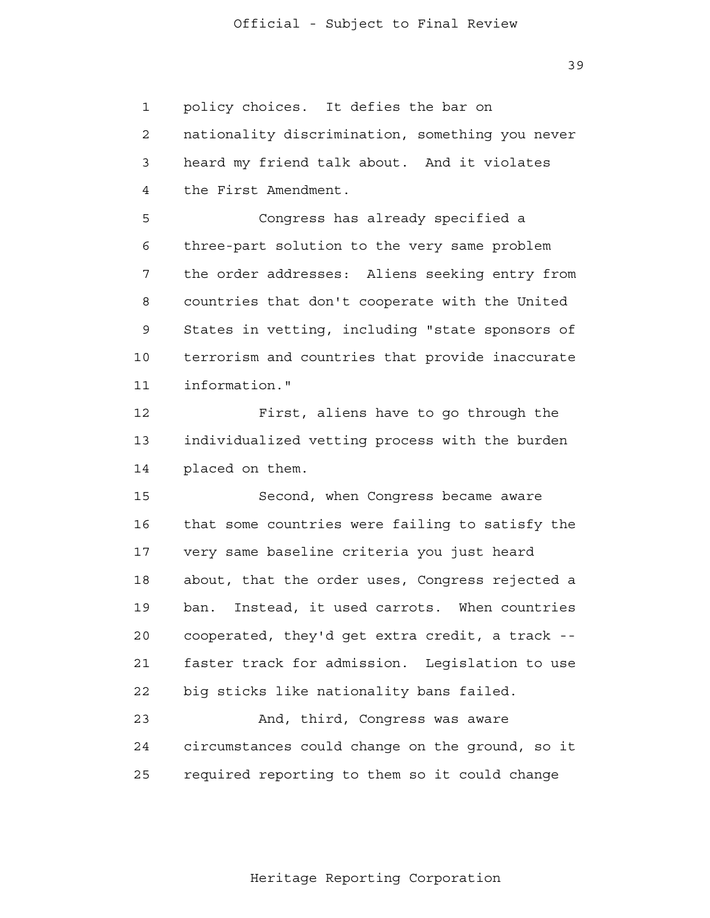policy choices. It defies the bar on nationality discrimination, something you never heard my friend talk about. And it violates the First Amendment.

Congress has already specified a three-part solution to the very same problem the order addresses: Aliens seeking entry from countries that don't cooperate with the United States in vetting, including "state sponsors of terrorism and countries that provide inaccurate information."

First, aliens have to go through the individualized vetting process with the burden placed on them.

Second, when Congress became aware that some countries were failing to satisfy the very same baseline criteria you just heard about, that the order uses, Congress rejected a ban. Instead, it used carrots. When countries cooperated, they'd get extra credit, a track -- faster track for admission. Legislation to use big sticks like nationality bans failed.

And, third, Congress was aware circumstances could change on the ground, so it required reporting to them so it could change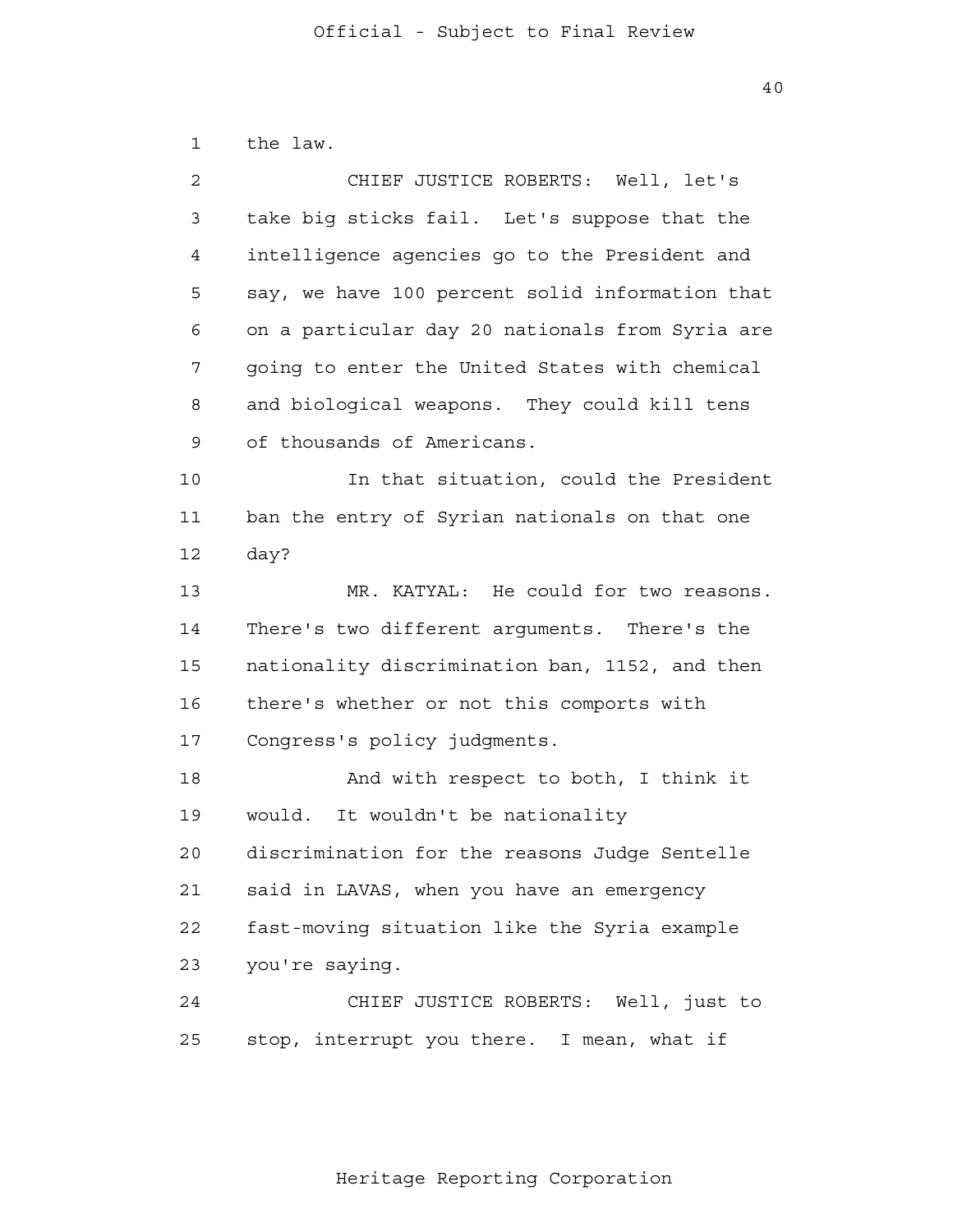the law.

CHIEF JUSTICE ROBERTS: Well, let's take big sticks fail. Let's suppose that the intelligence agencies go to the President and say, we have 100 percent solid information that on a particular day 20 nationals from Syria are going to enter the United States with chemical and biological weapons. They could kill tens of thousands of Americans.

In that situation, could the President ban the entry of Syrian nationals on that one day?

MR. KATYAL: He could for two reasons. There's two different arguments. There's the nationality discrimination ban, 1152, and then there's whether or not this comports with Congress's policy judgments.

And with respect to both, I think it would. It wouldn't be nationality discrimination for the reasons Judge Sentelle said in LAVAS, when you have an emergency fast-moving situation like the Syria example you're saying.

CHIEF JUSTICE ROBERTS: Well, just to stop, interrupt you there. I mean, what if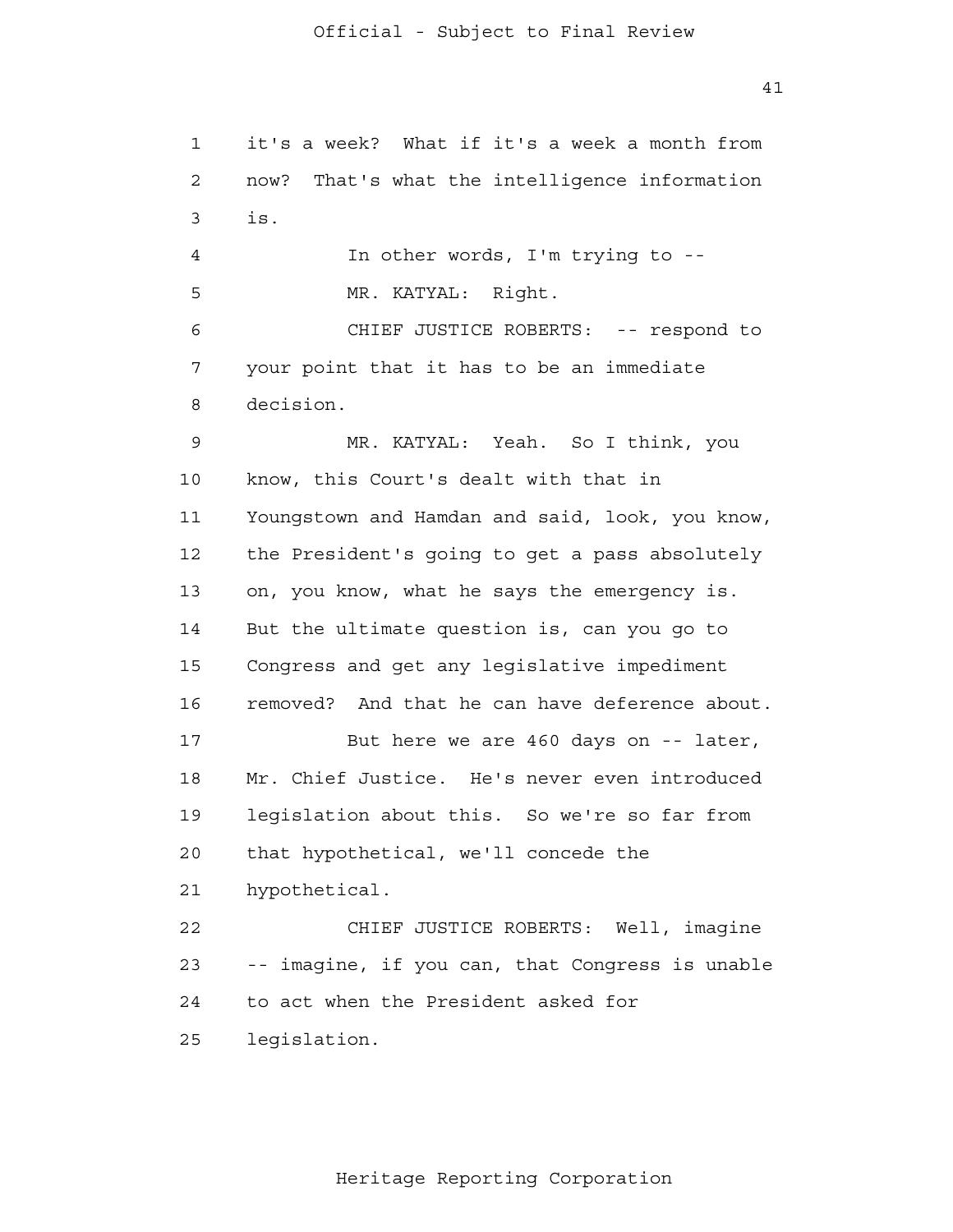it's a week? What if it's a week a month from now? That's what the intelligence information is.

In other words, I'm trying to --

MR. KATYAL: Right.

CHIEF JUSTICE ROBERTS: -- respond to your point that it has to be an immediate decision.

MR. KATYAL: Yeah. So I think, you know, this Court's dealt with that in Youngstown and Hamdan and said, look, you know, the President's going to get a pass absolutely on, you know, what he says the emergency is. But the ultimate question is, can you go to Congress and get any legislative impediment removed? And that he can have deference about.

But here we are 460 days on -- later, Mr. Chief Justice. He's never even introduced legislation about this. So we're so far from that hypothetical, we'll concede the hypothetical.

CHIEF JUSTICE ROBERTS: Well, imagine -- imagine, if you can, that Congress is unable to act when the President asked for legislation.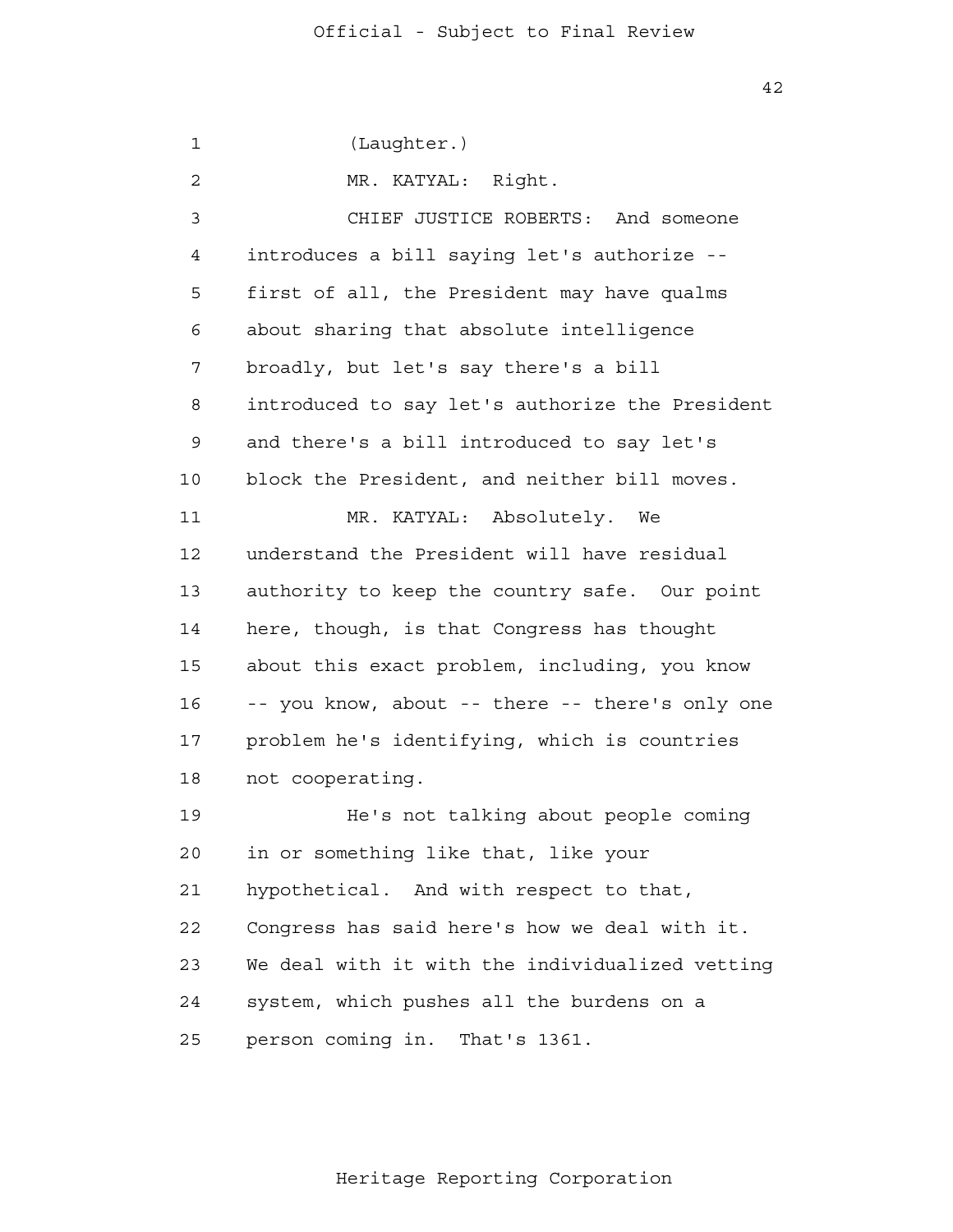(Laughter.)

MR. KATYAL: Right.

CHIEF JUSTICE ROBERTS: And someone introduces a bill saying let's authorize -- first of all, the President may have qualms about sharing that absolute intelligence broadly, but let's say there's a bill introduced to say let's authorize the President and there's a bill introduced to say let's block the President, and neither bill moves.

MR. KATYAL: Absolutely. We understand the President will have residual authority to keep the country safe. Our point here, though, is that Congress has thought about this exact problem, including, you know -- you know, about -- there -- there's only one problem he's identifying, which is countries not cooperating.

He's not talking about people coming in or something like that, like your hypothetical. And with respect to that, Congress has said here's how we deal with it. We deal with it with the individualized vetting system, which pushes all the burdens on a person coming in. That's 1361.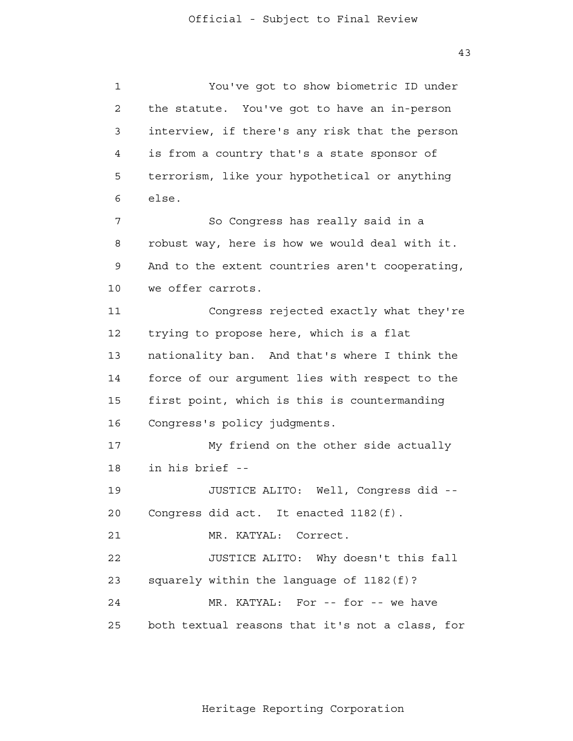You've got to show biometric ID under the statute. You've got to have an in-person interview, if there's any risk that the person is from a country that's a state sponsor of terrorism, like your hypothetical or anything else.

So Congress has really said in a robust way, here is how we would deal with it. And to the extent countries aren't cooperating, we offer carrots.

Congress rejected exactly what they're trying to propose here, which is a flat nationality ban. And that's where I think the force of our argument lies with respect to the first point, which is this is countermanding Congress's policy judgments.

My friend on the other side actually in his brief --

JUSTICE ALITO: Well, Congress did -- Congress did act. It enacted 1182(f).

MR. KATYAL: Correct.

JUSTICE ALITO: Why doesn't this fall squarely within the language of 1182(f)?

MR. KATYAL: For -- for -- we have both textual reasons that it's not a class, for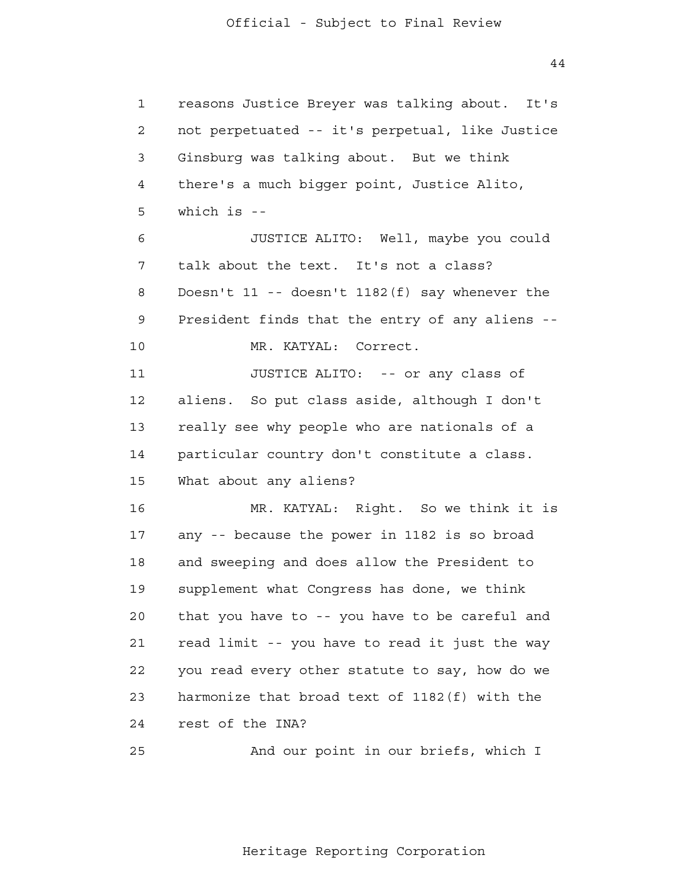1 reasons Justice Breyer was talking about. It's
2 not perpetuated -- it's perpetual, like Justice
3 Ginsburg was talking about. But we think
4 there's a much bigger point, Justice Alito,
5 which is --
6 JUSTICE ALITO: Well, maybe you could
7 talk about the text. It's not a class?
8 Doesn't 11 -- doesn't 1182(f) say whenever the
9 President finds that the entry of any aliens --
10 MR. KATYAL: Correct.
11 JUSTICE ALITO: -- or any class of
12 aliens. So put class aside, although I don't
13 really see why people who are nationals of a
14 particular country don't constitute a class.
15 What about any aliens?
16 MR. KATYAL: Right. So we think it is
17 any -- because the power in 1182 is so broad
18 and sweeping and does allow the President to
19 supplement what Congress has done, we think
20 that you have to -- you have to be careful and
21 read limit -- you have to read it just the way
22 you read every other statute to say, how do we
23 harmonize that broad text of 1182(f) with the
24 rest of the INA?
25 And our point in our briefs, which I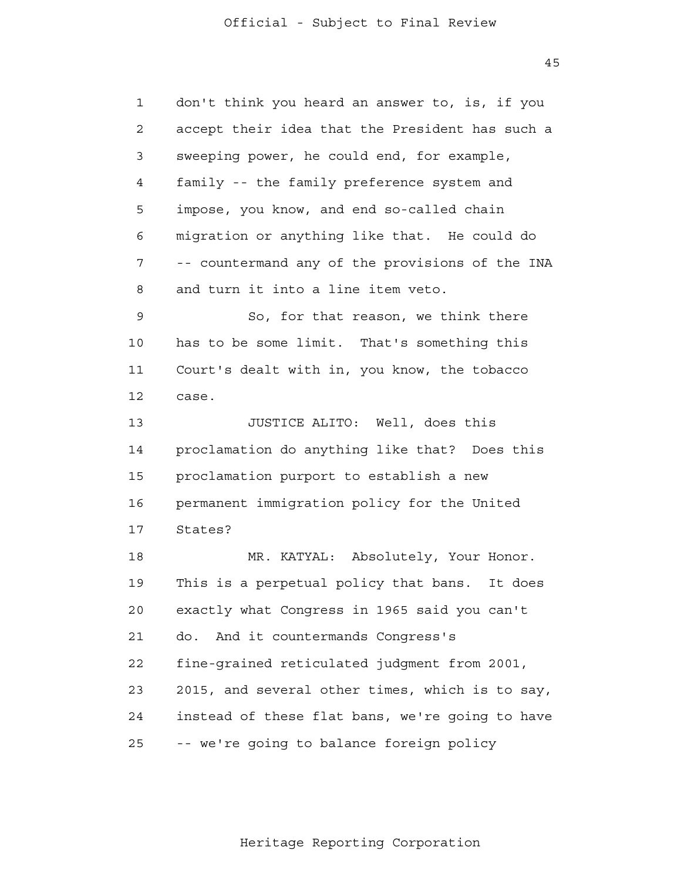don't think you heard an answer to, is, if you accept their idea that the President has such a sweeping power, he could end, for example, family -- the family preference system and impose, you know, and end so-called chain migration or anything like that. He could do -- countermand any of the provisions of the INA and turn it into a line item veto.

So, for that reason, we think there has to be some limit. That's something this Court's dealt with in, you know, the tobacco case.

JUSTICE ALITO: Well, does this proclamation do anything like that? Does this proclamation purport to establish a new permanent immigration policy for the United States?

MR. KATYAL: Absolutely, Your Honor. This is a perpetual policy that bans. It does exactly what Congress in 1965 said you can't do. And it countermands Congress's fine-grained reticulated judgment from 2001, 2015, and several other times, which is to say, instead of these flat bans, we're going to have -- we're going to balance foreign policy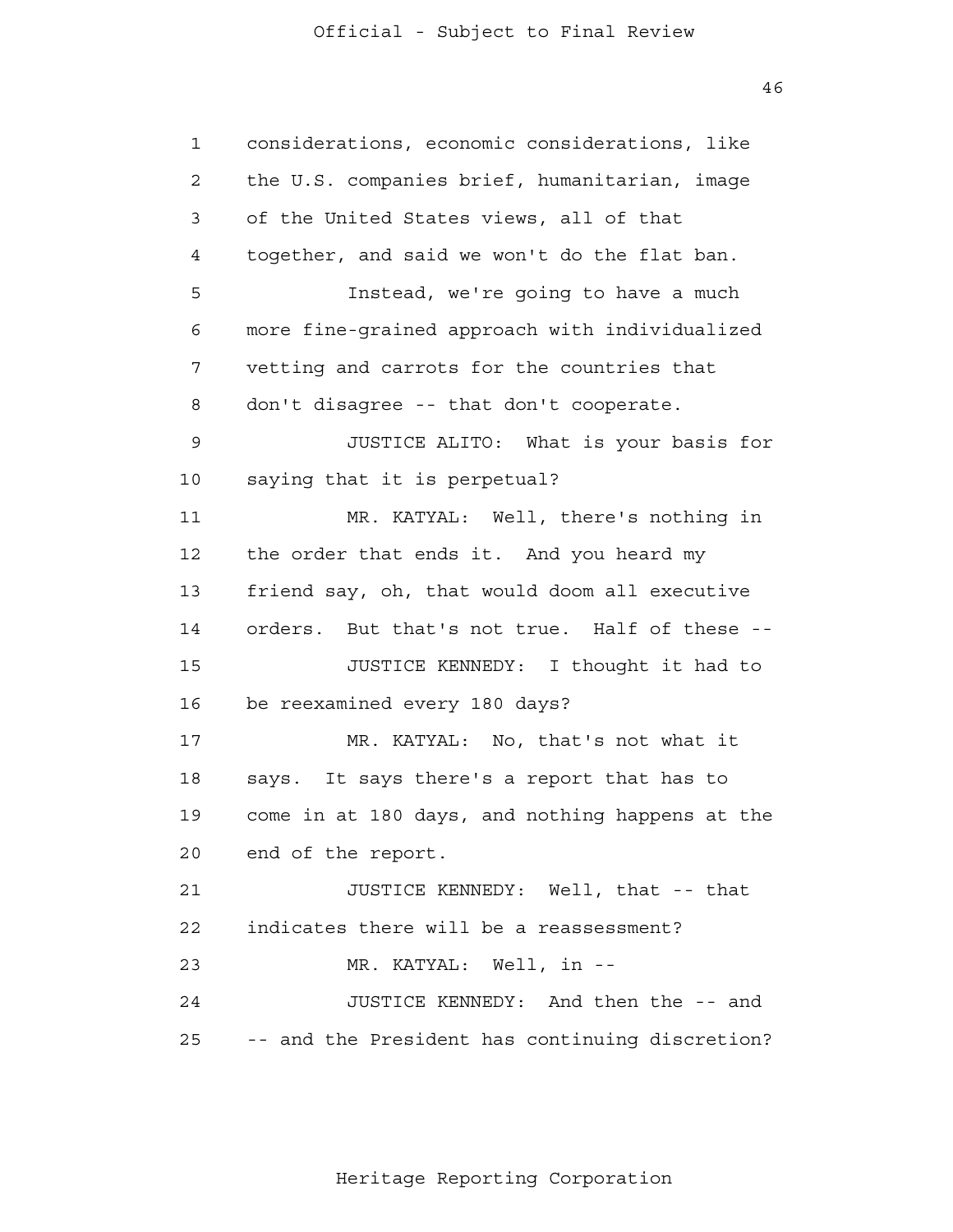considerations, economic considerations, like the U.S. companies brief, humanitarian, image of the United States views, all of that together, and said we won't do the flat ban.

Instead, we're going to have a much more fine-grained approach with individualized vetting and carrots for the countries that don't disagree -- that don't cooperate.

JUSTICE ALITO: What is your basis for saying that it is perpetual?

MR. KATYAL: Well, there's nothing in the order that ends it. And you heard my friend say, oh, that would doom all executive orders. But that's not true. Half of these --

JUSTICE KENNEDY: I thought it had to be reexamined every 180 days?

MR. KATYAL: No, that's not what it says. It says there's a report that has to come in at 180 days, and nothing happens at the end of the report.

JUSTICE KENNEDY: Well, that -- that indicates there will be a reassessment?

MR. KATYAL: Well, in --

JUSTICE KENNEDY: And then the -- and -- and the President has continuing discretion?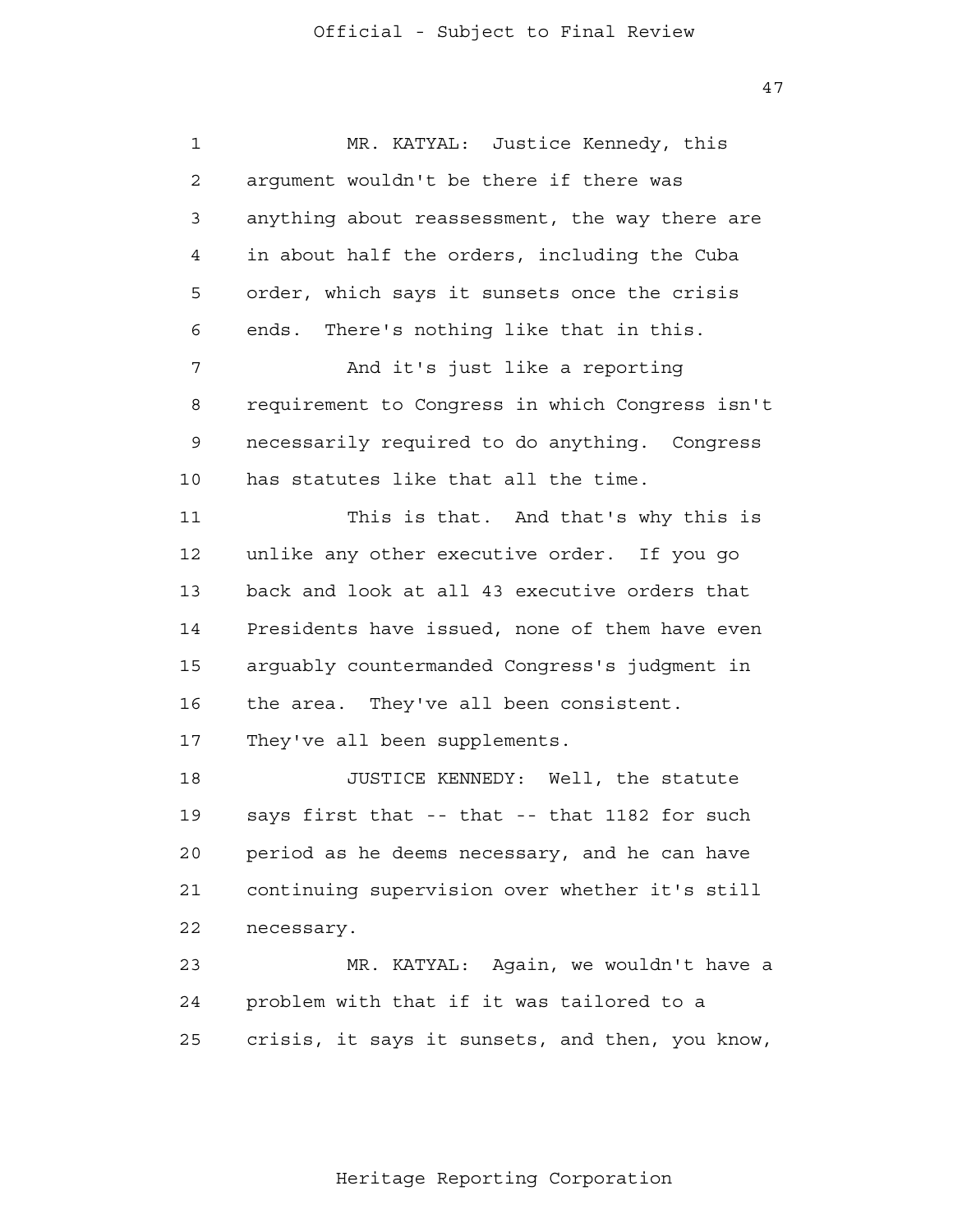MR. KATYAL: Justice Kennedy, this argument wouldn't be there if there was anything about reassessment, the way there are in about half the orders, including the Cuba order, which says it sunsets once the crisis ends. There's nothing like that in this.

And it's just like a reporting requirement to Congress in which Congress isn't necessarily required to do anything. Congress has statutes like that all the time.

This is that. And that's why this is unlike any other executive order. If you go back and look at all 43 executive orders that Presidents have issued, none of them have even arguably countermanded Congress's judgment in the area. They've all been consistent. They've all been supplements.

JUSTICE KENNEDY: Well, the statute says first that -- that -- that 1182 for such period as he deems necessary, and he can have continuing supervision over whether it's still necessary.

MR. KATYAL: Again, we wouldn't have a problem with that if it was tailored to a crisis, it says it sunsets, and then, you know,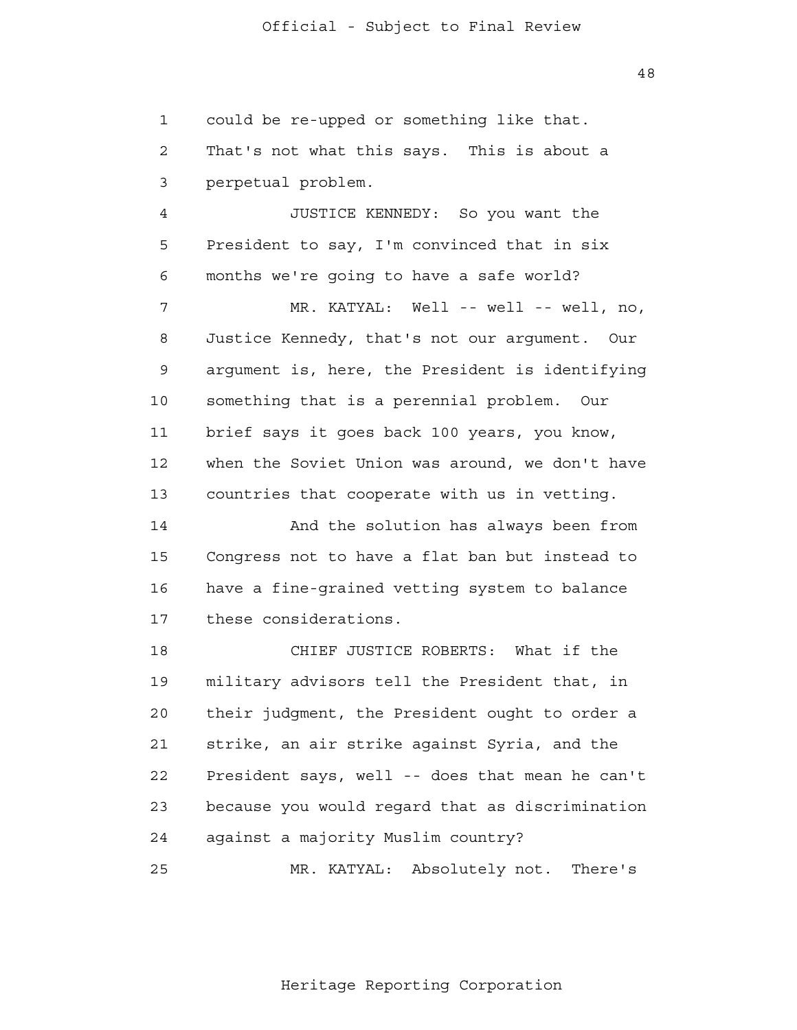could be re-upped or something like that. That's not what this says. This is about a perpetual problem.

JUSTICE KENNEDY: So you want the President to say, I'm convinced that in six months we're going to have a safe world?

MR. KATYAL: Well -- well -- well, no, Justice Kennedy, that's not our argument. Our argument is, here, the President is identifying something that is a perennial problem. Our brief says it goes back 100 years, you know, when the Soviet Union was around, we don't have countries that cooperate with us in vetting.

And the solution has always been from Congress not to have a flat ban but instead to have a fine-grained vetting system to balance these considerations.

CHIEF JUSTICE ROBERTS: What if the military advisors tell the President that, in their judgment, the President ought to order a strike, an air strike against Syria, and the President says, well -- does that mean he can't because you would regard that as discrimination against a majority Muslim country?

MR. KATYAL: Absolutely not. There's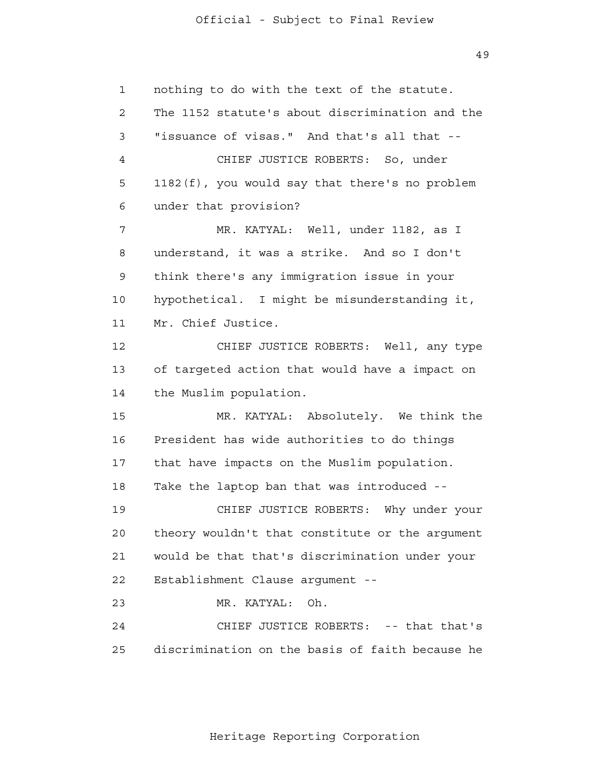nothing to do with the text of the statute. The 1152 statute's about discrimination and the "issuance of visas." And that's all that --

CHIEF JUSTICE ROBERTS: So, under 1182(f), you would say that there's no problem under that provision?

MR. KATYAL: Well, under 1182, as I understand, it was a strike. And so I don't think there's any immigration issue in your hypothetical. I might be misunderstanding it, Mr. Chief Justice.

CHIEF JUSTICE ROBERTS: Well, any type of targeted action that would have a impact on the Muslim population.

MR. KATYAL: Absolutely. We think the President has wide authorities to do things that have impacts on the Muslim population. Take the laptop ban that was introduced --

CHIEF JUSTICE ROBERTS: Why under your theory wouldn't that constitute or the argument would be that that's discrimination under your Establishment Clause argument --

MR. KATYAL: Oh.

CHIEF JUSTICE ROBERTS: -- that that's discrimination on the basis of faith because he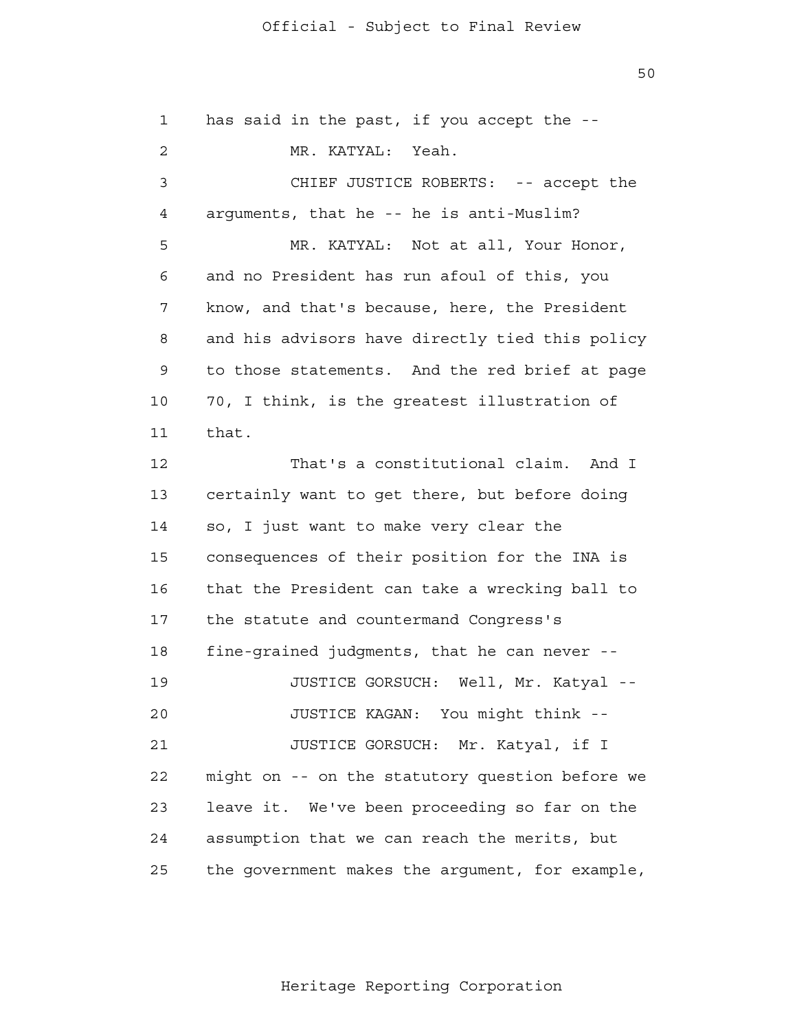has said in the past, if you accept the --

MR. KATYAL: Yeah.

CHIEF JUSTICE ROBERTS: -- accept the arguments, that he -- he is anti-Muslim?

MR. KATYAL: Not at all, Your Honor, and no President has run afoul of this, you know, and that's because, here, the President and his advisors have directly tied this policy to those statements. And the red brief at page 70, I think, is the greatest illustration of that.

That's a constitutional claim. And I certainly want to get there, but before doing so, I just want to make very clear the consequences of their position for the INA is that the President can take a wrecking ball to the statute and countermand Congress's fine-grained judgments, that he can never --

JUSTICE GORSUCH: Well, Mr. Katyal --

JUSTICE KAGAN: You might think --

JUSTICE GORSUCH: Mr. Katyal, if I might on -- on the statutory question before we leave it. We've been proceeding so far on the assumption that we can reach the merits, but the government makes the argument, for example,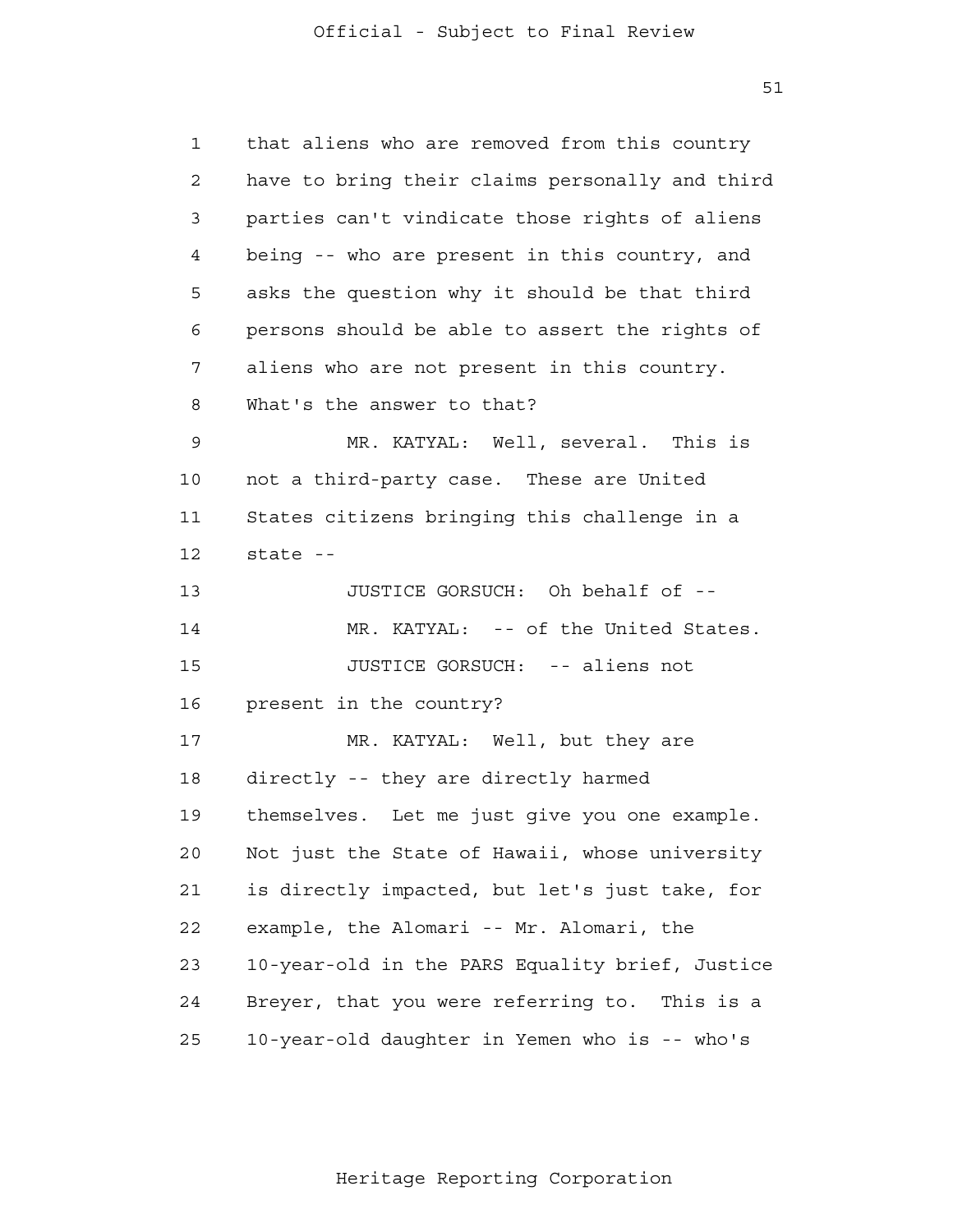that aliens who are removed from this country have to bring their claims personally and third parties can't vindicate those rights of aliens being -- who are present in this country, and asks the question why it should be that third persons should be able to assert the rights of aliens who are not present in this country. What's the answer to that?

MR. KATYAL: Well, several. This is not a third-party case. These are United States citizens bringing this challenge in a state --

JUSTICE GORSUCH: Oh behalf of --

MR. KATYAL: -- of the United States.

JUSTICE GORSUCH: -- aliens not present in the country?

MR. KATYAL: Well, but they are directly -- they are directly harmed themselves. Let me just give you one example. Not just the State of Hawaii, whose university is directly impacted, but let's just take, for example, the Alomari -- Mr. Alomari, the 10-year-old in the PARS Equality brief, Justice Breyer, that you were referring to. This is a 10-year-old daughter in Yemen who is -- who's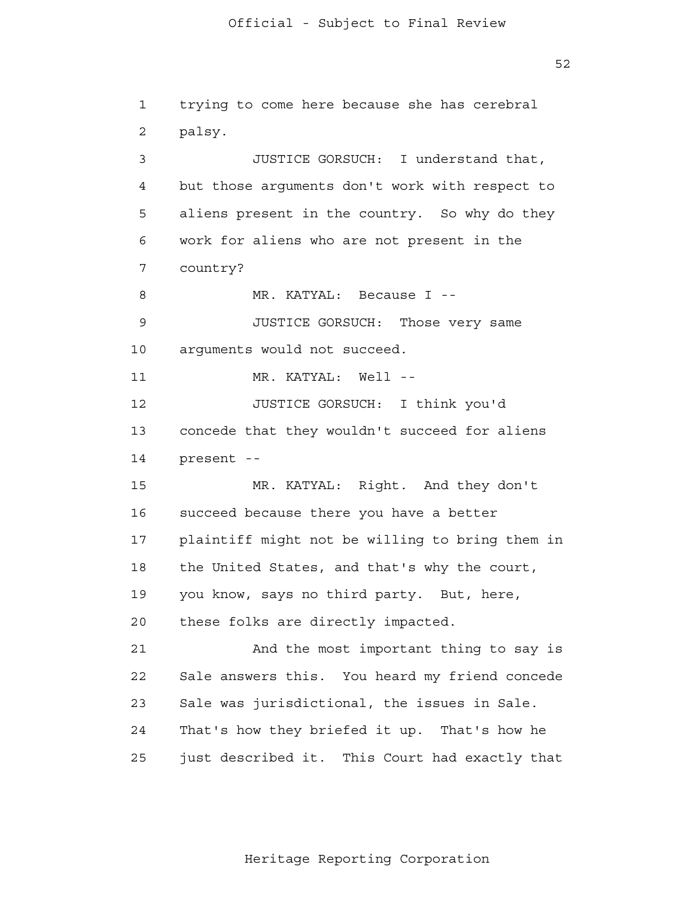trying to come here because she has cerebral palsy.

JUSTICE GORSUCH: I understand that, but those arguments don't work with respect to aliens present in the country. So why do they work for aliens who are not present in the country?

MR. KATYAL: Because I --

JUSTICE GORSUCH: Those very same arguments would not succeed.

MR. KATYAL: Well --

JUSTICE GORSUCH: I think you'd concede that they wouldn't succeed for aliens present --

MR. KATYAL: Right. And they don't succeed because there you have a better plaintiff might not be willing to bring them in the United States, and that's why the court, you know, says no third party. But, here, these folks are directly impacted.

And the most important thing to say is Sale answers this. You heard my friend concede Sale was jurisdictional, the issues in Sale. That's how they briefed it up. That's how he just described it. This Court had exactly that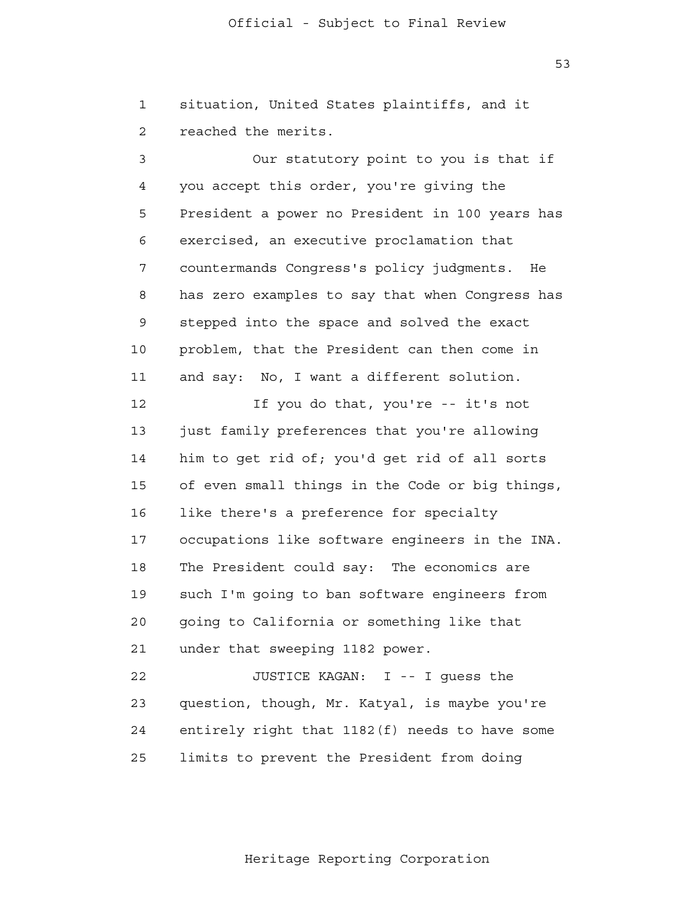situation, United States plaintiffs, and it reached the merits.

Our statutory point to you is that if you accept this order, you're giving the President a power no President in 100 years has exercised, an executive proclamation that countermands Congress's policy judgments. He has zero examples to say that when Congress has stepped into the space and solved the exact problem, that the President can then come in and say: No, I want a different solution.

If you do that, you're -- it's not just family preferences that you're allowing him to get rid of; you'd get rid of all sorts of even small things in the Code or big things, like there's a preference for specialty occupations like software engineers in the INA. The President could say: The economics are such I'm going to ban software engineers from going to California or something like that under that sweeping 1182 power.

JUSTICE KAGAN: I -- I guess the question, though, Mr. Katyal, is maybe you're entirely right that 1182(f) needs to have some limits to prevent the President from doing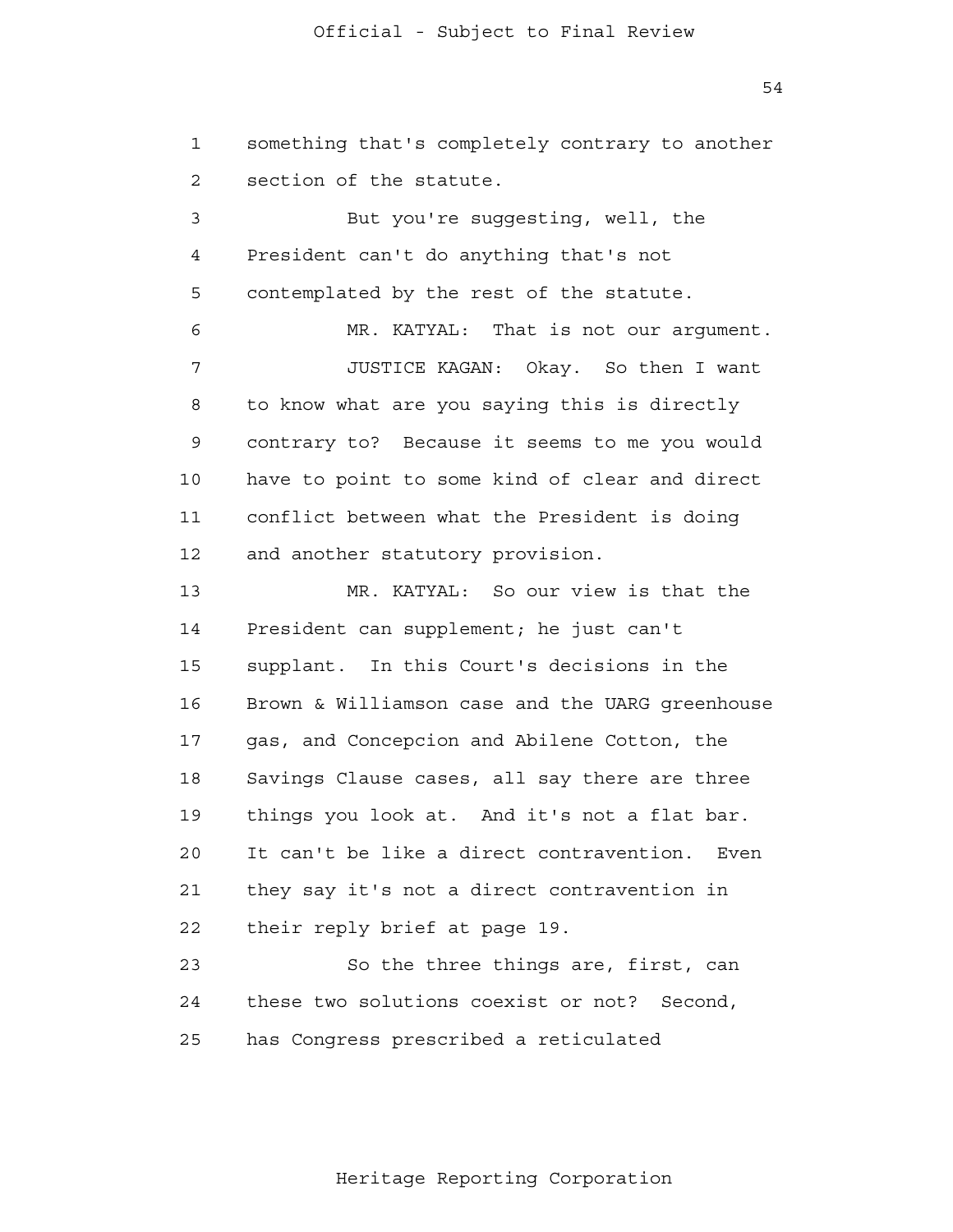something that's completely contrary to another section of the statute.

But you're suggesting, well, the President can't do anything that's not contemplated by the rest of the statute.

MR. KATYAL: That is not our argument.

JUSTICE KAGAN: Okay. So then I want to know what are you saying this is directly contrary to? Because it seems to me you would have to point to some kind of clear and direct conflict between what the President is doing and another statutory provision.

MR. KATYAL: So our view is that the President can supplement; he just can't supplant. In this Court's decisions in the Brown & Williamson case and the UARG greenhouse gas, and Concepcion and Abilene Cotton, the Savings Clause cases, all say there are three things you look at. And it's not a flat bar. It can't be like a direct contravention. Even they say it's not a direct contravention in their reply brief at page 19.

So the three things are, first, can these two solutions coexist or not? Second, has Congress prescribed a reticulated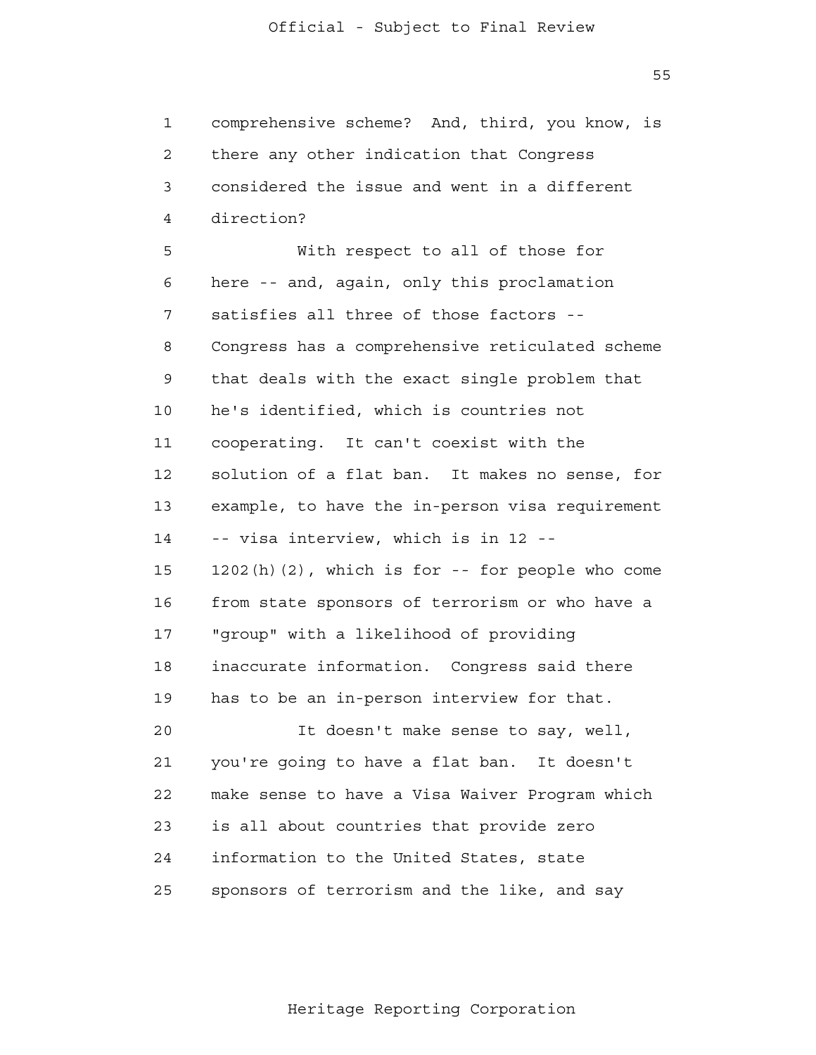comprehensive scheme? And, third, you know, is there any other indication that Congress considered the issue and went in a different direction?

With respect to all of those for here -- and, again, only this proclamation satisfies all three of those factors -- Congress has a comprehensive reticulated scheme that deals with the exact single problem that he's identified, which is countries not cooperating. It can't coexist with the solution of a flat ban. It makes no sense, for example, to have the in-person visa requirement -- visa interview, which is in 12 -- 1202(h)(2), which is for -- for people who come from state sponsors of terrorism or who have a "group" with a likelihood of providing inaccurate information. Congress said there has to be an in-person interview for that.

It doesn't make sense to say, well, you're going to have a flat ban. It doesn't make sense to have a Visa Waiver Program which is all about countries that provide zero information to the United States, state sponsors of terrorism and the like, and say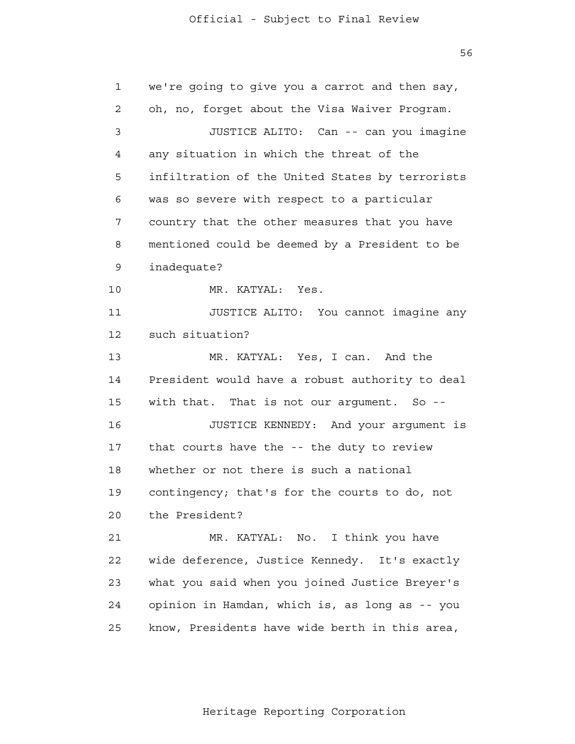we're going to give you a carrot and then say, oh, no, forget about the Visa Waiver Program.

JUSTICE ALITO: Can -- can you imagine any situation in which the threat of the infiltration of the United States by terrorists was so severe with respect to a particular country that the other measures that you have mentioned could be deemed by a President to be inadequate?

MR. KATYAL: Yes.

JUSTICE ALITO: You cannot imagine any such situation?

MR. KATYAL: Yes, I can. And the President would have a robust authority to deal with that. That is not our argument. So --

JUSTICE KENNEDY: And your argument is that courts have the -- the duty to review whether or not there is such a national contingency; that's for the courts to do, not the President?

MR. KATYAL: No. I think you have wide deference, Justice Kennedy. It's exactly what you said when you joined Justice Breyer's opinion in Hamdan, which is, as long as -- you know, Presidents have wide berth in this area,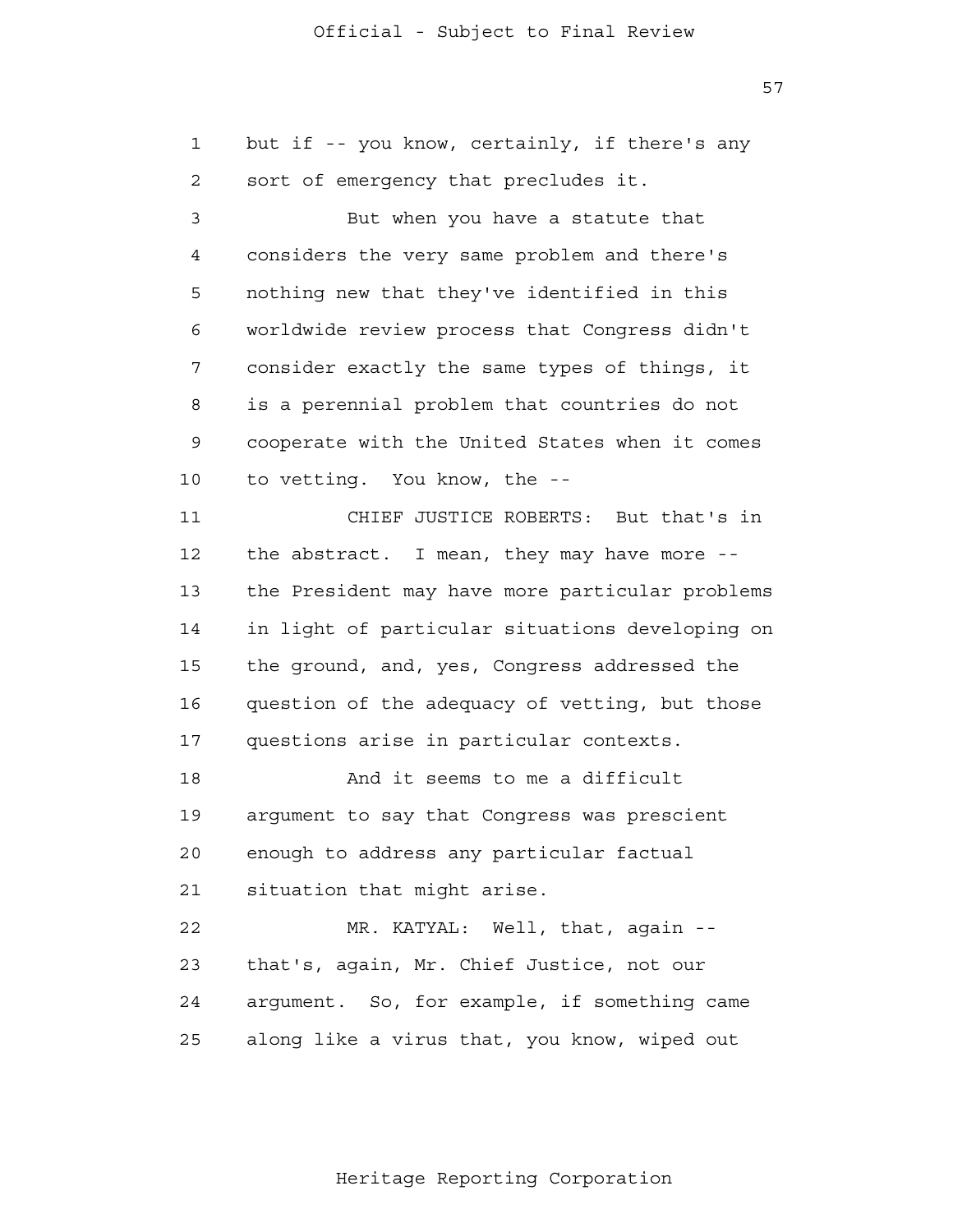but if -- you know, certainly, if there's any sort of emergency that precludes it.

But when you have a statute that considers the very same problem and there's nothing new that they've identified in this worldwide review process that Congress didn't consider exactly the same types of things, it is a perennial problem that countries do not cooperate with the United States when it comes to vetting. You know, the --

CHIEF JUSTICE ROBERTS: But that's in the abstract. I mean, they may have more -- the President may have more particular problems in light of particular situations developing on the ground, and, yes, Congress addressed the question of the adequacy of vetting, but those questions arise in particular contexts.

And it seems to me a difficult argument to say that Congress was prescient enough to address any particular factual situation that might arise.

MR. KATYAL: Well, that, again -- that's, again, Mr. Chief Justice, not our argument. So, for example, if something came along like a virus that, you know, wiped out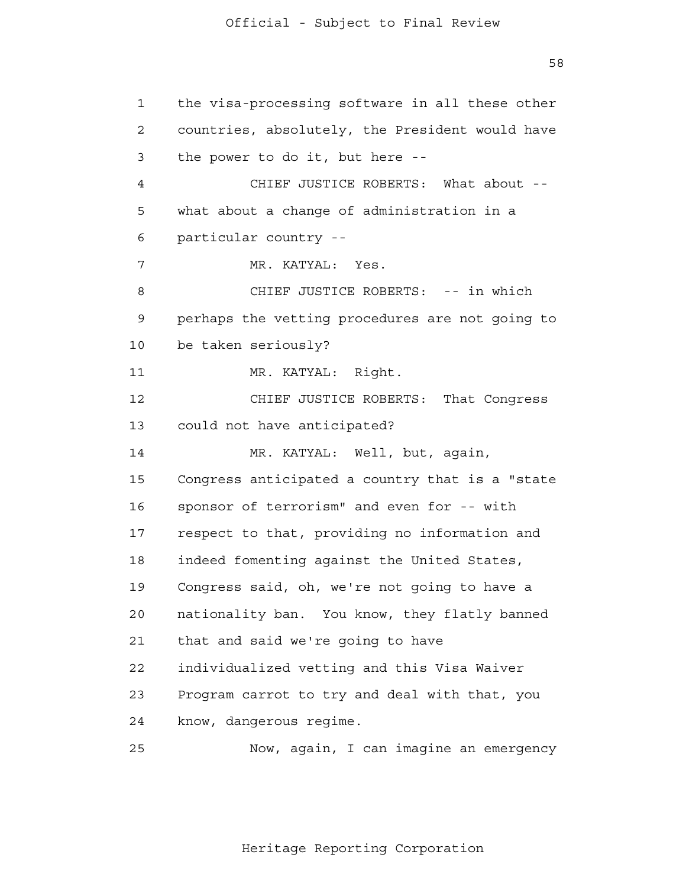the visa-processing software in all these other countries, absolutely, the President would have the power to do it, but here --

CHIEF JUSTICE ROBERTS: What about -- what about a change of administration in a particular country --

MR. KATYAL: Yes.

CHIEF JUSTICE ROBERTS: -- in which perhaps the vetting procedures are not going to be taken seriously?

MR. KATYAL: Right.

CHIEF JUSTICE ROBERTS: That Congress could not have anticipated?

MR. KATYAL: Well, but, again, Congress anticipated a country that is a "state sponsor of terrorism" and even for -- with respect to that, providing no information and indeed fomenting against the United States, Congress said, oh, we're not going to have a nationality ban. You know, they flatly banned that and said we're going to have individualized vetting and this Visa Waiver Program carrot to try and deal with that, you know, dangerous regime.

Now, again, I can imagine an emergency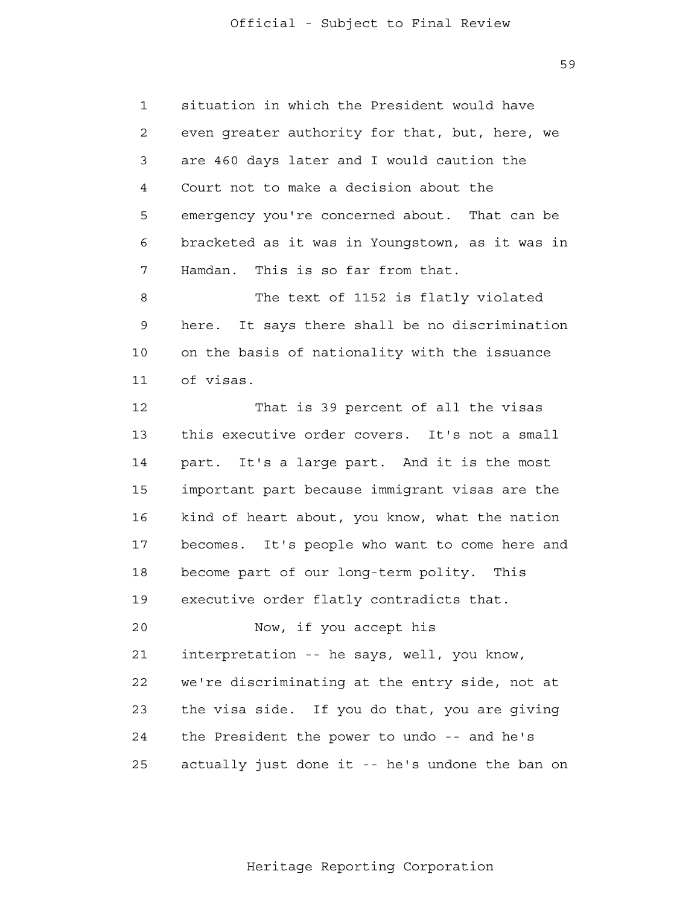situation in which the President would have even greater authority for that, but, here, we are 460 days later and I would caution the Court not to make a decision about the emergency you're concerned about. That can be bracketed as it was in Youngstown, as it was in Hamdan. This is so far from that.

The text of 1152 is flatly violated here. It says there shall be no discrimination on the basis of nationality with the issuance of visas.

That is 39 percent of all the visas this executive order covers. It's not a small part. It's a large part. And it is the most important part because immigrant visas are the kind of heart about, you know, what the nation becomes. It's people who want to come here and become part of our long-term polity. This executive order flatly contradicts that.

Now, if you accept his interpretation -- he says, well, you know, we're discriminating at the entry side, not at the visa side. If you do that, you are giving the President the power to undo -- and he's actually just done it -- he's undone the ban on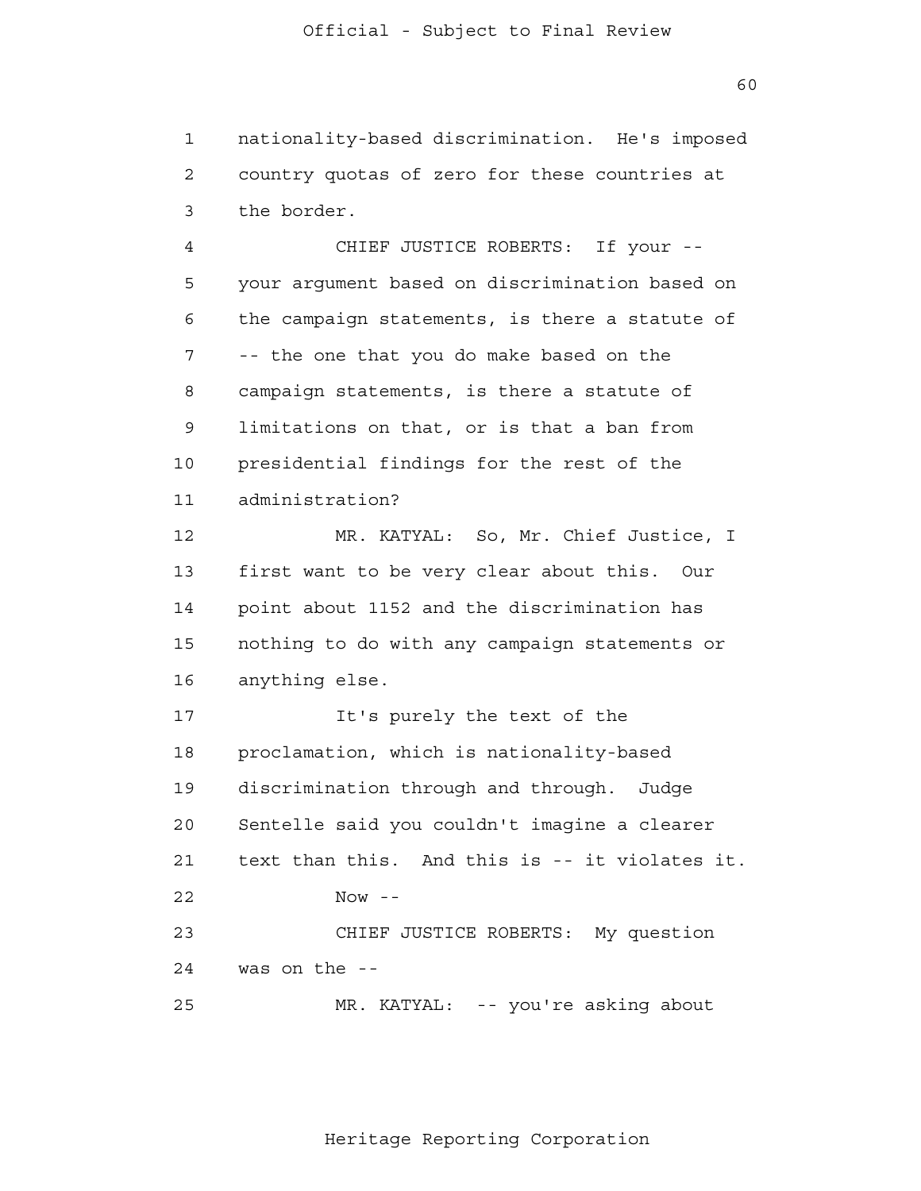nationality-based discrimination. He's imposed country quotas of zero for these countries at the border.

CHIEF JUSTICE ROBERTS: If your -- your argument based on discrimination based on the campaign statements, is there a statute of -- the one that you do make based on the campaign statements, is there a statute of limitations on that, or is that a ban from presidential findings for the rest of the administration?

MR. KATYAL: So, Mr. Chief Justice, I first want to be very clear about this. Our point about 1152 and the discrimination has nothing to do with any campaign statements or anything else.

It's purely the text of the proclamation, which is nationality-based discrimination through and through. Judge Sentelle said you couldn't imagine a clearer text than this. And this is -- it violates it.

Now --

CHIEF JUSTICE ROBERTS: My question was on the --

MR. KATYAL: -- you're asking about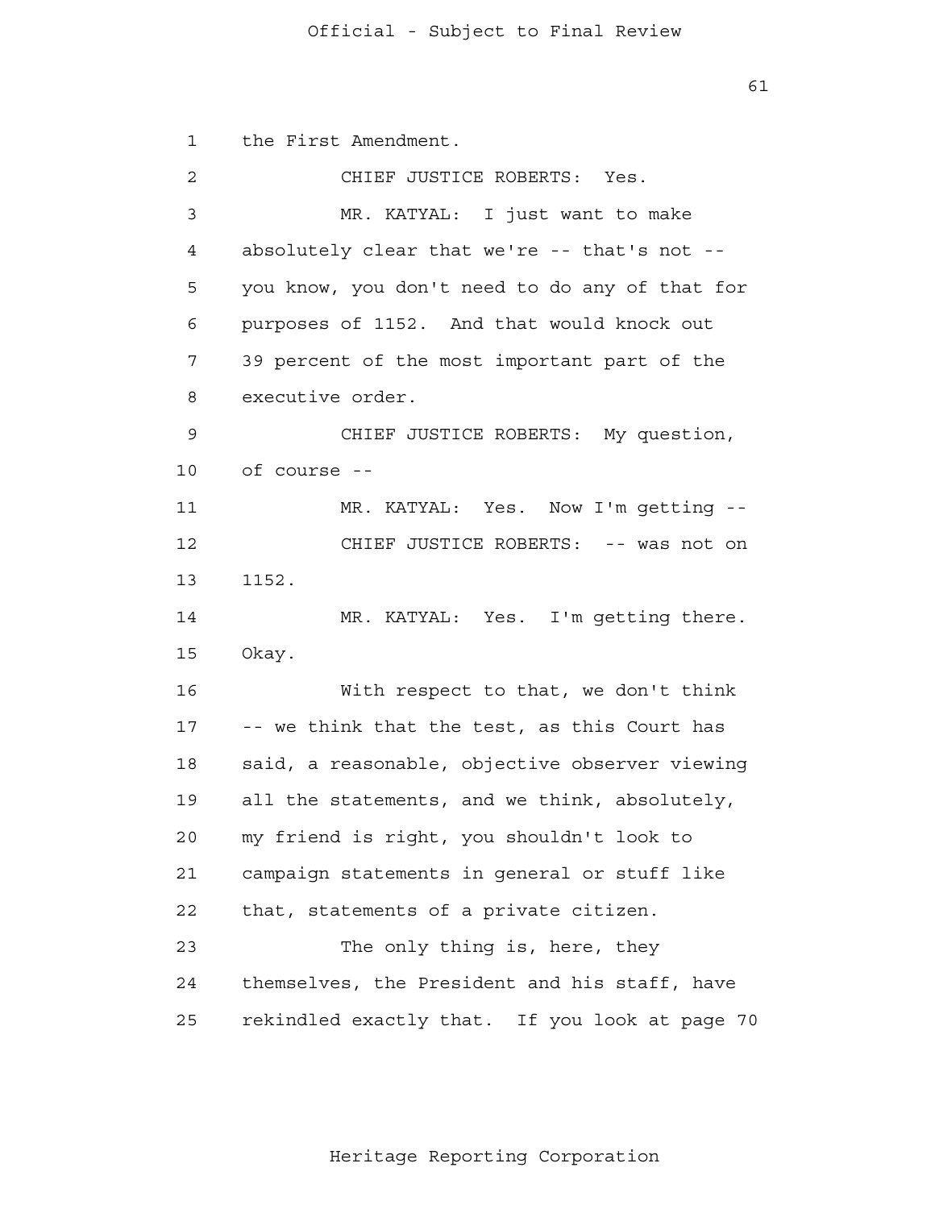1 the First Amendment.

2 CHIEF JUSTICE ROBERTS: Yes.

3 MR. KATYAL: I just want to make

4 absolutely clear that we're -- that's not --

5 you know, you don't need to do any of that for

6 purposes of 1152. And that would knock out

7 39 percent of the most important part of the

8 executive order.

9 CHIEF JUSTICE ROBERTS: My question,

10 of course --

11 MR. KATYAL: Yes. Now I'm getting --

12 CHIEF JUSTICE ROBERTS: -- was not on

13 1152.

14 MR. KATYAL: Yes. I'm getting there.

15 Okay.

16 With respect to that, we don't think

17 -- we think that the test, as this Court has

18 said, a reasonable, objective observer viewing

19 all the statements, and we think, absolutely,

20 my friend is right, you shouldn't look to

21 campaign statements in general or stuff like

22 that, statements of a private citizen.

23 The only thing is, here, they

24 themselves, the President and his staff, have

25 rekindled exactly that. If you look at page 70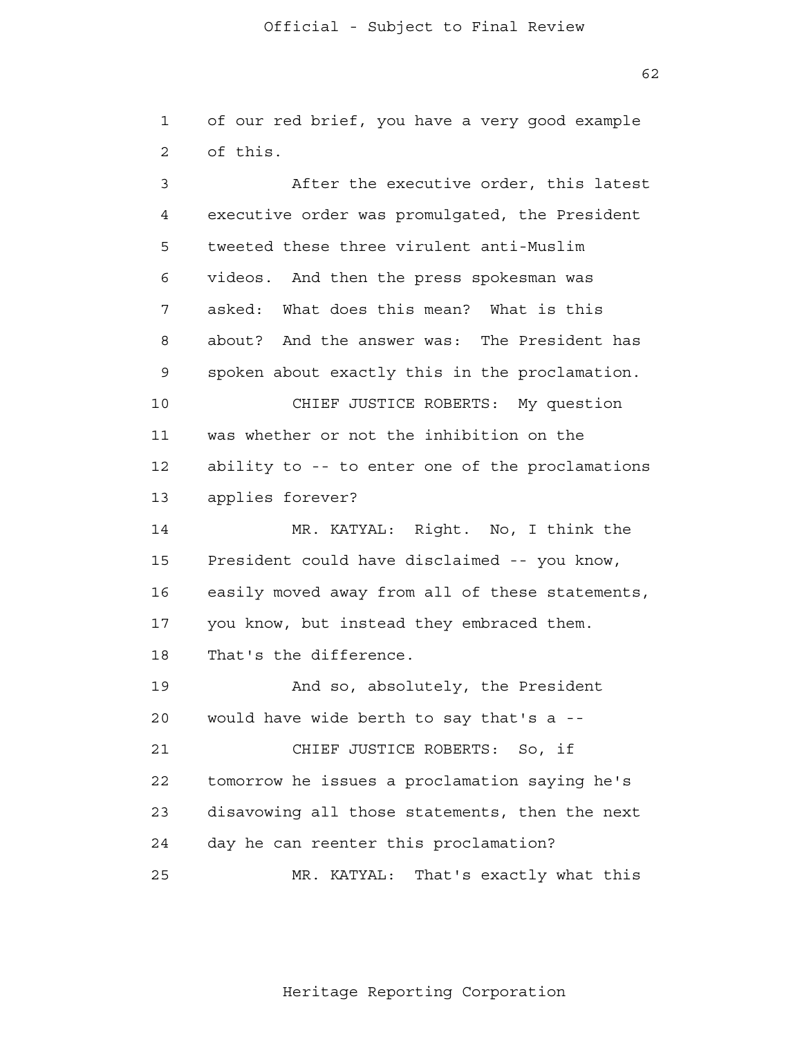of our red brief, you have a very good example of this.

After the executive order, this latest executive order was promulgated, the President tweeted these three virulent anti-Muslim videos. And then the press spokesman was asked: What does this mean? What is this about? And the answer was: The President has spoken about exactly this in the proclamation.

CHIEF JUSTICE ROBERTS: My question was whether or not the inhibition on the ability to -- to enter one of the proclamations applies forever?

MR. KATYAL: Right. No, I think the President could have disclaimed -- you know, easily moved away from all of these statements, you know, but instead they embraced them. That's the difference.

And so, absolutely, the President would have wide berth to say that's a --

CHIEF JUSTICE ROBERTS: So, if tomorrow he issues a proclamation saying he's disavowing all those statements, then the next day he can reenter this proclamation?

MR. KATYAL: That's exactly what this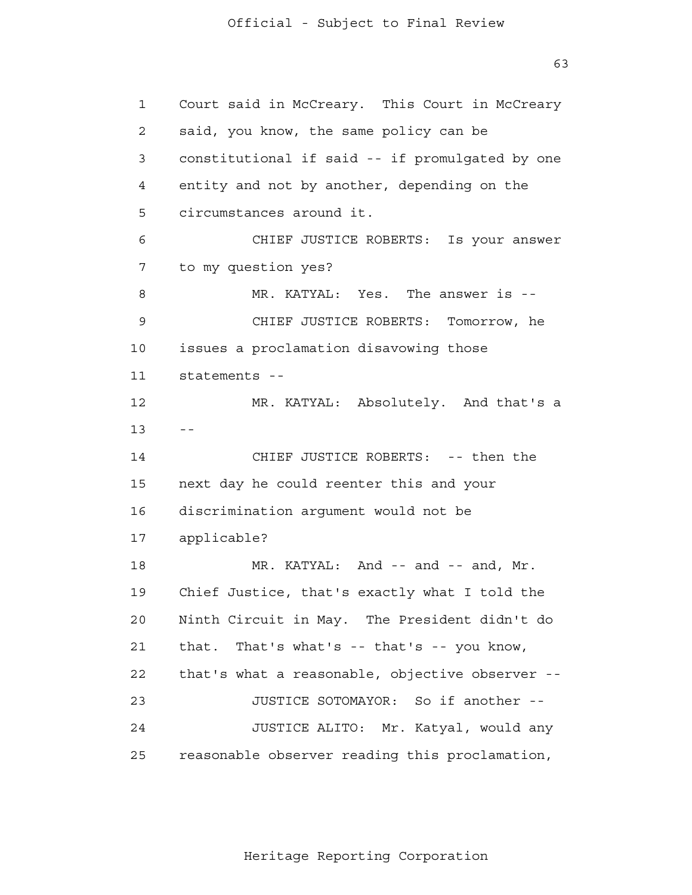Court said in McCreary. This Court in McCreary said, you know, the same policy can be constitutional if said -- if promulgated by one entity and not by another, depending on the circumstances around it.

CHIEF JUSTICE ROBERTS: Is your answer to my question yes?

MR. KATYAL: Yes. The answer is --

CHIEF JUSTICE ROBERTS: Tomorrow, he issues a proclamation disavowing those statements --

MR. KATYAL: Absolutely. And that's a --

CHIEF JUSTICE ROBERTS: -- then the next day he could reenter this and your discrimination argument would not be applicable?

MR. KATYAL: And -- and -- and, Mr. Chief Justice, that's exactly what I told the Ninth Circuit in May. The President didn't do that. That's what's -- that's -- you know, that's what a reasonable, objective observer --

JUSTICE SOTOMAYOR: So if another --

JUSTICE ALITO: Mr. Katyal, would any reasonable observer reading this proclamation,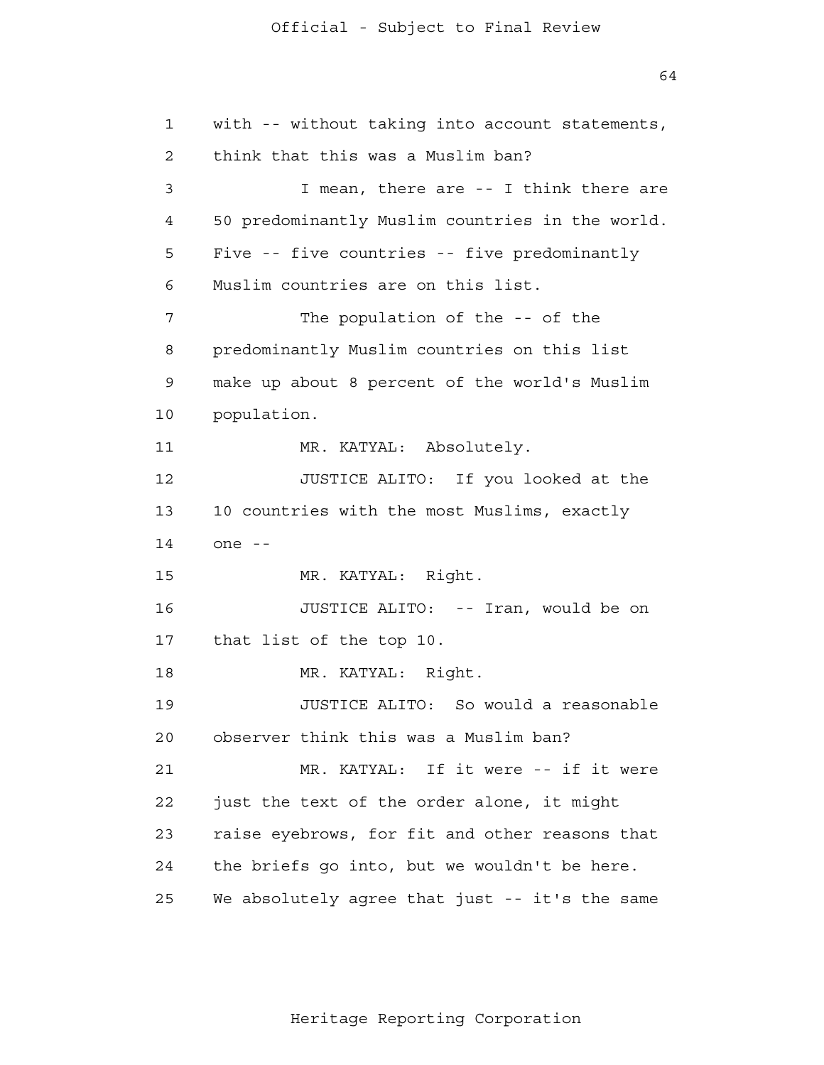with -- without taking into account statements, think that this was a Muslim ban?

I mean, there are -- I think there are 50 predominantly Muslim countries in the world. Five -- five countries -- five predominantly Muslim countries are on this list.

The population of the -- of the predominantly Muslim countries on this list make up about 8 percent of the world's Muslim population.

MR. KATYAL: Absolutely.

JUSTICE ALITO: If you looked at the 10 countries with the most Muslims, exactly one --

MR. KATYAL: Right.

JUSTICE ALITO: -- Iran, would be on that list of the top 10.

MR. KATYAL: Right.

JUSTICE ALITO: So would a reasonable observer think this was a Muslim ban?

MR. KATYAL: If it were -- if it were just the text of the order alone, it might raise eyebrows, for fit and other reasons that the briefs go into, but we wouldn't be here. We absolutely agree that just -- it's the same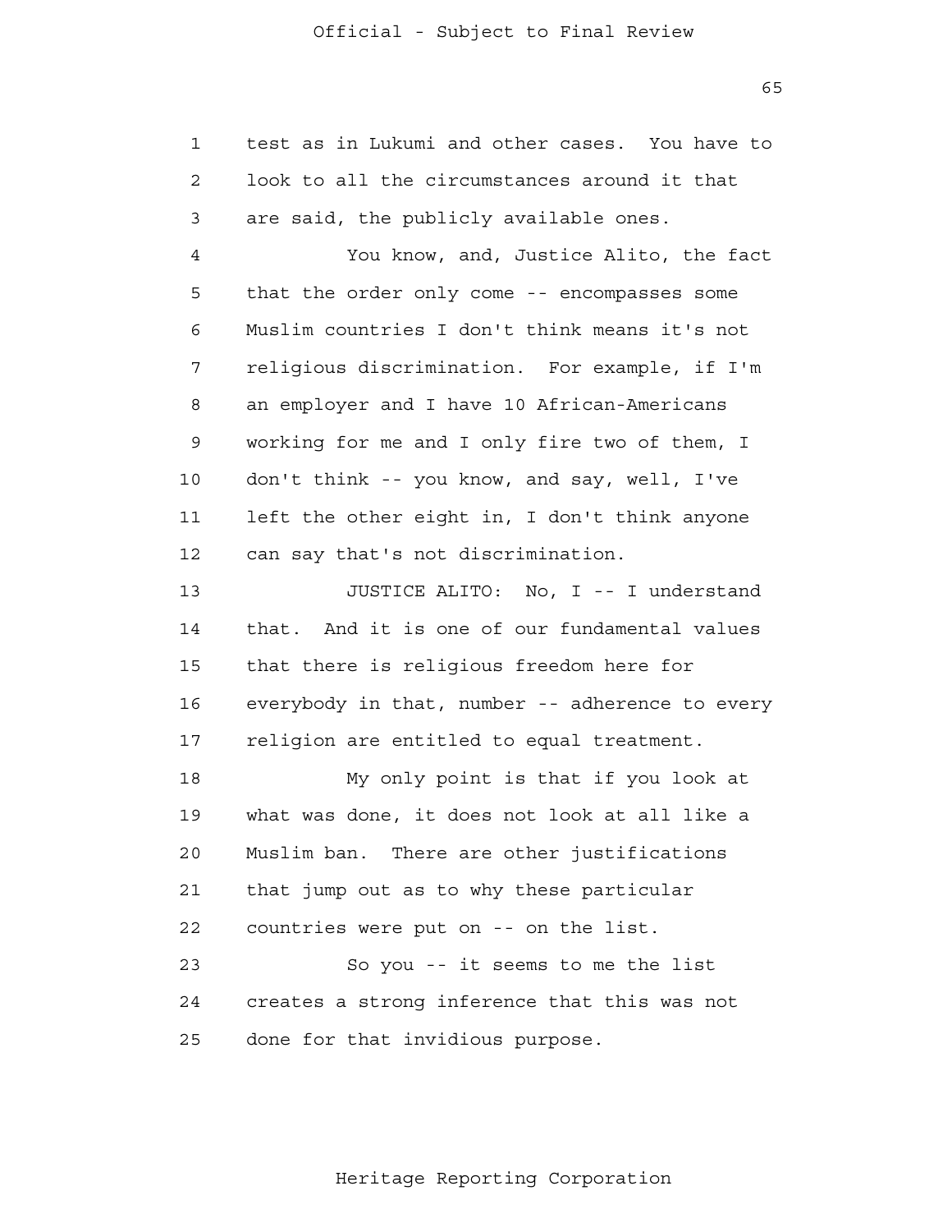test as in Lukumi and other cases. You have to look to all the circumstances around it that are said, the publicly available ones.

You know, and, Justice Alito, the fact that the order only come -- encompasses some Muslim countries I don't think means it's not religious discrimination. For example, if I'm an employer and I have 10 African-Americans working for me and I only fire two of them, I don't think -- you know, and say, well, I've left the other eight in, I don't think anyone can say that's not discrimination.

JUSTICE ALITO: No, I -- I understand that. And it is one of our fundamental values that there is religious freedom here for everybody in that, number -- adherence to every religion are entitled to equal treatment.

My only point is that if you look at what was done, it does not look at all like a Muslim ban. There are other justifications that jump out as to why these particular countries were put on -- on the list.

So you -- it seems to me the list creates a strong inference that this was not done for that invidious purpose.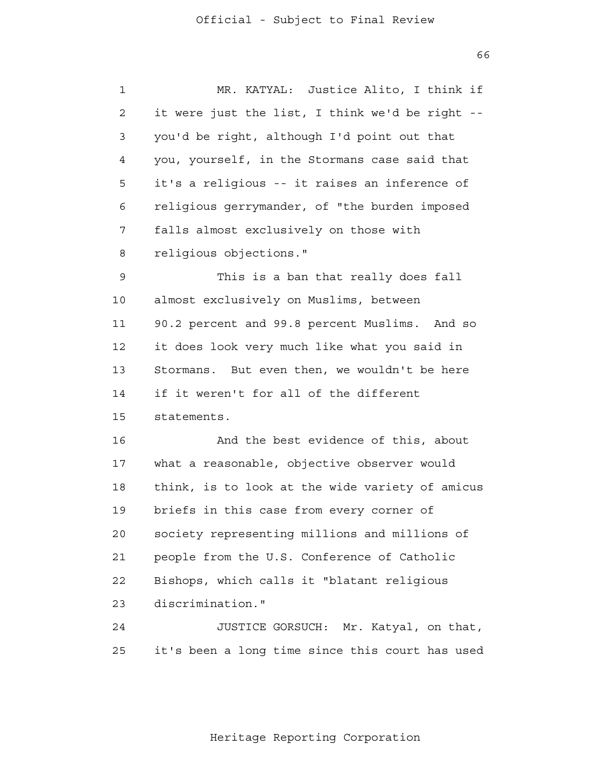MR. KATYAL: Justice Alito, I think if it were just the list, I think we'd be right -- you'd be right, although I'd point out that you, yourself, in the Stormans case said that it's a religious -- it raises an inference of religious gerrymander, of "the burden imposed falls almost exclusively on those with religious objections."

This is a ban that really does fall almost exclusively on Muslims, between 90.2 percent and 99.8 percent Muslims. And so it does look very much like what you said in Stormans. But even then, we wouldn't be here if it weren't for all of the different statements.

And the best evidence of this, about what a reasonable, objective observer would think, is to look at the wide variety of amicus briefs in this case from every corner of society representing millions and millions of people from the U.S. Conference of Catholic Bishops, which calls it "blatant religious discrimination."

JUSTICE GORSUCH: Mr. Katyal, on that, it's been a long time since this court has used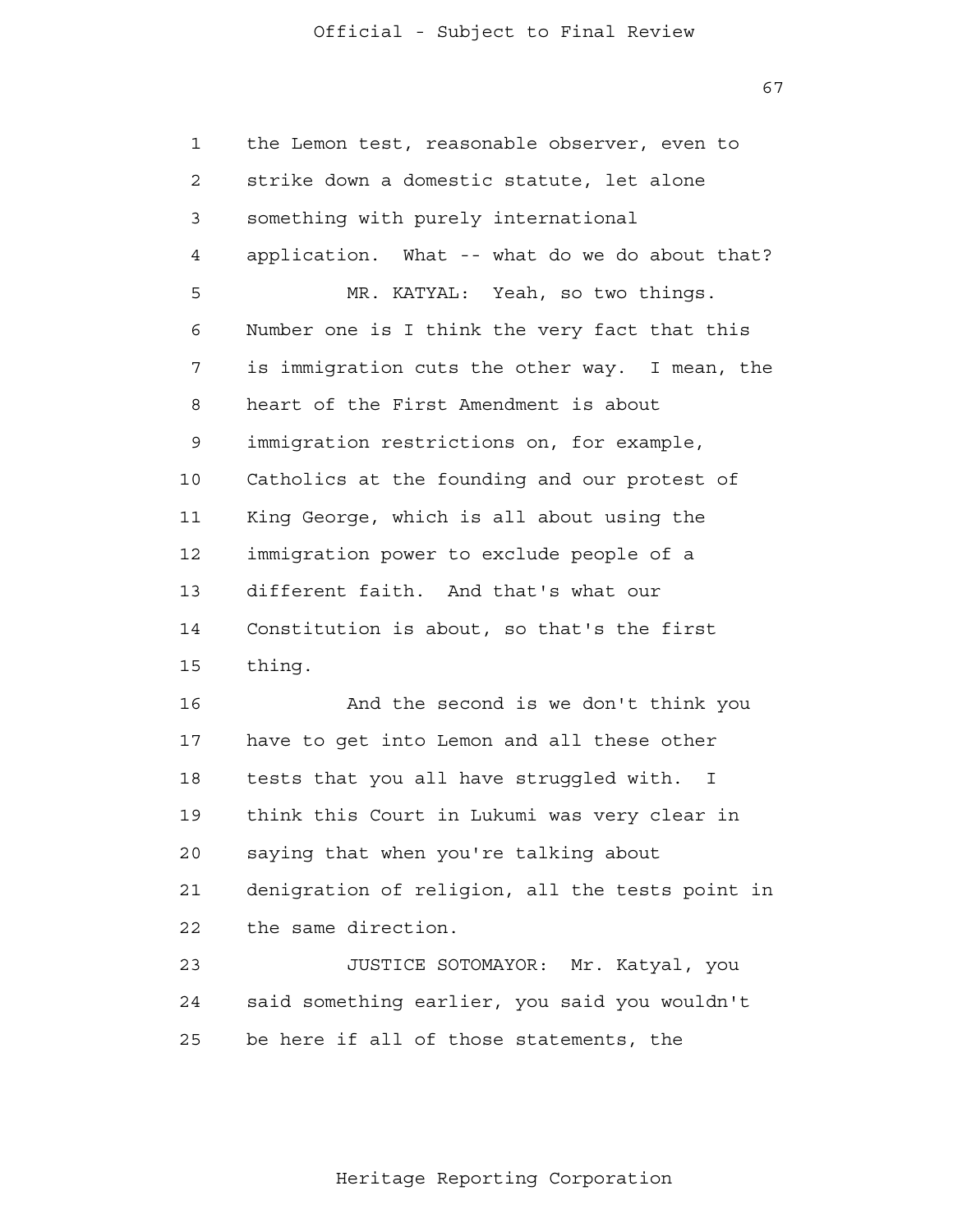the Lemon test, reasonable observer, even to strike down a domestic statute, let alone something with purely international application. What -- what do we do about that?

MR. KATYAL: Yeah, so two things. Number one is I think the very fact that this is immigration cuts the other way. I mean, the heart of the First Amendment is about immigration restrictions on, for example, Catholics at the founding and our protest of King George, which is all about using the immigration power to exclude people of a different faith. And that's what our Constitution is about, so that's the first thing.

And the second is we don't think you have to get into Lemon and all these other tests that you all have struggled with. I think this Court in Lukumi was very clear in saying that when you're talking about denigration of religion, all the tests point in the same direction.

JUSTICE SOTOMAYOR: Mr. Katyal, you said something earlier, you said you wouldn't be here if all of those statements, the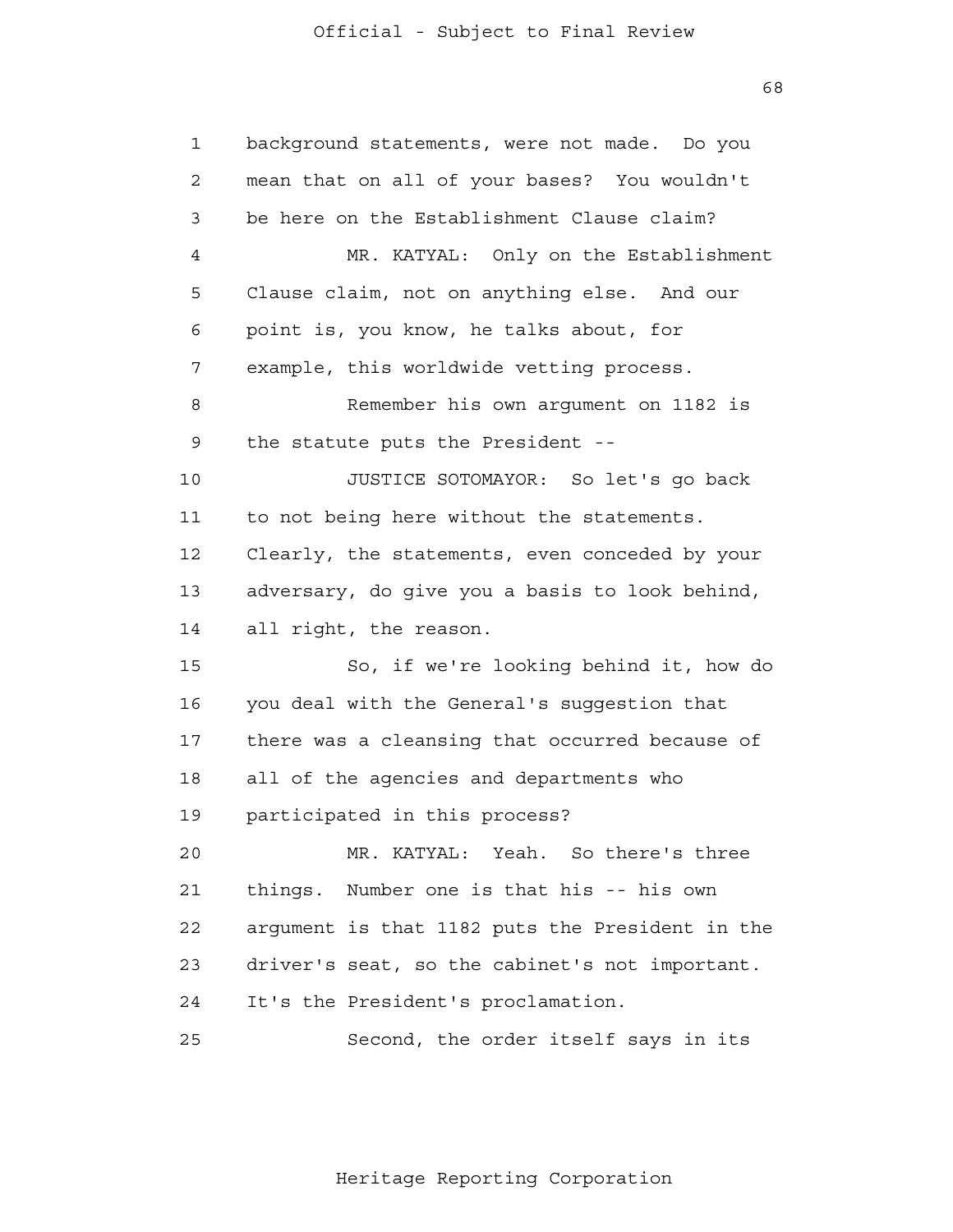background statements, were not made. Do you mean that on all of your bases? You wouldn't be here on the Establishment Clause claim?

MR. KATYAL: Only on the Establishment Clause claim, not on anything else. And our point is, you know, he talks about, for example, this worldwide vetting process.

Remember his own argument on 1182 is the statute puts the President --

JUSTICE SOTOMAYOR: So let's go back to not being here without the statements. Clearly, the statements, even conceded by your adversary, do give you a basis to look behind, all right, the reason.

So, if we're looking behind it, how do you deal with the General's suggestion that there was a cleansing that occurred because of all of the agencies and departments who participated in this process?

MR. KATYAL: Yeah. So there's three things. Number one is that his -- his own argument is that 1182 puts the President in the driver's seat, so the cabinet's not important. It's the President's proclamation.

Second, the order itself says in its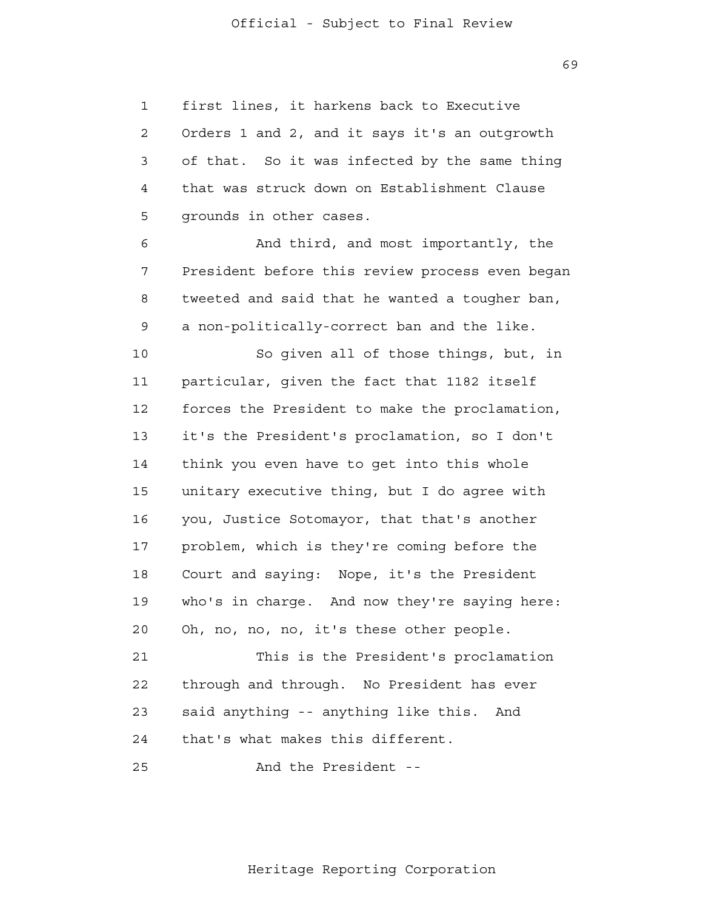first lines, it harkens back to Executive Orders 1 and 2, and it says it's an outgrowth of that. So it was infected by the same thing that was struck down on Establishment Clause grounds in other cases.

And third, and most importantly, the President before this review process even began tweeted and said that he wanted a tougher ban, a non-politically-correct ban and the like.

So given all of those things, but, in particular, given the fact that 1182 itself forces the President to make the proclamation, it's the President's proclamation, so I don't think you even have to get into this whole unitary executive thing, but I do agree with you, Justice Sotomayor, that that's another problem, which is they're coming before the Court and saying: Nope, it's the President who's in charge. And now they're saying here: Oh, no, no, no, it's these other people.

This is the President's proclamation through and through. No President has ever said anything -- anything like this. And that's what makes this different.

And the President --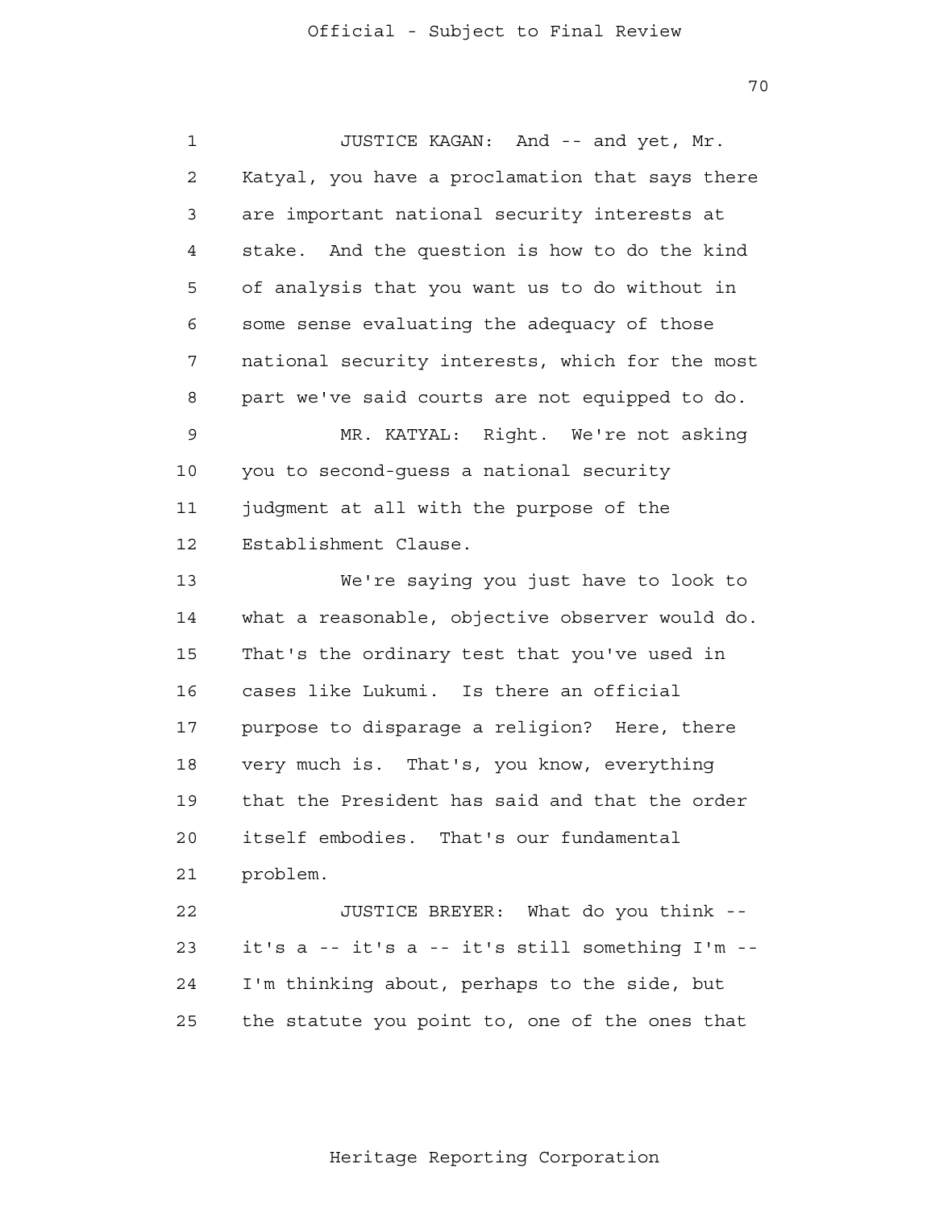JUSTICE KAGAN: And -- and yet, Mr. Katyal, you have a proclamation that says there are important national security interests at stake. And the question is how to do the kind of analysis that you want us to do without in some sense evaluating the adequacy of those national security interests, which for the most part we've said courts are not equipped to do.

MR. KATYAL: Right. We're not asking you to second-guess a national security judgment at all with the purpose of the Establishment Clause.

We're saying you just have to look to what a reasonable, objective observer would do. That's the ordinary test that you've used in cases like Lukumi. Is there an official purpose to disparage a religion? Here, there very much is. That's, you know, everything that the President has said and that the order itself embodies. That's our fundamental problem.

JUSTICE BREYER: What do you think -- it's a -- it's a -- it's still something I'm -- I'm thinking about, perhaps to the side, but the statute you point to, one of the ones that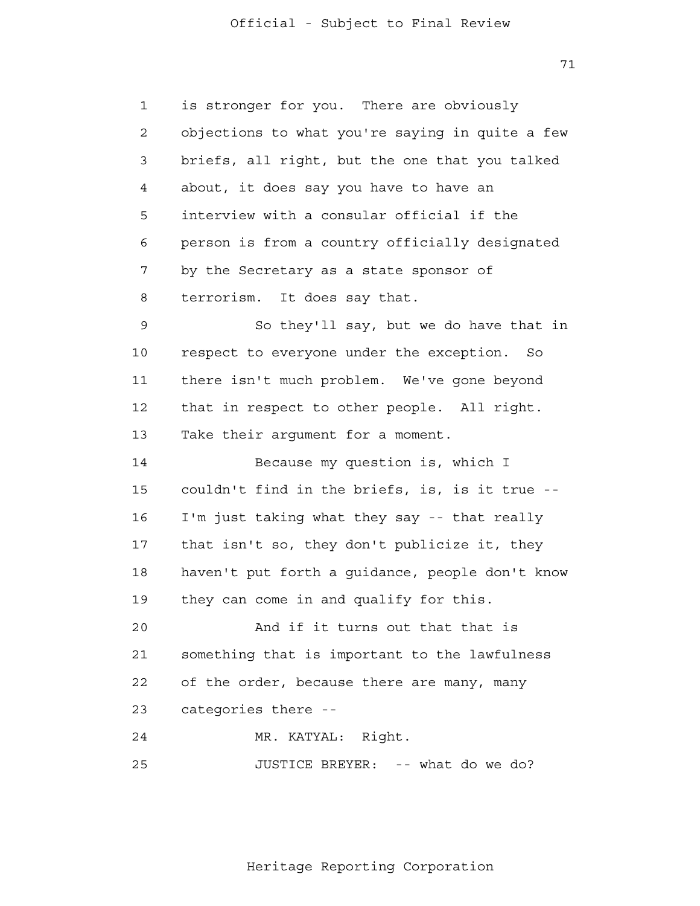is stronger for you. There are obviously objections to what you're saying in quite a few briefs, all right, but the one that you talked about, it does say you have to have an interview with a consular official if the person is from a country officially designated by the Secretary as a state sponsor of terrorism. It does say that.

So they'll say, but we do have that in respect to everyone under the exception. So there isn't much problem. We've gone beyond that in respect to other people. All right. Take their argument for a moment.

Because my question is, which I couldn't find in the briefs, is, is it true -- I'm just taking what they say -- that really that isn't so, they don't publicize it, they haven't put forth a guidance, people don't know they can come in and qualify for this.

And if it turns out that that is something that is important to the lawfulness of the order, because there are many, many categories there --

MR. KATYAL: Right.

JUSTICE BREYER: -- what do we do?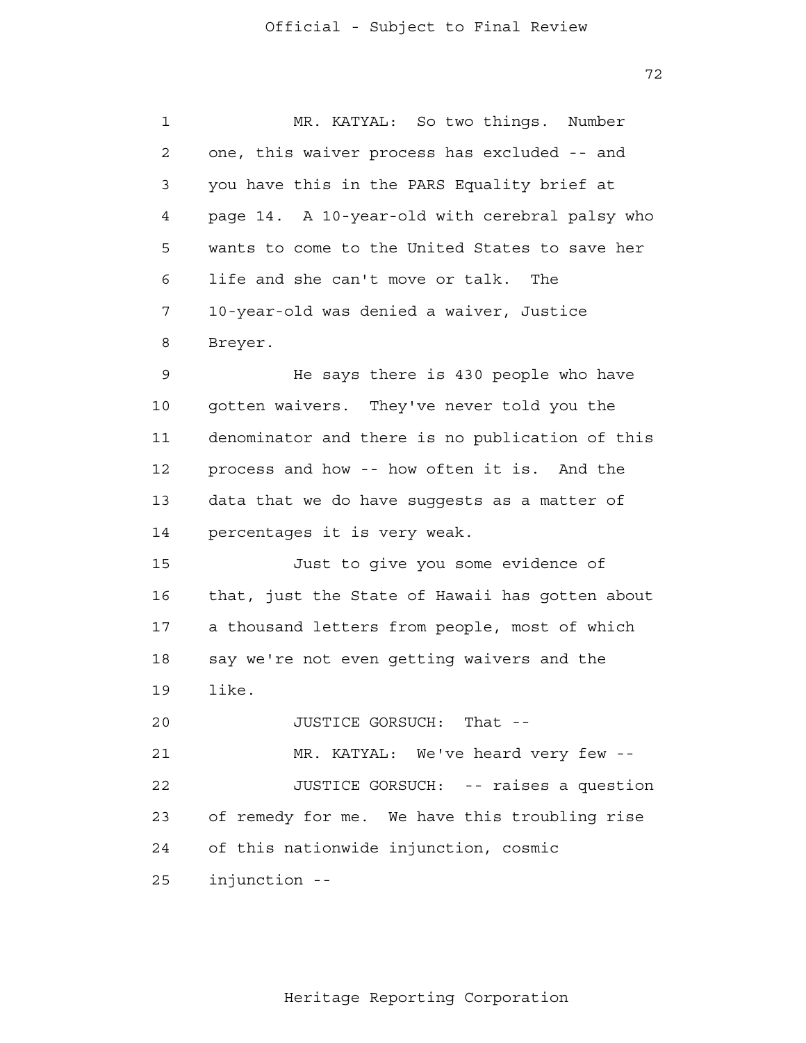MR. KATYAL: So two things. Number one, this waiver process has excluded -- and you have this in the PARS Equality brief at page 14. A 10-year-old with cerebral palsy who wants to come to the United States to save her life and she can't move or talk. The 10-year-old was denied a waiver, Justice Breyer.

He says there is 430 people who have gotten waivers. They've never told you the denominator and there is no publication of this process and how -- how often it is. And the data that we do have suggests as a matter of percentages it is very weak.

Just to give you some evidence of that, just the State of Hawaii has gotten about a thousand letters from people, most of which say we're not even getting waivers and the like.

JUSTICE GORSUCH: That --

MR. KATYAL: We've heard very few --

JUSTICE GORSUCH: -- raises a question of remedy for me. We have this troubling rise of this nationwide injunction, cosmic injunction --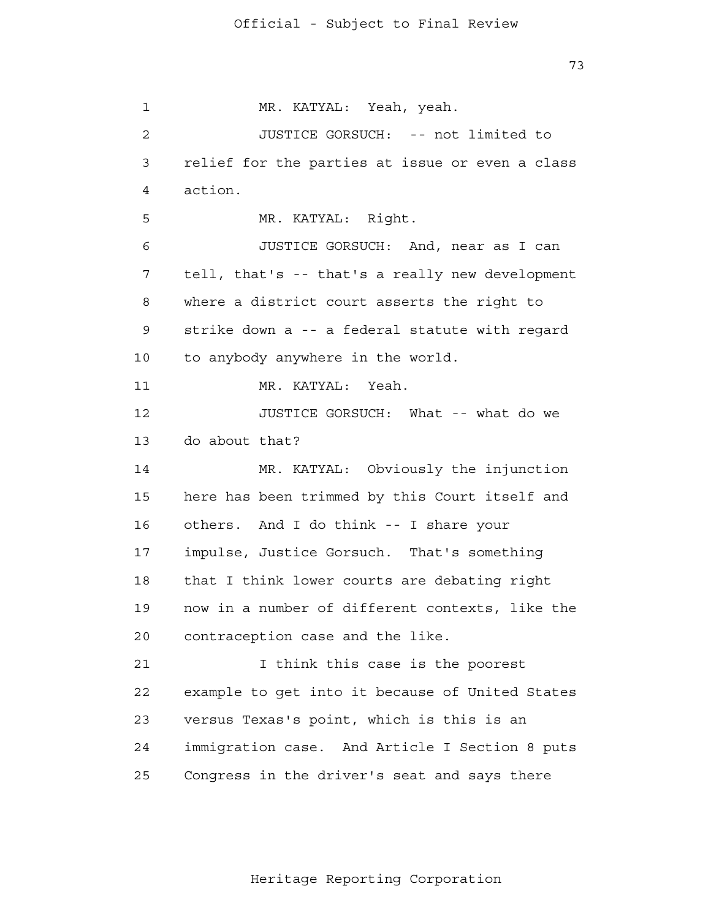MR. KATYAL: Yeah, yeah.

JUSTICE GORSUCH: -- not limited to relief for the parties at issue or even a class action.

MR. KATYAL: Right.

JUSTICE GORSUCH: And, near as I can tell, that's -- that's a really new development where a district court asserts the right to strike down a -- a federal statute with regard to anybody anywhere in the world.

MR. KATYAL: Yeah.

JUSTICE GORSUCH: What -- what do we do about that?

MR. KATYAL: Obviously the injunction here has been trimmed by this Court itself and others. And I do think -- I share your impulse, Justice Gorsuch. That's something that I think lower courts are debating right now in a number of different contexts, like the contraception case and the like.

I think this case is the poorest example to get into it because of United States versus Texas's point, which is this is an immigration case. And Article I Section 8 puts Congress in the driver's seat and says there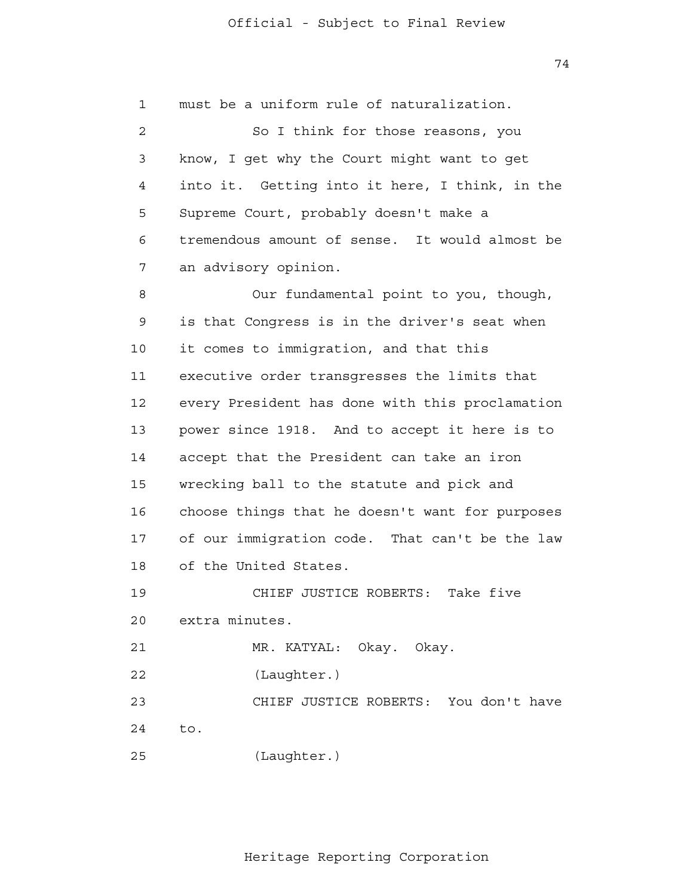must be a uniform rule of naturalization.

So I think for those reasons, you know, I get why the Court might want to get into it. Getting into it here, I think, in the Supreme Court, probably doesn't make a tremendous amount of sense. It would almost be an advisory opinion.

Our fundamental point to you, though, is that Congress is in the driver's seat when it comes to immigration, and that this executive order transgresses the limits that every President has done with this proclamation power since 1918. And to accept it here is to accept that the President can take an iron wrecking ball to the statute and pick and choose things that he doesn't want for purposes of our immigration code. That can't be the law of the United States.

CHIEF JUSTICE ROBERTS: Take five extra minutes.

MR. KATYAL: Okay. Okay.

(Laughter.)

CHIEF JUSTICE ROBERTS: You don't have to.

(Laughter.)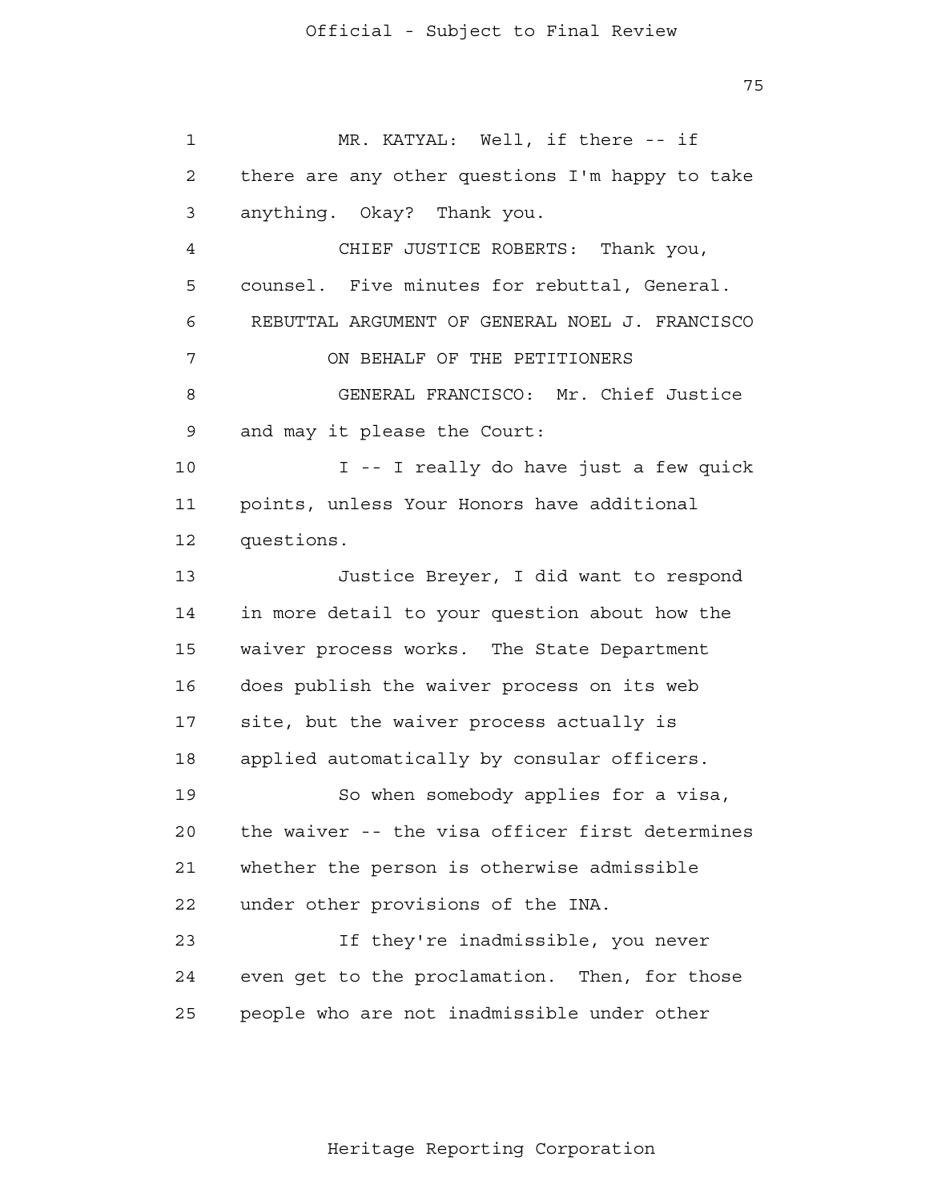MR. KATYAL: Well, if there -- if there are any other questions I'm happy to take anything. Okay? Thank you.

CHIEF JUSTICE ROBERTS: Thank you, counsel. Five minutes for rebuttal, General.

REBUTTAL ARGUMENT OF GENERAL NOEL J. FRANCISCO ON BEHALF OF THE PETITIONERS

GENERAL FRANCISCO: Mr. Chief Justice and may it please the Court:

I -- I really do have just a few quick points, unless Your Honors have additional questions.

Justice Breyer, I did want to respond in more detail to your question about how the waiver process works. The State Department does publish the waiver process on its web site, but the waiver process actually is applied automatically by consular officers.

So when somebody applies for a visa, the waiver -- the visa officer first determines whether the person is otherwise admissible under other provisions of the INA.

If they're inadmissible, you never even get to the proclamation. Then, for those people who are not inadmissible under other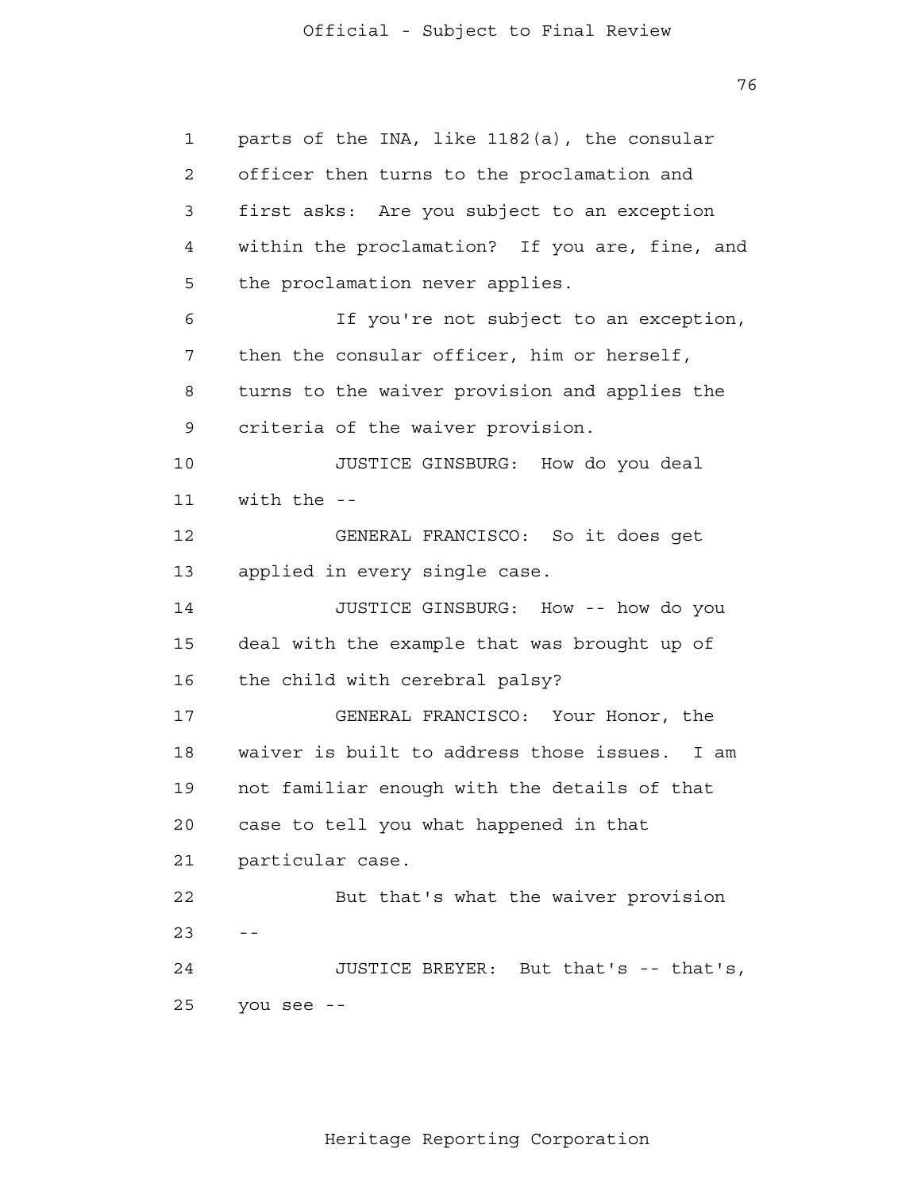1 parts of the INA, like 1182(a), the consular
2 officer then turns to the proclamation and
3 first asks: Are you subject to an exception
4 within the proclamation? If you are, fine, and
5 the proclamation never applies.

6 If you're not subject to an exception,
7 then the consular officer, him or herself,
8 turns to the waiver provision and applies the
9 criteria of the waiver provision.

10 JUSTICE GINSBURG: How do you deal
11 with the --

12 GENERAL FRANCISCO: So it does get
13 applied in every single case.

14 JUSTICE GINSBURG: How -- how do you
15 deal with the example that was brought up of
16 the child with cerebral palsy?

17 GENERAL FRANCISCO: Your Honor, the
18 waiver is built to address those issues. I am
19 not familiar enough with the details of that
20 case to tell you what happened in that
21 particular case.

22 But that's what the waiver provision
23 --

24 JUSTICE BREYER: But that's -- that's,
25 you see --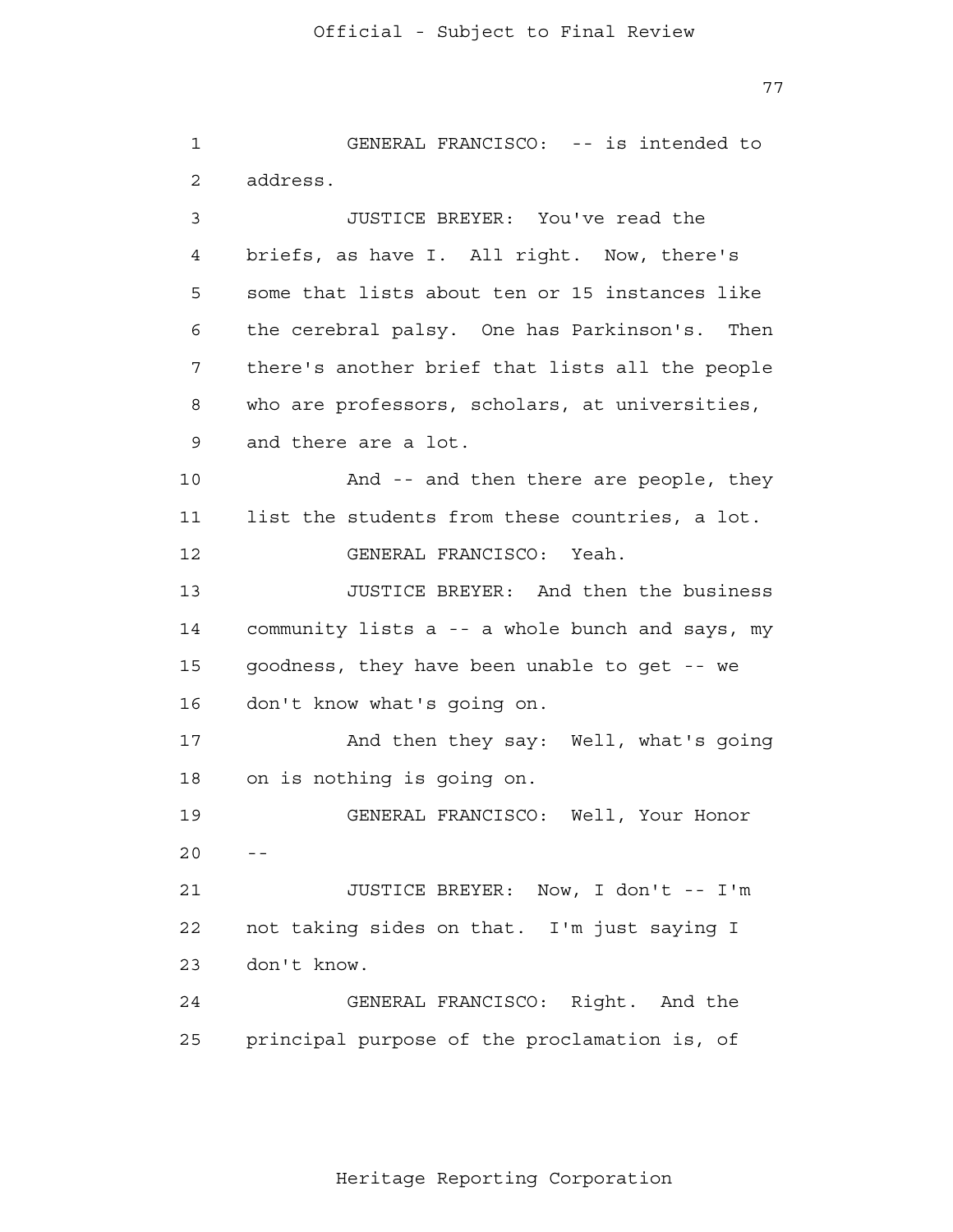GENERAL FRANCISCO: -- is intended to address.

JUSTICE BREYER: You've read the briefs, as have I. All right. Now, there's some that lists about ten or 15 instances like the cerebral palsy. One has Parkinson's. Then there's another brief that lists all the people who are professors, scholars, at universities, and there are a lot.

And -- and then there are people, they list the students from these countries, a lot.

GENERAL FRANCISCO: Yeah.

JUSTICE BREYER: And then the business community lists a -- a whole bunch and says, my goodness, they have been unable to get -- we don't know what's going on.

And then they say: Well, what's going on is nothing is going on.

GENERAL FRANCISCO: Well, Your Honor --

JUSTICE BREYER: Now, I don't -- I'm not taking sides on that. I'm just saying I don't know.

GENERAL FRANCISCO: Right. And the principal purpose of the proclamation is, of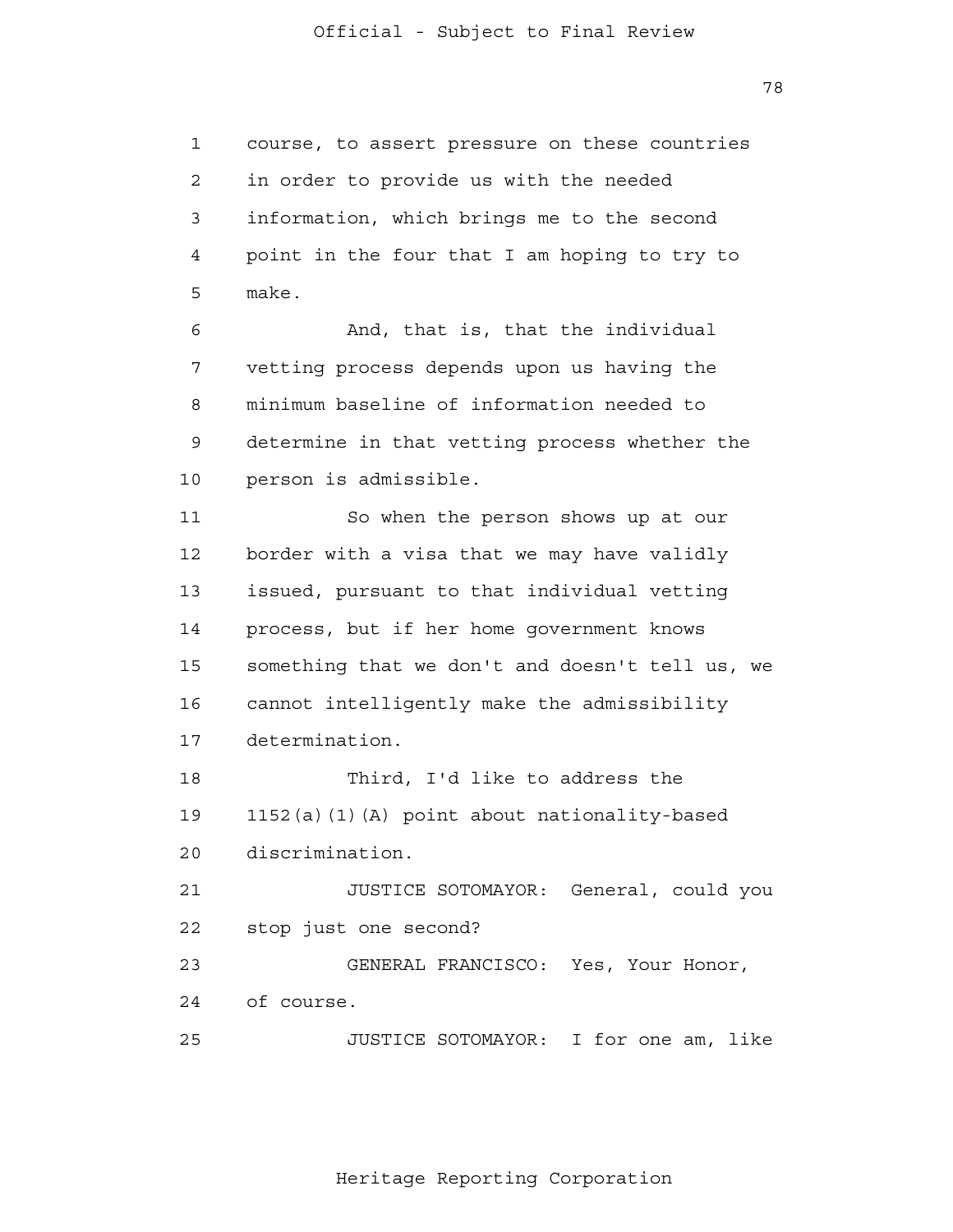course, to assert pressure on these countries in order to provide us with the needed information, which brings me to the second point in the four that I am hoping to try to make.

And, that is, that the individual vetting process depends upon us having the minimum baseline of information needed to determine in that vetting process whether the person is admissible.

So when the person shows up at our border with a visa that we may have validly issued, pursuant to that individual vetting process, but if her home government knows something that we don't and doesn't tell us, we cannot intelligently make the admissibility determination.

Third, I'd like to address the 1152(a)(1)(A) point about nationality-based discrimination.

JUSTICE SOTOMAYOR: General, could you stop just one second?

GENERAL FRANCISCO: Yes, Your Honor, of course.

JUSTICE SOTOMAYOR: I for one am, like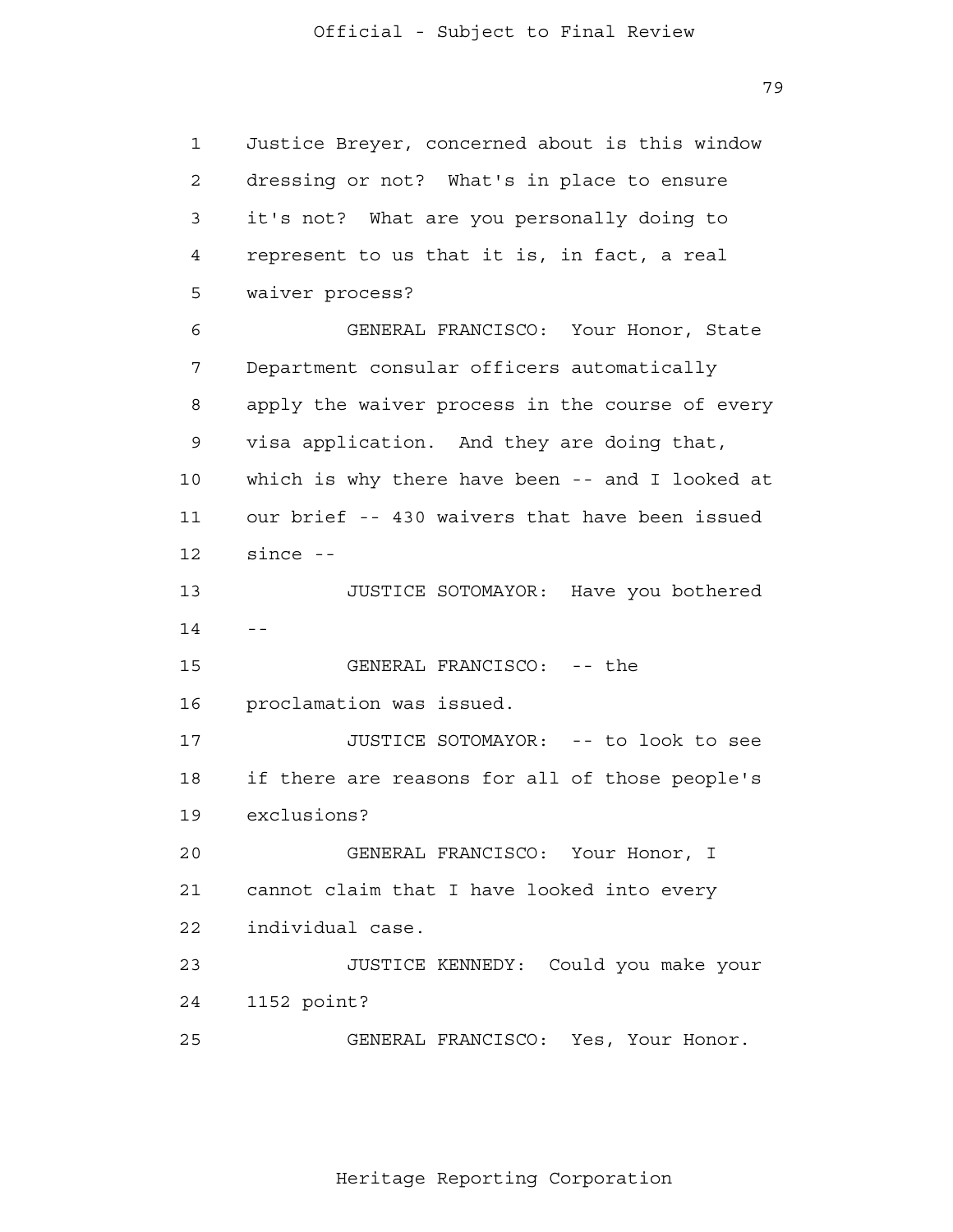Justice Breyer, concerned about is this window dressing or not? What's in place to ensure it's not? What are you personally doing to represent to us that it is, in fact, a real waiver process?

GENERAL FRANCISCO: Your Honor, State Department consular officers automatically apply the waiver process in the course of every visa application. And they are doing that, which is why there have been -- and I looked at our brief -- 430 waivers that have been issued since --

JUSTICE SOTOMAYOR: Have you bothered --

GENERAL FRANCISCO: -- the proclamation was issued.

JUSTICE SOTOMAYOR: -- to look to see if there are reasons for all of those people's exclusions?

GENERAL FRANCISCO: Your Honor, I cannot claim that I have looked into every individual case.

JUSTICE KENNEDY: Could you make your 1152 point?

GENERAL FRANCISCO: Yes, Your Honor.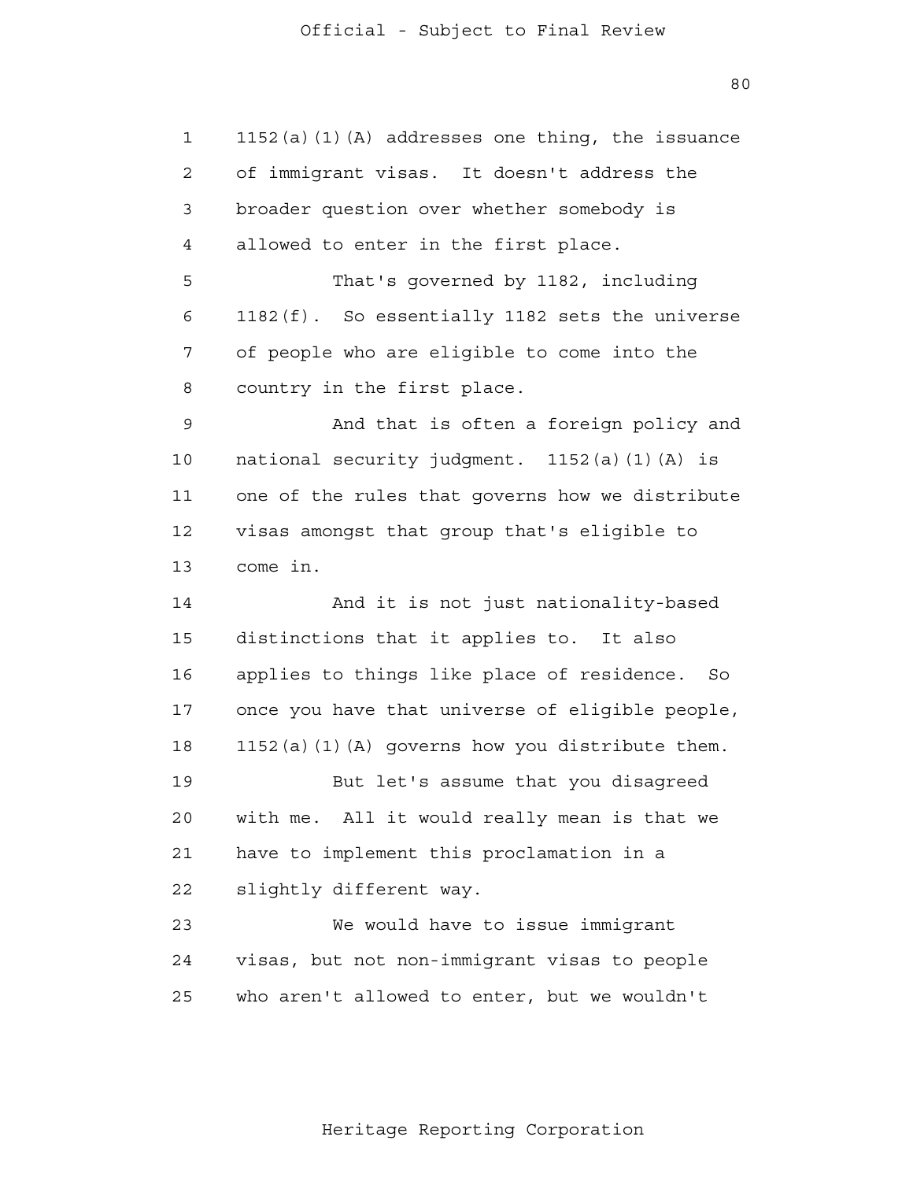1152(a)(1)(A) addresses one thing, the issuance of immigrant visas. It doesn't address the broader question over whether somebody is allowed to enter in the first place.

That's governed by 1182, including 1182(f). So essentially 1182 sets the universe of people who are eligible to come into the country in the first place.

And that is often a foreign policy and national security judgment. 1152(a)(1)(A) is one of the rules that governs how we distribute visas amongst that group that's eligible to come in.

And it is not just nationality-based distinctions that it applies to. It also applies to things like place of residence. So once you have that universe of eligible people, 1152(a)(1)(A) governs how you distribute them.

But let's assume that you disagreed with me. All it would really mean is that we have to implement this proclamation in a slightly different way.

We would have to issue immigrant visas, but not non-immigrant visas to people who aren't allowed to enter, but we wouldn't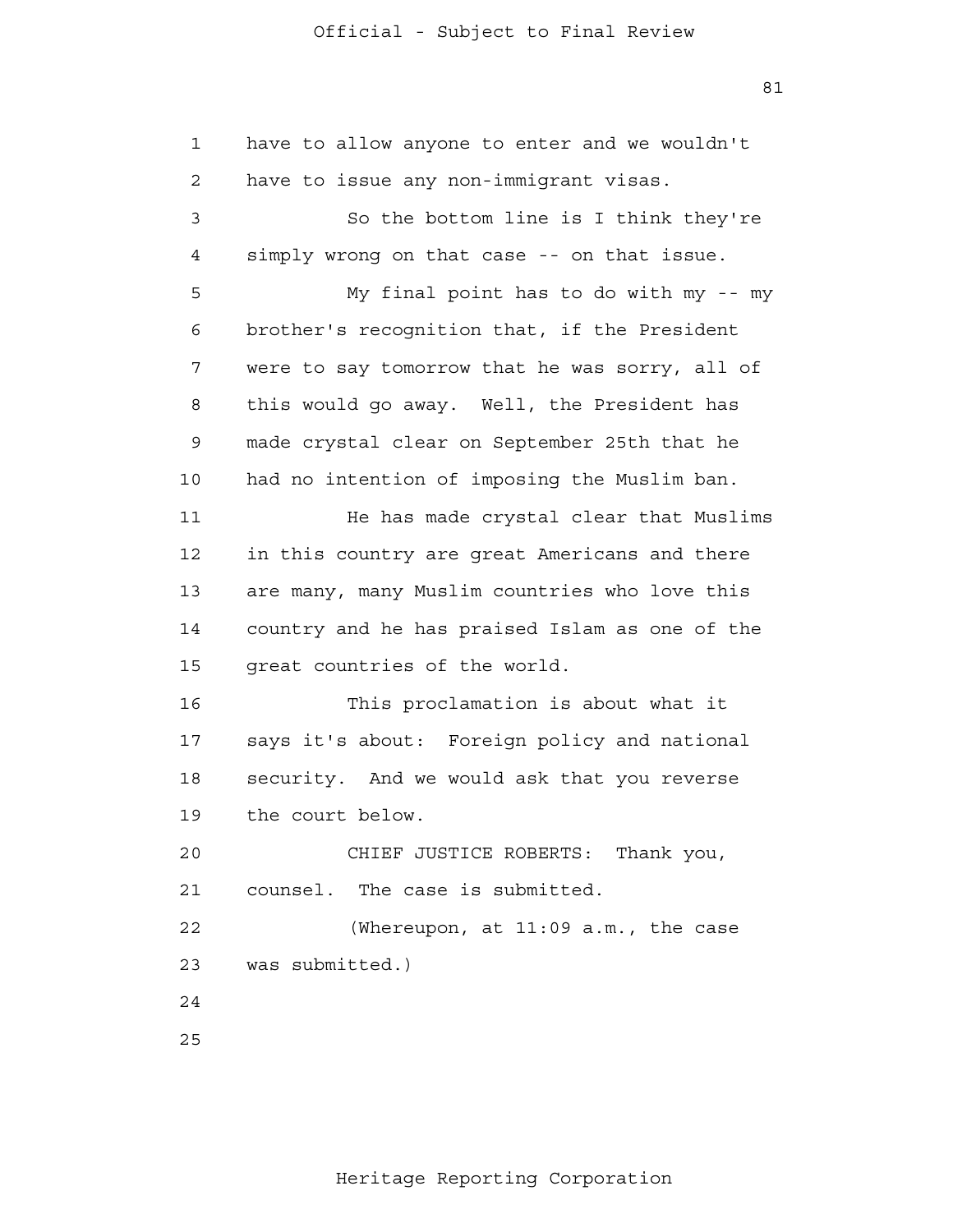have to allow anyone to enter and we wouldn't have to issue any non-immigrant visas.

So the bottom line is I think they're simply wrong on that case -- on that issue.

My final point has to do with my -- my brother's recognition that, if the President were to say tomorrow that he was sorry, all of this would go away. Well, the President has made crystal clear on September 25th that he had no intention of imposing the Muslim ban.

He has made crystal clear that Muslims in this country are great Americans and there are many, many Muslim countries who love this country and he has praised Islam as one of the great countries of the world.

This proclamation is about what it says it's about: Foreign policy and national security. And we would ask that you reverse the court below.

CHIEF JUSTICE ROBERTS: Thank you, counsel. The case is submitted.

(Whereupon, at 11:09 a.m., the case was submitted.)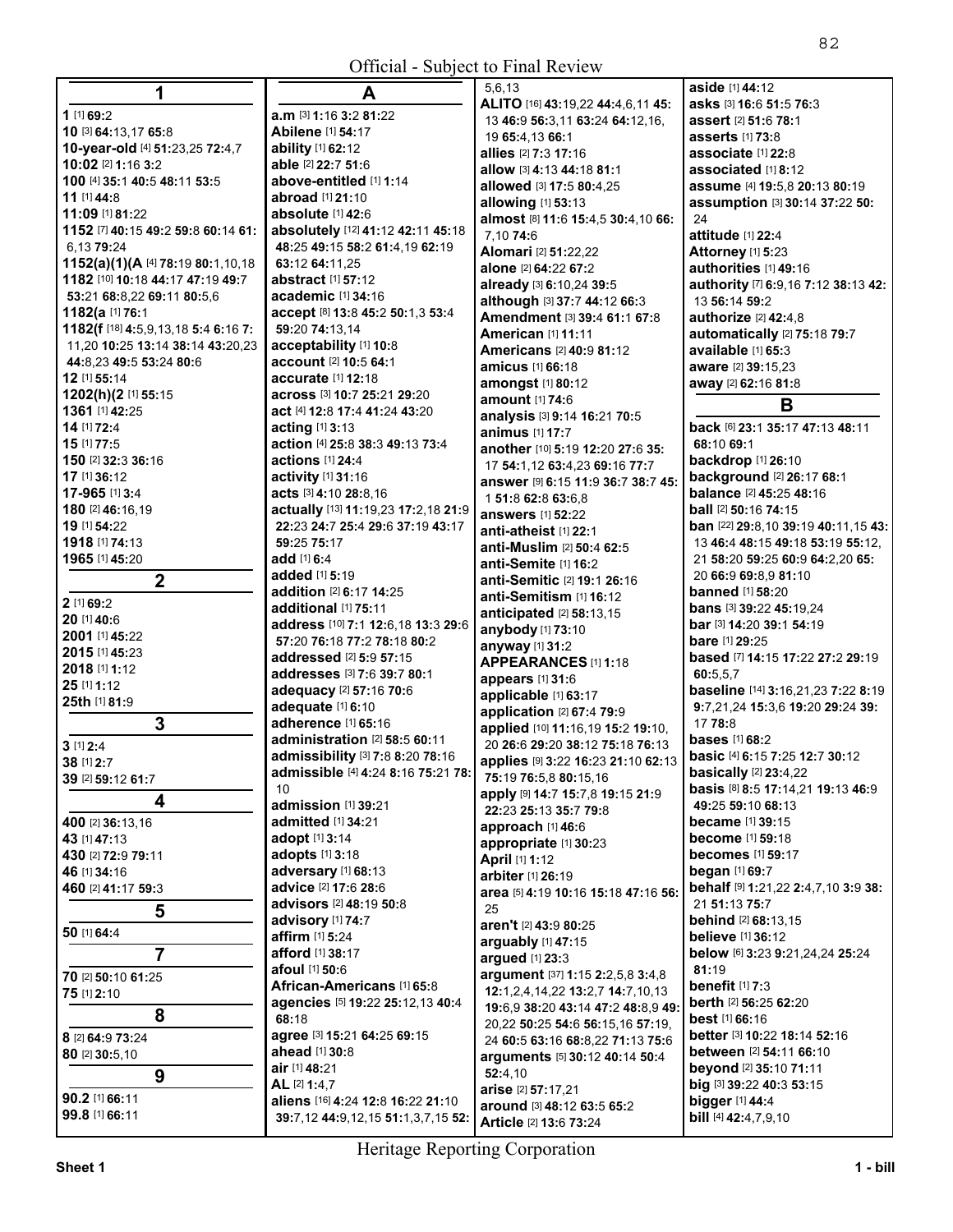Official - Subject to Final Review

## 1

**1** [1] **69:**2
**10** [3] **64:**13,17 **65:**8
**10-year-old** [4] **51:**23,25 **72:**4,7
**10:02** [2] **1:**16 **3:**2
**100** [4] **35:**1 **40:**5 **48:**11 **53:**5
**11** [1] **44:**8
**11:09** [1] **81:**22
**1152** [7] **40:**15 **49:**2 **59:**8 **60:**14 **61:**6,13 **79:**24
**1152(a)(1)(A** [4] **78:**19 **80:**1,10,18
**1182** [10] **10:**18 **44:**17 **47:**19 **49:**7 **53:**21 **68:**8,22 **69:**11 **80:**5,6
**1182(a** [1] **76:**1
**1182(f** [18] **4:**5,9,13,18 **5:**4 **6:**16 **7:**11,20 **10:**25 **13:**14 **38:**14 **43:**20,23 **44:**8,23 **49:**5 **53:**24 **80:**6
**12** [1] **55:**14
**1202(h)(2** [1] **55:**15
**1361** [1] **42:**25
**14** [1] **72:**4
**15** [1] **77:**5
**150** [2] **32:**3 **36:**16
**17** [1] **36:**12
**17-965** [1] **3:**4
**180** [2] **46:**16,19
**19** [1] **54:**22
**1918** [1] **74:**13
**1965** [1] **45:**20

## 2

**2** [1] **69:**2
**20** [1] **40:**6
**2001** [1] **45:**22
**2015** [1] **45:**23
**2018** [1] **1:**12
**25** [1] **1:**12
**25th** [1] **81:**9

## 3

**3** [1] **2:**4
**38** [1] **2:**7
**39** [2] **59:**12 **61:**7

## 4

**400** [2] **36:**13,16
**43** [1] **47:**13
**430** [2] **72:**9 **79:**11
**46** [1] **34:**16
**460** [2] **41:**17 **59:**3

## 5

**50** [1] **64:**4

## 7

**70** [2] **50:**10 **61:**25
**75** [1] **2:**10

## 8

**8** [2] **64:**9 **73:**24
**80** [2] **30:**5,10

## 9

**90.2** [1] **66:**11
**99.8** [1] **66:**11

## A

**a.m** [3] **1:**16 **3:**2 **81:**22
**Abilene** [1] **54:**17
**ability** [1] **62:**12
**able** [2] **22:**7 **51:**6
**above-entitled** [1] **1:**14
**abroad** [1] **21:**10
**absolute** [1] **42:**6
**absolutely** [12] **41:**12 **42:**11 **45:**18 **48:**25 **49:**15 **58:**2 **61:**4,19 **62:**19 **63:**12 **64:**11,25
**abstract** [1] **57:**12
**academic** [1] **34:**16
**accept** [8] **13:**8 **45:**2 **50:**1,3 **53:**4 **59:**20 **74:**13,14
**acceptability** [1] **10:**8
**account** [2] **10:**5 **64:**1
**accurate** [1] **12:**18
**across** [3] **10:**7 **25:**21 **29:**20
**act** [4] **12:**8 **17:**4 **41:**24 **43:**20
**acting** [1] **3:**13
**action** [4] **25:**8 **38:**3 **49:**13 **73:**4
**actions** [1] **24:**4
**activity** [1] **31:**16
**acts** [3] **4:**10 **28:**8,16
**actually** [13] **11:**19,23 **17:**2,18 **21:**9 **22:**23 **24:**7 **25:**4 **29:**6 **37:**19 **43:**17 **59:**25 **75:**17
**add** [1] **6:**4
**added** [1] **5:**19
**addition** [2] **6:**17 **14:**25
**additional** [1] **75:**11
**address** [10] **7:**1 **12:**6,18 **13:**3 **29:**6 **57:**20 **76:**18 **77:**2 **78:**18 **80:**2
**addressed** [2] **5:**9 **57:**15
**addresses** [3] **7:**6 **39:**7 **80:**1
**adequacy** [2] **57:**16 **70:**6
**adequate** [1] **6:**10
**adherence** [1] **65:**16
**administration** [2] **58:**5 **60:**11
**admissibility** [3] **7:**8 **8:**20 **78:**16
**admissible** [4] **4:**24 **8:**16 **75:**21 **78:**10
**admission** [1] **39:**21
**admitted** [1] **34:**21
**adopt** [1] **3:**14
**adopts** [1] **3:**18
**adversary** [1] **68:**13
**advice** [2] **17:**6 **28:**6
**advisors** [2] **48:**19 **50:**8
**advisory** [1] **74:**7
**affirm** [1] **5:**24
**afford** [1] **38:**17
**afoul** [1] **50:**6
**African-Americans** [1] **65:**8
**agencies** [5] **19:**22 **25:**12,13 **40:**4 **68:**18
**agree** [3] **15:**21 **64:**25 **69:**15
**ahead** [1] **30:**8
**air** [1] **48:**21
**AL** [2] **1:**4,7
**aliens** [16] **4:**24 **12:**8 **16:**22 **21:**10 **39:**7,12 **44:**9,12,15 **51:**1,3,7,15 **52:**5,6,13
**ALITO** [16] **43:**19,22 **44:**4,6,11 **45:**13 **46:**9 **56:**3,11 **63:**24 **64:**12,16,19 **65:**4,13 **66:**1
**allies** [2] **7:**3 **17:**16
**allow** [3] **4:**13 **44:**18 **81:**1
**allowed** [3] **17:**5 **80:**4,25
**allowing** [1] **53:**13
**almost** [8] **11:**6 **15:**4,5 **30:**4,10 **66:**7,10 **74:**6
**Alomari** [2] **51:**22,22
**alone** [2] **64:**22 **67:**2
**already** [3] **6:**10,24 **39:**5
**although** [3] **37:**7 **44:**12 **66:**3
**Amendment** [3] **39:**4 **61:**1 **67:**8
**American** [1] **11:**11
**Americans** [2] **40:**9 **81:**12
**amicus** [1] **66:**18
**amongst** [1] **80:**12
**amount** [1] **74:**6
**analysis** [3] **9:**14 **16:**21 **70:**5
**animus** [1] **17:**7
**another** [10] **5:**19 **12:**20 **27:**6 **35:**17 **54:**1,12 **63:**4,23 **69:**16 **77:**7
**answer** [9] **6:**15 **11:**9 **36:**7 **38:**7 **45:**1 **51:**8 **62:**8 **63:**6,8
**answers** [1] **52:**22
**anti-atheist** [1] **22:**1
**anti-Muslim** [2] **50:**4 **62:**5
**anti-Semite** [1] **16:**2
**anti-Semitic** [2] **19:**1 **26:**16
**anti-Semitism** [1] **16:**12
**anticipated** [2] **58:**13,15
**anybody** [1] **73:**10
**anyway** [1] **31:**2
**APPEARANCES** [1] **1:**18
**appears** [1] **31:**6
**applicable** [1] **63:**17
**application** [2] **67:**4 **79:**9
**applied** [10] **11:**16,19 **15:**2 **19:**10,20 **26:**6 **29:**20 **38:**12 **75:**18 **76:**13
**applies** [9] **3:**22 **16:**23 **21:**10 **62:**13 **75:**19 **76:**5,8 **80:**15,16
**apply** [9] **14:**7 **15:**7,8 **19:**15 **21:**9 **22:**23 **25:**13 **35:**7 **79:**8
**approach** [1] **46:**6
**appropriate** [1] **30:**23
**April** [1] **1:**12
**arbiter** [1] **26:**19
**area** [5] **4:**19 **10:**16 **15:**18 **47:**16 **56:**25
**aren't** [2] **43:**9 **80:**25
**arguably** [1] **47:**15
**argued** [1] **23:**3
**argument** [37] **1:**15 **2:**2,5,8 **3:**4,8 **12:**1,2,4,14,22 **13:**2,7 **14:**7,10,13 **19:**6,9 **38:**20 **43:**14 **47:**2 **48:**8,9 **49:**20,22 **50:**25 **54:**6 **56:**15,16 **57:**19,24 **60:**5 **63:**16 **68:**8,22 **71:**13 **75:**6
**arguments** [5] **30:**12 **40:**14 **50:**4 **52:**4,10
**arise** [2] **57:**17,21
**around** [3] **48:**12 **63:**5 **65:**2
**Article** [2] **13:**6 **73:**24
**aside** [1] **44:**12
**asks** [3] **16:**6 **51:**5 **76:**3
**assert** [2] **51:**6 **78:**1
**asserts** [1] **73:**8
**associate** [1] **22:**8
**associated** [1] **8:**12
**assume** [4] **19:**5,8 **20:**13 **80:**19
**assumption** [3] **30:**14 **37:**22 **50:**24
**attitude** [1] **22:**4
**Attorney** [1] **5:**23
**authorities** [1] **49:**16
**authority** [7] **6:**9,16 **7:**12 **38:**13 **42:**13 **56:**14 **59:**2
**authorize** [2] **42:**4,8
**automatically** [2] **75:**18 **79:**7
**available** [1] **65:**3
**aware** [2] **39:**15,23
**away** [2] **62:**16 **81:**8

## B

**back** [6] **23:**1 **35:**17 **47:**13 **48:**11 **68:**10 **69:**1
**backdrop** [1] **26:**10
**background** [2] **26:**17 **68:**1
**balance** [2] **45:**25 **48:**16
**ball** [2] **50:**16 **74:**15
**ban** [22] **29:**8,10 **39:**19 **40:**11,15 **43:**13 **46:**4 **48:**15 **49:**18 **53:**19 **55:**12,21 **58:**20 **59:**25 **60:**9 **64:**2,20 **65:**20 **66:**9 **69:**8,9 **81:**10
**banned** [1] **58:**20
**bans** [3] **39:**22 **45:**19,24
**bar** [3] **14:**20 **39:**1 **54:**19
**bare** [1] **29:**25
**based** [7] **14:**15 **17:**22 **27:**2 **29:**19 **60:**5,5,7
**baseline** [14] **3:**16,21,23 **7:**22 **8:**19 **9:**7,21,24 **15:**3,6 **19:**20 **29:**24 **39:**17 **78:**8
**bases** [1] **68:**2
**basic** [4] **6:**15 **7:**25 **12:**7 **30:**12
**basically** [2] **23:**4,22
**basis** [8] **8:**5 **17:**14,21 **19:**13 **46:**9 **49:**25 **59:**10 **68:**13
**became** [1] **39:**15
**become** [1] **59:**18
**becomes** [1] **59:**17
**began** [1] **69:**7
**behalf** [9] **1:**21,22 **2:**4,7,10 **3:**9 **38:**21 **51:**13 **75:**7
**behind** [2] **68:**13,15
**believe** [1] **36:**12
**below** [6] **3:**23 **9:**21,24,24 **25:**24 **81:**19
**benefit** [1] **7:**3
**berth** [2] **56:**25 **62:**20
**best** [1] **66:**16
**better** [3] **10:**22 **18:**14 **52:**16
**between** [2] **54:**11 **66:**10
**beyond** [2] **35:**10 **71:**11
**big** [3] **39:**22 **40:**3 **53:**15
**bigger** [1] **44:**4
**bill** [4] **42:**4,7,9,10

Heritage Reporting Corporation

Sheet 1 — 1 - bill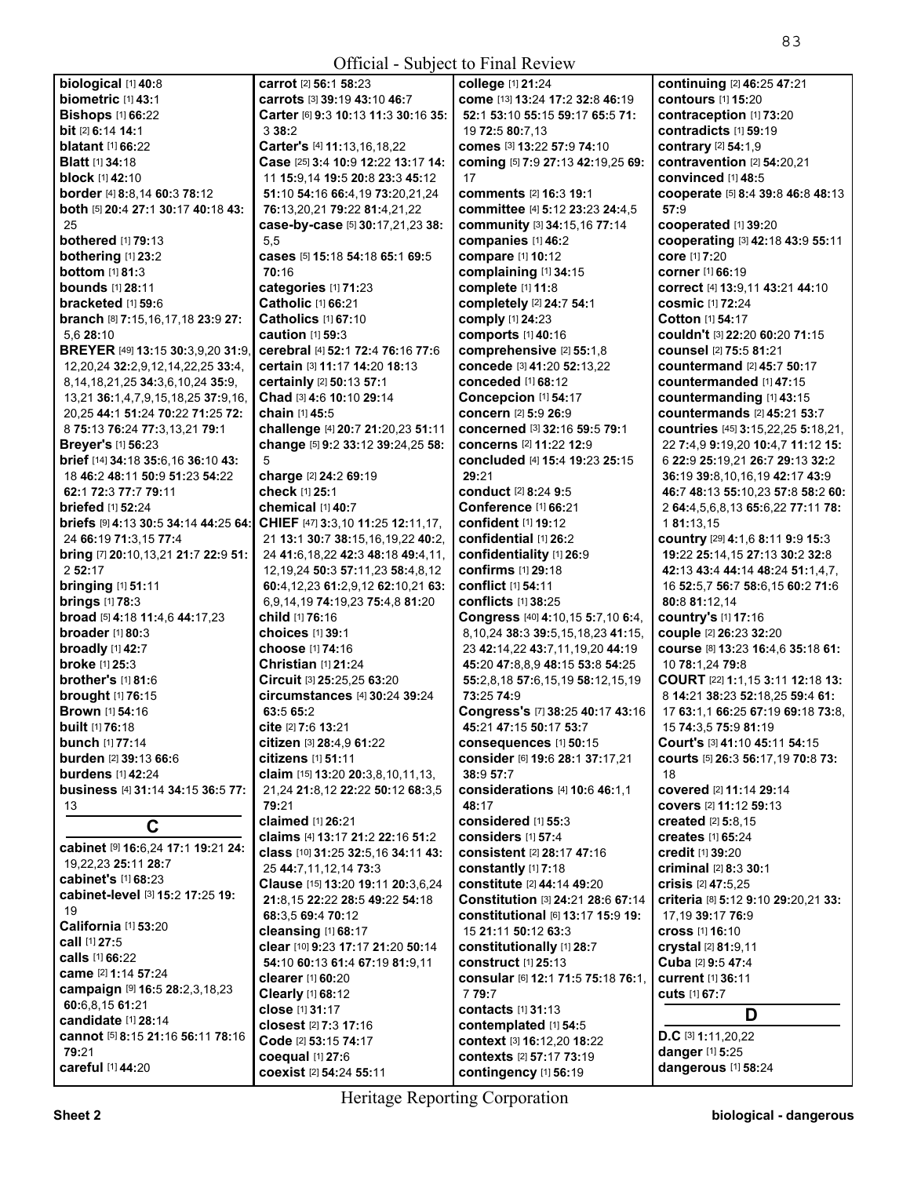**biological** [1] **40:**8
**biometric** [1] **43:**1
**Bishops** [1] **66:**22
**bit** [2] **6:**14 **14:**1
**blatant** [1] **66:**22
**Blatt** [1] **34:**18
**block** [1] **42:**10
**border** [4] **8:**8,14 **60:**3 **78:**12
**both** [5] **20:**4 **27:**1 **30:**17 **40:**18 **43:**25
**bothered** [1] **79:**13
**bothering** [1] **23:**2
**bottom** [1] **81:**3
**bounds** [1] **28:**11
**bracketed** [1] **59:**6
**branch** [8] **7:**15,16,17,18 **23:**9 **27:**5,6 **28:**10
**BREYER** [49] **13:**15 **30:**3,9,20 **31:**9,12,20,24 **32:**2,9,12,14,22,25 **33:**4,8,14,18,21,25 **34:**3,6,10,24 **35:**9,13,21 **36:**1,4,7,9,15,18,25 **37:**9,16,20,25 **44:**1 **51:**24 **70:**22 **71:**25 **72:**8 **75:**13 **76:**24 **77:**3,13,21 **79:**1
**Breyer's** [1] **56:**23
**brief** [14] **34:**18 **35:**6,16 **36:**10 **43:**18 **46:**2 **48:**11 **50:**9 **51:**23 **54:**22 **62:**1 **72:**3 **77:**7 **79:**11
**briefed** [1] **52:**24
**briefs** [9] **4:**13 **30:**5 **34:**14 **44:**25 **64:**24 **66:**19 **71:**3,15 **77:**4
**bring** [7] **20:**10,13,21 **21:**7 **22:**9 **51:**2 **52:**17
**bringing** [1] **51:**11
**brings** [1] **78:**3
**broad** [5] **4:**18 **11:**4,6 **44:**17,23
**broader** [1] **80:**3
**broadly** [1] **42:**7
**broke** [1] **25:**3
**brother's** [1] **81:**6
**brought** [1] **76:**15
**Brown** [1] **54:**16
**built** [1] **76:**18
**bunch** [1] **77:**14
**burden** [2] **39:**13 **66:**6
**burdens** [1] **42:**24
**business** [4] **31:**14 **34:**15 **36:**5 **77:**13

## C

**cabinet** [9] **16:**6,24 **17:**1 **19:**21 **24:**19,22,23 **25:**11 **28:**7
**cabinet's** [1] **68:**23
**cabinet-level** [3] **15:**2 **17:**25 **19:**19
**California** [1] **53:**20
**call** [1] **27:**5
**calls** [1] **66:**22
**came** [2] **1:**14 **57:**24
**campaign** [9] **16:**5 **28:**2,3,18,23 **60:**6,8,15 **61:**21
**candidate** [1] **28:**14
**cannot** [5] **8:**15 **21:**16 **56:**11 **78:**16 **79:**21
**careful** [1] **44:**20
**carrot** [2] **56:**1 **58:**23
**carrots** [3] **39:**19 **43:**10 **46:**7
**Carter** [6] **9:**3 **10:**13 **11:**3 **30:**16 **35:**3 **38:**2
**Carter's** [4] **11:**13,16,18,22
**Case** [25] **3:**4 **10:**9 **12:**22 **13:**17 **14:**11 **15:**9,14 **19:**5 **20:**8 **23:**3 **45:**12 **51:**10 **54:**16 **66:**4,19 **73:**20,21,24 **76:**13,20,21 **79:**22 **81:**4,21,22
**case-by-case** [5] **30:**17,21,23 **38:**5,5
**cases** [5] **15:**18 **54:**18 **65:**1 **69:**5 **70:**16
**categories** [1] **71:**23
**Catholic** [1] **66:**21
**Catholics** [1] **67:**10
**caution** [1] **59:**3
**cerebral** [4] **52:**1 **72:**4 **76:**16 **77:**6
**certain** [3] **11:**17 **14:**20 **18:**13
**certainly** [2] **50:**13 **57:**1
**Chad** [3] **4:**6 **10:**10 **29:**14
**chain** [1] **45:**5
**challenge** [4] **20:**7 **21:**20,23 **51:**11
**change** [5] **9:**2 **33:**12 **39:**24,25 **58:**5
**charge** [2] **24:**2 **69:**19
**check** [1] **25:**1
**chemical** [1] **40:**7
**CHIEF** [47] **3:**3,10 **11:**25 **12:**11,17,21 **13:**1 **30:**7 **38:**15,16,19,22 **40:**2,24 **41:**6,18,22 **42:**3 **48:**18 **49:**4,11,12,19,24 **50:**3 **57:**11,23 **58:**4,8,12 **60:**4,12,23 **61:**2,9,12 **62:**10,21 **63:**6,9,14,19 **74:**19,23 **75:**4,8 **81:**20
**child** [1] **76:**16
**choices** [1] **39:**1
**choose** [1] **74:**16
**Christian** [1] **21:**24
**Circuit** [3] **25:**25,25 **63:**20
**circumstances** [4] **30:**24 **39:**24 **63:**5 **65:**2
**cite** [2] **7:**6 **13:**21
**citizen** [3] **28:**4,9 **61:**22
**citizens** [1] **51:**11
**claim** [15] **13:**20 **20:**3,8,10,11,13,21,24 **21:**8,12 **22:**22 **50:**12 **68:**3,5 **79:**21
**claimed** [1] **26:**21
**claims** [4] **13:**17 **21:**2 **22:**16 **51:**2
**class** [10] **31:**25 **32:**5,16 **34:**11 **43:**25 **44:**7,11,12,14 **73:**3
**Clause** [15] **13:**20 **19:**11 **20:**3,6,24 **21:**8,15 **22:**22 **28:**5 **49:**22 **54:**18 **68:**3,5 **69:**4 **70:**12
**cleansing** [1] **68:**17
**clear** [10] **9:**23 **17:**17 **21:**20 **50:**14 **54:**10 **60:**13 **61:**4 **67:**19 **81:**9,11
**clearer** [1] **60:**20
**Clearly** [1] **68:**12
**close** [1] **31:**17
**closest** [2] **7:**3 **17:**16
**Code** [2] **53:**15 **74:**17
**coequal** [1] **27:**6
**coexist** [2] **54:**24 **55:**11
**college** [1] **21:**24
**come** [13] **13:**24 **17:**2 **32:**8 **46:**19 **52:**1 **53:**10 **55:**15 **59:**17 **65:**5 **71:**19 **72:**5 **80:**7,13
**comes** [3] **13:**22 **57:**9 **74:**10
**coming** [5] **7:**9 **27:**13 **42:**19,25 **69:**17
**comments** [2] **16:**3 **19:**1
**committee** [4] **5:**12 **23:**23 **24:**4,5
**community** [3] **34:**15,16 **77:**14
**companies** [1] **46:**2
**compare** [1] **10:**12
**complaining** [1] **34:**15
**complete** [1] **11:**8
**completely** [2] **24:**7 **54:**1
**comply** [1] **24:**23
**comports** [1] **40:**16
**comprehensive** [2] **55:**1,8
**concede** [3] **41:**20 **52:**13,22
**conceded** [1] **68:**12
**Concepcion** [1] **54:**17
**concern** [2] **5:**9 **26:**9
**concerned** [3] **32:**16 **59:**5 **79:**1
**concerns** [2] **11:**22 **12:**9
**concluded** [4] **15:**4 **19:**23 **25:**15 **29:**21
**conduct** [2] **8:**24 **9:**5
**Conference** [1] **66:**21
**confident** [1] **19:**12
**confidential** [1] **26:**2
**confidentiality** [1] **26:**9
**confirms** [1] **29:**18
**conflict** [1] **54:**11
**conflicts** [1] **38:**25
**Congress** [40] **4:**10,15 **5:**7,10 **6:**4,8,10,24 **38:**3 **39:**5,15,18,23 **41:**15,23 **42:**14,22 **43:**7,11,19,20 **44:**19 **45:**20 **47:**8,8,9 **48:**15 **53:**8 **54:**25 **55:**2,8,18 **57:**6,15,19 **58:**12,15,19 **73:**25 **74:**9
**Congress's** [7] **38:**25 **40:**17 **43:**16 **45:**21 **47:**15 **50:**17 **53:**7
**consequences** [1] **50:**15
**consider** [6] **19:**6 **28:**1 **37:**17,21 **38:**9 **57:**7
**considerations** [4] **10:**6 **46:**1,1 **48:**17
**considered** [1] **55:**3
**considers** [1] **57:**4
**consistent** [2] **28:**17 **47:**16
**constantly** [1] **7:**18
**constitute** [2] **44:**14 **49:**20
**Constitution** [3] **24:**21 **28:**6 **67:**14
**constitutional** [6] **13:**17 **15:**9 **19:**15 **21:**11 **50:**12 **63:**3
**constitutionally** [1] **28:**7
**construct** [1] **25:**13
**consular** [6] **12:**1 **71:**5 **75:**18 **76:**1,7 **79:**7
**contacts** [1] **31:**13
**contemplated** [1] **54:**5
**context** [3] **16:**12,20 **18:**22
**contexts** [2] **57:**17 **73:**19
**contingency** [1] **56:**19
**continuing** [2] **46:**25 **47:**21
**contours** [1] **15:**20
**contraception** [1] **73:**20
**contradicts** [1] **59:**19
**contrary** [2] **54:**1,9
**contravention** [2] **54:**20,21
**convinced** [1] **48:**5
**cooperate** [5] **8:**4 **39:**8 **46:**8 **48:**13 **57:**9
**cooperated** [1] **39:**20
**cooperating** [3] **42:**18 **43:**9 **55:**11
**core** [1] **7:**20
**corner** [1] **66:**19
**correct** [4] **13:**9,11 **43:**21 **44:**10
**cosmic** [1] **72:**24
**Cotton** [1] **54:**17
**couldn't** [3] **22:**20 **60:**20 **71:**15
**counsel** [2] **75:**5 **81:**21
**countermand** [2] **45:**7 **50:**17
**countermanded** [1] **47:**15
**countermanding** [1] **43:**15
**countermands** [2] **45:**21 **53:**7
**countries** [45] **3:**15,22,25 **5:**18,21,22 **7:**4,9 **9:**19,20 **10:**4,7 **11:**12 **15:**6 **22:**9 **25:**19,21 **26:**7 **29:**13 **32:**2 **36:**19 **39:**8,10,16,19 **42:**17 **43:**9 **46:**7 **48:**13 **55:**10,23 **57:**8 **58:**2 **60:**2 **64:**4,5,6,8,13 **65:**6,22 **77:**11 **78:**1 **81:**13,15
**country** [29] **4:**1,6 **8:**11 **9:**9 **15:**3 **19:**22 **25:**14,15 **27:**13 **30:**2 **32:**8 **42:**13 **43:**4 **44:**14 **48:**24 **51:**1,4,7,16 **52:**5,7 **56:**7 **58:**6,15 **60:**2 **71:**6 **80:**8 **81:**12,14
**country's** [1] **17:**16
**couple** [2] **26:**23 **32:**20
**course** [8] **13:**23 **16:**4,6 **35:**18 **61:**10 **78:**1,24 **79:**8
**COURT** [22] **1:**1,15 **3:**11 **12:**18 **13:**8 **14:**21 **38:**23 **52:**18,25 **59:**4 **61:**17 **63:**1,1 **66:**25 **67:**19 **69:**18 **73:**8,15 **74:**3,5 **75:**9 **81:**19
**Court's** [3] **41:**10 **45:**11 **54:**15
**courts** [5] **26:**3 **56:**17,19 **70:**8 **73:**18
**covered** [2] **11:**14 **29:**14
**covers** [2] **11:**12 **59:**13
**created** [2] **5:**8,15
**creates** [1] **65:**24
**credit** [1] **39:**20
**criminal** [2] **8:**3 **30:**1
**crisis** [2] **47:**5,25
**criteria** [8] **5:**12 **9:**10 **29:**20,21 **33:**17,19 **39:**17 **76:**9
**cross** [1] **16:**10
**crystal** [2] **81:**9,11
**Cuba** [2] **9:**5 **47:**4
**current** [1] **36:**11
**cuts** [1] **67:**7

## D

**D.C** [3] **1:**11,20,22
**danger** [1] **5:**25
**dangerous** [1] **58:**24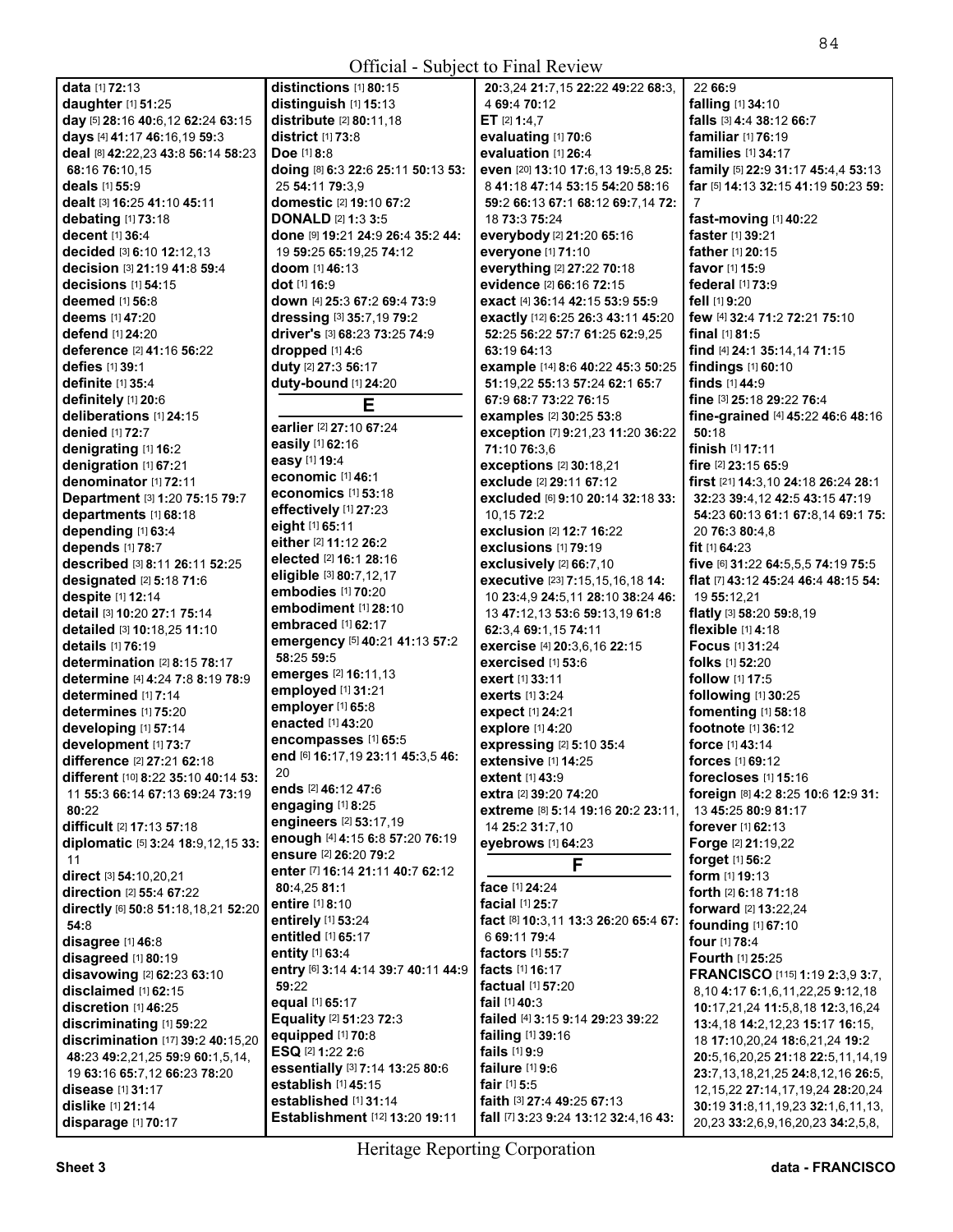**data** [1] **72:**13
**daughter** [1] **51:**25
**day** [5] **28:**16 **40:**6,12 **62:**24 **63:**15
**days** [4] **41:**17 **46:**16,19 **59:**3
**deal** [8] **42:**22,23 **43:**8 **56:**14 **58:**23 **68:**16 **76:**10,15
**deals** [1] **55:**9
**dealt** [3] **16:**25 **41:**10 **45:**11
**debating** [1] **73:**18
**decent** [1] **36:**4
**decided** [3] **6:**10 **12:**12,13
**decision** [3] **21:**19 **41:**8 **59:**4
**decisions** [1] **54:**15
**deemed** [1] **56:**8
**deems** [1] **47:**20
**defend** [1] **24:**20
**deference** [2] **41:**16 **56:**22
**defies** [1] **39:**1
**definite** [1] **35:**4
**definitely** [1] **20:**6
**deliberations** [1] **24:**15
**denied** [1] **72:**7
**denigrating** [1] **16:**2
**denigration** [1] **67:**21
**denominator** [1] **72:**11
**Department** [3] **1:**20 **75:**15 **79:**7
**departments** [1] **68:**18
**depending** [1] **63:**4
**depends** [1] **78:**7
**described** [3] **8:**11 **26:**11 **52:**25
**designated** [2] **5:**18 **71:**6
**despite** [1] **12:**14
**detail** [3] **10:**20 **27:**1 **75:**14
**detailed** [3] **10:**18,25 **11:**10
**details** [1] **76:**19
**determination** [2] **8:**15 **78:**17
**determine** [4] **4:**24 **7:**8 **8:**19 **78:**9
**determined** [1] **7:**14
**determines** [1] **75:**20
**developing** [1] **57:**14
**development** [1] **73:**7
**difference** [2] **27:**21 **62:**18
**different** [10] **8:**22 **35:**10 **40:**14 **53:**11 **55:**3 **66:**14 **67:**13 **69:**24 **73:**19 **80:**22
**difficult** [2] **17:**13 **57:**18
**diplomatic** [5] **3:**24 **18:**9,12,15 **33:**11
**direct** [3] **54:**10,20,21
**direction** [2] **55:**4 **67:**22
**directly** [6] **50:**8 **51:**18,18,21 **52:**20 **54:**8
**disagree** [1] **46:**8
**disagreed** [1] **80:**19
**disavowing** [2] **62:**23 **63:**10
**disclaimed** [1] **62:**15
**discretion** [1] **46:**25
**discriminating** [1] **59:**22
**discrimination** [17] **39:**2 **40:**15,20 **48:**23 **49:**2,21,25 **59:**9 **60:**1,5,14,19 **63:**16 **65:**7,12 **66:**23 **78:**20
**disease** [1] **31:**17
**dislike** [1] **21:**14
**disparage** [1] **70:**17
**distinctions** [1] **80:**15
**distinguish** [1] **15:**13
**distribute** [2] **80:**11,18
**district** [1] **73:**8
**Doe** [1] **8:**8
**doing** [8] **6:**3 **22:**6 **25:**11 **50:**13 **53:**25 **54:**11 **79:**3,9
**domestic** [2] **19:**10 **67:**2
**DONALD** [2] **1:**3 **3:**5
**done** [9] **19:**21 **24:**9 **26:**4 **35:**2 **44:**19 **59:**25 **65:**19,25 **74:**12
**doom** [1] **46:**13
**dot** [1] **16:**9
**down** [4] **25:**3 **67:**2 **69:**4 **73:**9
**dressing** [3] **35:**7,19 **79:**2
**driver's** [3] **68:**23 **73:**25 **74:**9
**dropped** [1] **4:**6
**duty** [2] **27:**3 **56:**17
**duty-bound** [1] **24:**20

## E

**earlier** [2] **27:**10 **67:**24
**easily** [1] **62:**16
**easy** [1] **19:**4
**economic** [1] **46:**1
**economics** [1] **53:**18
**effectively** [1] **27:**23
**eight** [1] **65:**11
**either** [2] **11:**12 **26:**2
**elected** [2] **16:**1 **28:**16
**eligible** [3] **80:**7,12,17
**embodies** [1] **70:**20
**embodiment** [1] **28:**10
**embraced** [1] **62:**17
**emergency** [5] **40:**21 **41:**13 **57:**2 **58:**25 **59:**5
**emerges** [2] **16:**11,13
**employed** [1] **31:**21
**employer** [1] **65:**8
**enacted** [1] **43:**20
**encompasses** [1] **65:**5
**end** [6] **16:**17,19 **23:**11 **45:**3,5 **46:**20
**ends** [2] **46:**12 **47:**6
**engaging** [1] **8:**25
**engineers** [2] **53:**17,19
**enough** [4] **4:**15 **6:**8 **57:**20 **76:**19
**ensure** [2] **26:**20 **79:**2
**enter** [7] **16:**14 **21:**11 **40:**7 **62:**12 **80:**4,25 **81:**1
**entire** [1] **8:**10
**entirely** [1] **53:**24
**entitled** [1] **65:**17
**entity** [1] **63:**4
**entry** [6] **3:**14 **4:**14 **39:**7 **40:**11 **44:**9 **59:**22
**equal** [1] **65:**17
**Equality** [2] **51:**23 **72:**3
**equipped** [1] **70:**8
**ESQ** [2] **1:**22 **2:**6
**essentially** [3] **7:**14 **13:**25 **80:**6
**establish** [1] **45:**15
**established** [1] **31:**14
**Establishment** [12] **13:**20 **19:**11 **20:**3,24 **21:**7,15 **22:**22 **49:**22 **68:**3,4 **69:**4 **70:**12
**ET** [2] **1:**4,7
**evaluating** [1] **70:**6
**evaluation** [1] **26:**4
**even** [20] **13:**10 **17:**6,13 **19:**5,8 **25:**8 **41:**18 **47:**14 **53:**15 **54:**20 **58:**16 **59:**2 **66:**13 **67:**1 **68:**12 **69:**7,14 **72:**18 **73:**3 **75:**24
**everybody** [2] **21:**20 **65:**16
**everyone** [1] **71:**10
**everything** [2] **27:**22 **70:**18
**evidence** [2] **66:**16 **72:**15
**exact** [4] **36:**14 **42:**15 **53:**9 **55:**9
**exactly** [12] **6:**25 **26:**3 **43:**11 **45:**20 **52:**25 **56:**22 **57:**7 **61:**25 **62:**9,25 **63:**19 **64:**13
**example** [14] **8:**6 **40:**22 **45:**3 **50:**25 **51:**19,22 **55:**13 **57:**24 **62:**1 **65:**7 **67:**9 **68:**7 **73:**22 **76:**15
**examples** [2] **30:**25 **53:**8
**exception** [7] **9:**21,23 **11:**20 **36:**22 **71:**10 **76:**3,6
**exceptions** [2] **30:**18,21
**exclude** [2] **29:**11 **67:**12
**excluded** [6] **9:**10 **20:**14 **32:**18 **33:**10,15 **72:**2
**exclusion** [2] **12:**7 **16:**22
**exclusions** [1] **79:**19
**exclusively** [2] **66:**7,10
**executive** [23] **7:**15,15,16,18 **14:**10 **23:**4,9 **24:**5,11 **28:**10 **38:**24 **46:**13 **47:**12,13 **53:**6 **59:**13,19 **61:**8 **62:**3,4 **69:**1,15 **74:**11
**exercise** [4] **20:**3,6,16 **22:**15
**exercised** [1] **53:**6
**exert** [1] **33:**11
**exerts** [1] **3:**24
**expect** [1] **24:**21
**explore** [1] **4:**20
**expressing** [2] **5:**10 **35:**4
**extensive** [1] **14:**25
**extent** [1] **43:**9
**extra** [2] **39:**20 **74:**20
**extreme** [8] **5:**14 **19:**16 **20:**2 **23:**11,14 **25:**2 **31:**7,10
**eyebrows** [1] **64:**23

## F

**face** [1] **24:**24
**facial** [1] **25:**7
**fact** [8] **10:**3,11 **13:**3 **26:**20 **65:**4 **67:**6 **69:**11 **79:**4
**factors** [1] **55:**7
**facts** [1] **16:**17
**factual** [1] **57:**20
**fail** [1] **40:**3
**failed** [4] **3:**15 **9:**14 **29:**23 **39:**22
**failing** [1] **39:**16
**fails** [1] **9:**9
**failure** [1] **9:**6
**fair** [1] **5:**5
**faith** [3] **27:**4 **49:**25 **67:**13
**fall** [7] **3:**23 **9:**24 **13:**12 **32:**4,16 **43:**22 **66:**9
**falling** [1] **34:**10
**falls** [3] **4:**4 **38:**12 **66:**7
**familiar** [1] **76:**19
**families** [1] **34:**17
**family** [5] **22:**9 **31:**17 **45:**4,4 **53:**13
**far** [5] **14:**13 **32:**15 **41:**19 **50:**23 **59:**7
**fast-moving** [1] **40:**22
**faster** [1] **39:**21
**father** [1] **20:**15
**favor** [1] **15:**9
**federal** [1] **73:**9
**fell** [1] **9:**20
**few** [4] **32:**4 **71:**2 **72:**21 **75:**10
**final** [1] **81:**5
**find** [4] **24:**1 **35:**14,14 **71:**15
**findings** [1] **60:**10
**finds** [1] **44:**9
**fine** [3] **25:**18 **29:**22 **76:**4
**fine-grained** [4] **45:**22 **46:**6 **48:**16 **50:**18
**finish** [1] **17:**11
**fire** [2] **23:**15 **65:**9
**first** [21] **14:**3,10 **24:**18 **26:**24 **28:**1 **32:**23 **39:**4,12 **42:**5 **43:**15 **47:**19 **54:**23 **60:**13 **61:**1 **67:**8,14 **69:**1 **75:**20 **76:**3 **80:**4,8
**fit** [1] **64:**23
**five** [6] **31:**22 **64:**5,5,5 **74:**19 **75:**5
**flat** [7] **43:**12 **45:**24 **46:**4 **48:**15 **54:**19 **55:**12,21
**flatly** [3] **58:**20 **59:**8,19
**flexible** [1] **4:**18
**Focus** [1] **31:**24
**folks** [1] **52:**20
**follow** [1] **17:**5
**following** [1] **30:**25
**fomenting** [1] **58:**18
**footnote** [1] **36:**12
**force** [1] **43:**14
**forces** [1] **69:**12
**forecloses** [1] **15:**16
**foreign** [8] **4:**2 **8:**25 **10:**6 **12:**9 **31:**13 **45:**25 **80:**9 **81:**17
**forever** [1] **62:**13
**Forge** [2] **21:**19,22
**forget** [1] **56:**2
**form** [1] **19:**13
**forth** [2] **6:**18 **71:**18
**forward** [2] **13:**22,24
**founding** [1] **67:**10
**four** [1] **78:**4
**Fourth** [1] **25:**25
**FRANCISCO** [115] **1:**19 **2:**3,9 **3:**7,8,10 **4:**17 **6:**1,6,11,22,25 **9:**12,18 **10:**17,21,24 **11:**5,8,18 **12:**3,16,24 **13:**4,18 **14:**2,12,23 **15:**17 **16:**15,18 **17:**10,20,24 **18:**6,21,24 **19:**2 **20:**5,16,20,25 **21:**18 **22:**5,11,14,19 **23:**7,13,18,21,25 **24:**8,12,16 **26:**5,12,15,22 **27:**14,17,19,24 **28:**20,24 **30:**19 **31:**8,11,19,23 **32:**1,6,11,13,20,23 **33:**2,6,9,16,20,23 **34:**2,5,8,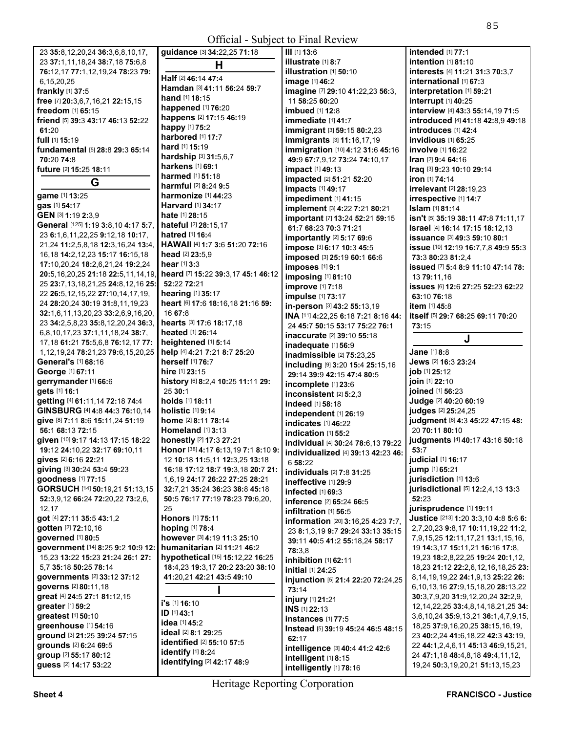23 **35:**8,12,20,24 **36:**3,6,8,10,17, 23 **37:**1,11,18,24 **38:**7,18 **75:**6,8 **76:**12,17 **77:**1,12,19,24 **78:**23 **79:** 6,15,20,25
**frankly** [1] **37:**5
**free** [7] **20:**3,6,7,16,21 **22:**15,15
**freedom** [1] **65:**15
**friend** [5] **39:**3 **43:**17 **46:**13 **52:**22 **61:**20
**full** [1] **15:**19
**fundamental** [5] **28:**8 **29:**3 **65:**14 **70:**20 **74:**8
**future** [2] **15:**25 **18:**11

## G

**game** [1] **13:**25
**gas** [1] **54:**17
**GEN** [3] **1:**19 **2:**3,9
**General** [125] **1:**19 **3:**8,10 **4:**17 **5:**7, 23 **6:**1,6,11,22,25 **9:**12,18 **10:**17, 21,24 **11:**2,5,8,18 **12:**3,16,24 **13:**4, 16,18 **14:**2,12,23 **15:**17 **16:**15,18 **17:**10,20,24 **18:**2,6,21,24 **19:**2,24 **20:**5,16,20,25 **21:**18 **22:**5,11,14,19, 25 **23:**7,13,18,21,25 **24:**8,12,16 **25:** 22 **26:**5,12,15,22 **27:**10,14,17,19, 24 **28:**20,24 **30:**19 **31:**8,11,19,23 **32:**1,6,11,13,20,23 **33:**2,6,9,16,20, 23 **34:**2,5,8,23 **35:**8,12,20,24 **36:**3, 6,8,10,17,18,24 **37:**1,11,18,24 **38:**7, 17,18 **61:**21 **75:**5,6,8 **76:**12,17 **77:** 1,12,19,24 **78:**21,23 **79:**6,15,20,25
**General's** [1] **68:**16
**George** [1] **67:**11
**gerrymander** [1] **66:**6
**gets** [1] **16:**1
**getting** [4] **61:**11,14 **72:**18 **74:**4
**GINSBURG** [4] **4:**8 **44:**3 **76:**10,14
**give** [8] **7:**11 **8:**6 **15:**11,24 **51:**19 **56:**1 **68:**13 **72:**15
**given** [10] **9:**17 **14:**13 **17:**15 **18:**22 **19:**12 **24:**10,22 **32:**17 **69:**10,11
**gives** [2] **6:**16 **22:**21
**giving** [3] **30:**24 **53:**4 **59:**23
**goodness** [1] **77:**15
**GORSUCH** [14] **50:**19,21 **51:**13,15 **52:**3,9,12 **66:**24 **72:**20,22 **73:**2,6, 12,17
**got** [4] **27:**11 **35:**5 **43:**1,2
**gotten** [2] **72:**10,16
**governed** [1] **80:**5
**government** [14] **8:**25 **9:**2 **10:**9 **12:** 15,23 **13:**22 **15:**23 **21:**24 **26:**1 **27:** 5,7 **35:**18 **50:**25 **78:**14
**governments** [2] **33:**12 **37:**12
**governs** [2] **80:**11,18
**great** [4] **24:**5 **27:**1 **81:**12,15
**greater** [1] **59:**2
**greatest** [1] **50:**10
**greenhouse** [1] **54:**16
**ground** [3] **21:**25 **39:**24 **57:**15
**grounds** [2] **6:**24 **69:**5
**group** [2] **55:**17 **80:**12
**guess** [2] **14:**17 **53:**22
**guidance** [3] **34:**22,25 **71:**18

## H

**Half** [2] **46:**14 **47:**4
**Hamdan** [3] **41:**11 **56:**24 **59:**7
**hand** [1] **18:**15
**happened** [1] **76:**20
**happens** [2] **17:**15 **46:**19
**happy** [1] **75:**2
**harbored** [1] **17:**7
**hard** [1] **15:**19
**hardship** [3] **31:**5,6,7
**harkens** [1] **69:**1
**harmed** [1] **51:**18
**harmful** [2] **8:**24 **9:**5
**harmonize** [1] **44:**23
**Harvard** [1] **34:**17
**hate** [1] **28:**15
**hateful** [2] **28:**15,17
**hatred** [1] **16:**4
**HAWAII** [4] **1:**7 **3:**6 **51:**20 **72:**16
**head** [2] **23:**5,9
**hear** [1] **3:**3
**heard** [7] **15:**22 **39:**3,17 **45:**1 **46:**12 **52:**22 **72:**21
**hearing** [1] **35:**17
**heart** [6] **17:**6 **18:**16,18 **21:**16 **59:** 16 **67:**8
**hearts** [3] **17:**6 **18:**17,18
**heated** [1] **26:**14
**heightened** [1] **5:**14
**help** [4] **4:**21 **7:**21 **8:**7 **25:**20
**herself** [1] **76:**7
**hire** [1] **23:**15
**history** [6] **8:**2,4 **10:**25 **11:**11 **29:** 25 **30:**1
**holds** [1] **18:**11
**holistic** [1] **9:**14
**home** [2] **8:**11 **78:**14
**Homeland** [1] **3:**13
**honestly** [2] **17:**3 **27:**21
**Honor** [38] **4:**17 **6:**13,19 **7:**1 **8:**10 **9:** 12 **10:**18 **11:**5,11 **12:**3,25 **13:**18 **16:**18 **17:**12 **18:**7 **19:**3,18 **20:**7 **21:** 1,6,19 **24:**17 **26:**22 **27:**25 **28:**21 **32:**7,21 **35:**24 **36:**23 **38:**8 **45:**18 **50:**5 **76:**17 **77:**19 **78:**23 **79:**6,20, 25
**Honors** [1] **75:**11
**hoping** [1] **78:**4
**however** [3] **4:**19 **11:**3 **25:**10
**humanitarian** [2] **11:**21 **46:**2
**hypothetical** [15] **15:**12,22 **16:**25 **18:**4,23 **19:**3,17 **20:**2 **23:**20 **38:**10 **41:**20,21 **42:**21 **43:**5 **49:**10

## I

**i's** [1] **16:**10
**ID** [1] **43:**1
**idea** [1] **45:**2
**ideal** [2] **8:**1 **29:**25
**identified** [2] **55:**10 **57:**5
**identify** [1] **8:**24
**identifying** [2] **42:**17 **48:**9
**Ill** [1] **13:**6
**illustrate** [1] **8:**7
**illustration** [1] **50:**10
**image** [1] **46:**2
**imagine** [7] **29:**10 **41:**22,23 **56:**3, 11 **58:**25 **60:**20
**imbued** [1] **12:**8
**immediate** [1] **41:**7
**immigrant** [3] **59:**15 **80:**2,23
**immigrants** [3] **11:**16,17,19
**immigration** [10] **4:**12 **31:**6 **45:**16 **49:**9 **67:**7,9,12 **73:**24 **74:**10,17
**impact** [1] **49:**13
**impacted** [2] **51:**21 **52:**20
**impacts** [1] **49:**17
**impediment** [1] **41:**15
**implement** [3] **4:**22 **7:**21 **80:**21
**important** [7] **13:**24 **52:**21 **59:**15 **61:**7 **68:**23 **70:**3 **71:**21
**importantly** [2] **5:**17 **69:**6
**impose** [3] **6:**17 **10:**3 **45:**5
**imposed** [3] **25:**19 **60:**1 **66:**6
**imposes** [1] **9:**1
**imposing** [1] **81:**10
**improve** [1] **7:**18
**impulse** [1] **73:**17
**in-person** [3] **43:**2 **55:**13,19
**INA** [11] **4:**22,25 **6:**18 **7:**21 **8:**16 **44:** 24 **45:**7 **50:**15 **53:**17 **75:**22 **76:**1
**inaccurate** [2] **39:**10 **55:**18
**inadequate** [1] **56:**9
**inadmissible** [2] **75:**23,25
**including** [9] **3:**20 **15:**4 **25:**15,16 **29:**14 **39:**9 **42:**15 **47:**4 **80:**5
**incomplete** [1] **23:**6
**inconsistent** [2] **5:**2,3
**indeed** [1] **58:**18
**independent** [1] **26:**19
**indicates** [1] **46:**22
**indication** [1] **55:**2
**individual** [4] **30:**24 **78:**6,13 **79:**22
**individualized** [4] **39:**13 **42:**23 **46:** 6 **58:**22
**individuals** [2] **7:**8 **31:**25
**ineffective** [1] **29:**9
**infected** [1] **69:**3
**inference** [2] **65:**24 **66:**5
**infiltration** [1] **56:**5
**information** [20] **3:**16,25 **4:**23 **7:**7, 23 **8:**1,3,19 **9:**7 **29:**24 **33:**13 **35:**15 **39:**11 **40:**5 **41:**2 **55:**18,24 **58:**17 **78:**3,8
**inhibition** [1] **62:**11
**initial** [1] **24:**25
**injunction** [5] **21:**4 **22:**20 **72:**24,25 **73:**14
**injury** [1] **21:**21
**INS** [1] **22:**13
**instances** [1] **77:**5
**Instead** [5] **39:**19 **45:**24 **46:**5 **48:**15 **62:**17
**intelligence** [3] **40:**4 **41:**2 **42:**6
**intelligent** [1] **8:**15
**intelligently** [1] **78:**16
**intended** [1] **77:**1
**intention** [1] **81:**10
**interests** [4] **11:**21 **31:**3 **70:**3,7
**international** [1] **67:**3
**interpretation** [1] **59:**21
**interrupt** [1] **40:**25
**interview** [4] **43:**3 **55:**14,19 **71:**5
**introduced** [4] **41:**18 **42:**8,9 **49:**18
**introduces** [1] **42:**4
**invidious** [1] **65:**25
**involve** [1] **16:**22
**Iran** [2] **9:**4 **64:**16
**Iraq** [3] **9:**23 **10:**10 **29:**14
**iron** [1] **74:**14
**irrelevant** [2] **28:**19,23
**irrespective** [1] **14:**7
**Islam** [1] **81:**14
**isn't** [5] **35:**19 **38:**11 **47:**8 **71:**11,17
**Israel** [4] **16:**14 **17:**15 **18:**12,13
**issuance** [3] **49:**3 **59:**10 **80:**1
**issue** [10] **12:**19 **16:**7,7,8 **49:**9 **55:**3 **73:**3 **80:**23 **81:**2,4
**issued** [7] **5:**4 **8:**9 **11:**10 **47:**14 **78:** 13 **79:**11,16
**issues** [6] **12:**6 **27:**25 **52:**23 **62:**22 **63:**10 **76:**18
**item** [1] **45:**8
**itself** [5] **29:**7 **68:**25 **69:**11 **70:**20 **73:**15

## J

**Jane** [1] **8:**8
**Jews** [2] **16:**3 **23:**24
**job** [1] **25:**12
**join** [1] **22:**10
**joined** [1] **56:**23
**Judge** [2] **40:**20 **60:**19
**judges** [2] **25:**24,25
**judgment** [6] **4:**3 **45:**22 **47:**15 **48:** 20 **70:**11 **80:**10
**judgments** [4] **40:**17 **43:**16 **50:**18 **53:**7
**judicial** [1] **16:**17
**jump** [1] **65:**21
**jurisdiction** [1] **13:**6
**jurisdictional** [5] **12:**2,4,13 **13:**3 **52:**23
**jurisprudence** [1] **19:**11
**Justice** [213] **1:**20 **3:**3,10 **4:**8 **5:**6 **6:** 2,7,20,23 **9:**8,17 **10:**11,19,22 **11:**2, 7,9,15,25 **12:**11,17,21 **13:**1,15,16, 19 **14:**3,17 **15:**11,21 **16:**16 **17:**8, 19,23 **18:**2,8,22,25 **19:**24 **20:**1,12, 18,23 **21:**12 **22:**2,6,12,16,18,25 **23:** 8,14,19,22 **24:**1,9,13 **25:**22 **26:** 6,10,13,16 **27:**9,15,18,20 **28:**13,22 **30:**3,7,9,20 **31:**9,12,20,24 **32:**2,9, 12,14,22,25 **33:**4,8,14,18,21,25 **34:** 3,6,10,24 **35:**9,13,21 **36:**1,4,7,9,15, 18,25 **37:**9,16,20,25 **38:**15,16,19, 23 **40:**2,24 **41:**6,18,22 **42:**3 **43:**19, 22 **44:**1,2,4,6,11 **45:**13 **46:**9,15,21, 24 **47:**1,18 **48:**4,8,18 **49:**4,11,12, 19,24 **50:**3,19,20,21 **51:**13,15,23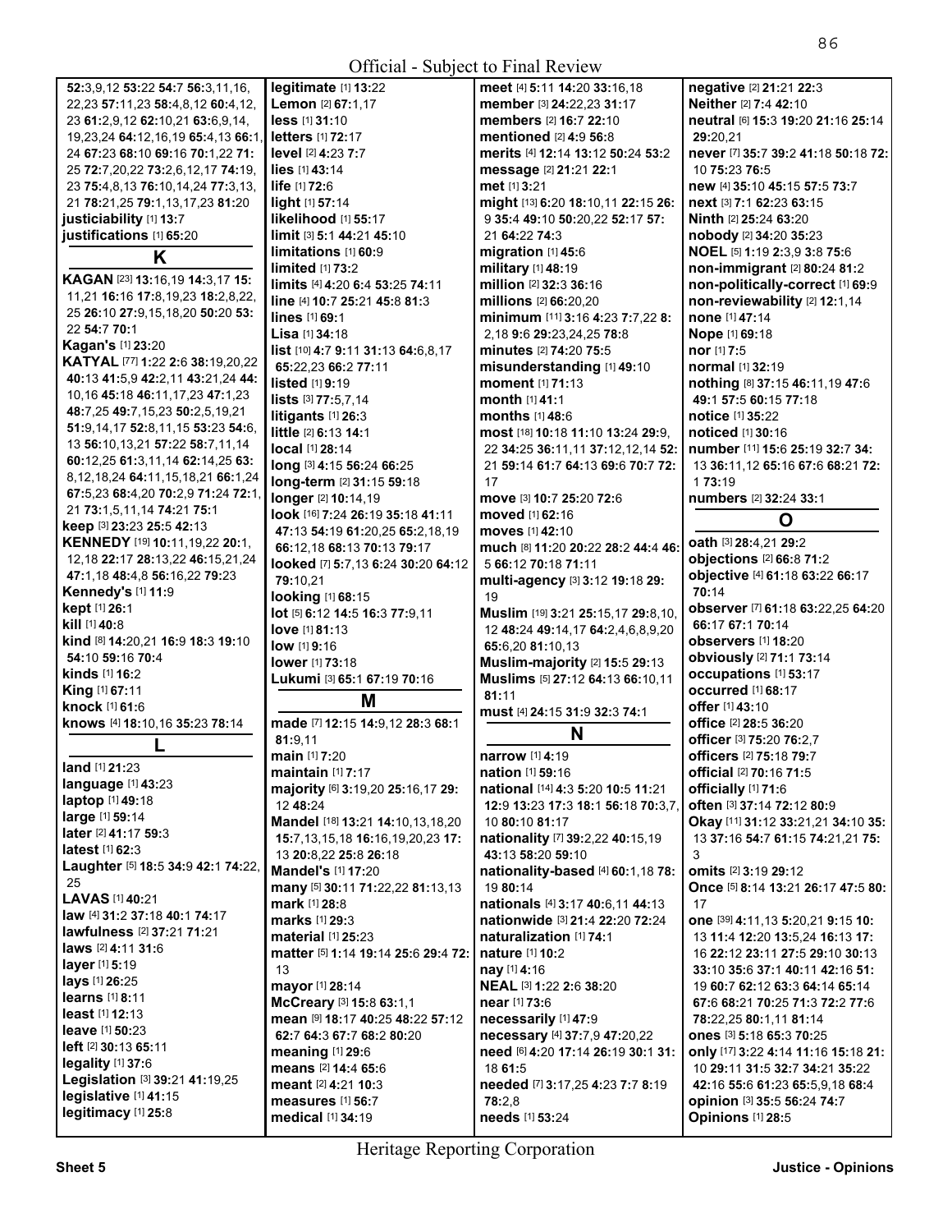**52:**3,9,12 **53:**22 **54:**7 **56:**3,11,16, 22,23 **57:**11,23 **58:**4,8,12 **60:**4,12, 23 **61:**2,9,12 **62:**10,21 **63:**6,9,14, 19,23,24 **64:**12,16,19 **65:**4,13 **66:**1, 24 **67:**23 **68:**10 **69:**16 **70:**1,22 **71:** 25 **72:**7,20,22 **73:**2,6,12,17 **74:**19, 23 **75:**4,8,13 **76:**10,14,24 **77:**3,13, 21 **78:**21,25 **79:**1,13,17,23 **81:**20
**justiciability** [1] **13:**7
**justifications** [1] **65:**20

## K

**KAGAN** [23] **13:**16,19 **14:**3,17 **15:** 11,21 **16:**16 **17:**8,19,23 **18:**2,8,22, 25 **26:**10 **27:**9,15,18,20 **50:**20 **53:** 22 **54:**7 **70:**1
**Kagan's** [1] **23:**20
**KATYAL** [77] **1:**22 **2:**6 **38:**19,20,22 **40:**13 **41:**5,9 **42:**2,11 **43:**21,24 **44:** 10,16 **45:**18 **46:**11,17,23 **47:**1,23 **48:**7,25 **49:**7,15,23 **50:**2,5,19,21 **51:**9,14,17 **52:**8,11,15 **53:**23 **54:**6, 13 **56:**10,13,21 **57:**22 **58:**7,11,14 **60:**12,25 **61:**3,11,14 **62:**14,25 **63:** 8,12,18,24 **64:**11,15,18,21 **66:**1,24 **67:**5,23 **68:**4,20 **70:**2,9 **71:**24 **72:**1, 21 **73:**1,5,11,14 **74:**21 **75:**1
**keep** [3] **23:**23 **25:**5 **42:**13
**KENNEDY** [19] **10:**11,19,22 **20:**1, 12,18 **22:**17 **28:**13,22 **46:**15,21,24 **47:**1,18 **48:**4,8 **56:**16,22 **79:**23
**Kennedy's** [1] **11:**9
**kept** [1] **26:**1
**kill** [1] **40:**8
**kind** [8] **14:**20,21 **16:**9 **18:**3 **19:**10 **54:**10 **59:**16 **70:**4
**kinds** [1] **16:**2
**King** [1] **67:**11
**knock** [1] **61:**6
**knows** [4] **18:**10,16 **35:**23 **78:**14

## L

**land** [1] **21:**23
**language** [1] **43:**23
**laptop** [1] **49:**18
**large** [1] **59:**14
**later** [2] **41:**17 **59:**3
**latest** [1] **62:**3
**Laughter** [5] **18:**5 **34:**9 **42:**1 **74:**22, 25
**LAVAS** [1] **40:**21
**law** [4] **31:**2 **37:**18 **40:**1 **74:**17
**lawfulness** [2] **37:**21 **71:**21
**laws** [2] **4:**11 **31:**6
**layer** [1] **5:**19
**lays** [1] **26:**25
**learns** [1] **8:**11
**least** [1] **12:**13
**leave** [1] **50:**23
**left** [2] **30:**13 **65:**11
**legality** [1] **37:**6
**Legislation** [3] **39:**21 **41:**19,25
**legislative** [1] **41:**15
**legitimacy** [1] **25:**8
**legitimate** [1] **13:**22
**Lemon** [2] **67:**1,17
**less** [1] **31:**10
**letters** [1] **72:**17
**level** [2] **4:**23 **7:**7
**lies** [1] **43:**14
**life** [1] **72:**6
**light** [1] **57:**14
**likelihood** [1] **55:**17
**limit** [3] **5:**1 **44:**21 **45:**10
**limitations** [1] **60:**9
**limited** [1] **73:**2
**limits** [4] **4:**20 **6:**4 **53:**25 **74:**11
**line** [4] **10:**7 **25:**21 **45:**8 **81:**3
**lines** [1] **69:**1
**Lisa** [1] **34:**18
**list** [10] **4:**7 **9:**11 **31:**13 **64:**6,8,17 **65:**22,23 **66:**2 **77:**11
**listed** [1] **9:**19
**lists** [3] **77:**5,7,14
**litigants** [1] **26:**3
**little** [2] **6:**13 **14:**1
**local** [1] **28:**14
**long** [3] **4:**15 **56:**24 **66:**25
**long-term** [2] **31:**15 **59:**18
**longer** [2] **10:**14,19
**look** [16] **7:**24 **26:**19 **35:**18 **41:**11 **47:**13 **54:**19 **61:**20,25 **65:**2,18,19 **66:**12,18 **68:**13 **70:**13 **79:**17
**looked** [7] **5:**7,13 **6:**24 **30:**20 **64:**12 **79:**10,21
**looking** [1] **68:**15
**lot** [5] **6:**12 **14:**5 **16:**3 **77:**9,11
**love** [1] **81:**13
**low** [1] **9:**16
**lower** [1] **73:**18
**Lukumi** [3] **65:**1 **67:**19 **70:**16

## M

**made** [7] **12:**15 **14:**9,12 **28:**3 **68:**1 **81:**9,11
**main** [1] **7:**20
**maintain** [1] **7:**17
**majority** [6] **3:**19,20 **25:**16,17 **29:** 12 **48:**24
**Mandel** [18] **13:**21 **14:**10,13,18,20 **15:**7,13,15,18 **16:**16,19,20,23 **17:** 13 **20:**8,22 **25:**8 **26:**18
**Mandel's** [1] **17:**20
**many** [5] **30:**11 **71:**22,22 **81:**13,13
**mark** [1] **28:**8
**marks** [1] **29:**3
**material** [1] **25:**23
**matter** [5] **1:**14 **19:**14 **25:**6 **29:**4 **72:** 13
**mayor** [1] **28:**14
**McCreary** [3] **15:**8 **63:**1,1
**mean** [9] **18:**17 **40:**25 **48:**22 **57:**12 **62:**7 **64:**3 **67:**7 **68:**2 **80:**20
**meaning** [1] **29:**6
**means** [2] **14:**4 **65:**6
**meant** [2] **4:**21 **10:**3
**measures** [1] **56:**7
**medical** [1] **34:**19
**meet** [4] **5:**11 **14:**20 **33:**16,18
**member** [3] **24:**22,23 **31:**17
**members** [2] **16:**7 **22:**10
**mentioned** [2] **4:**9 **56:**8
**merits** [4] **12:**14 **13:**12 **50:**24 **53:**2
**message** [2] **21:**21 **22:**1
**met** [1] **3:**21
**might** [13] **6:**20 **18:**10,11 **22:**15 **26:** 9 **35:**4 **49:**10 **50:**20,22 **52:**17 **57:** 21 **64:**22 **74:**3
**migration** [1] **45:**6
**military** [1] **48:**19
**million** [2] **32:**3 **36:**16
**millions** [2] **66:**20,20
**minimum** [11] **3:**16 **4:**23 **7:**7,22 **8:** 2,18 **9:**6 **29:**23,24,25 **78:**8
**minutes** [2] **74:**20 **75:**5
**misunderstanding** [1] **49:**10
**moment** [1] **71:**13
**month** [1] **41:**1
**months** [1] **48:**6
**most** [18] **10:**18 **11:**10 **13:**24 **29:**9, 22 **34:**25 **36:**11,11 **37:**12,12,14 **52:** 21 **59:**14 **61:**7 **64:**13 **69:**6 **70:**7 **72:** 17
**move** [3] **10:**7 **25:**20 **72:**6
**moved** [1] **62:**16
**moves** [1] **42:**10
**much** [8] **11:**20 **20:**22 **28:**2 **44:**4 **46:** 5 **66:**12 **70:**18 **71:**11
**multi-agency** [3] **3:**12 **19:**18 **29:** 19
**Muslim** [19] **3:**21 **25:**15,17 **29:**8,10, 12 **48:**24 **49:**14,17 **64:**2,4,6,8,9,20 **65:**6,20 **81:**10,13
**Muslim-majority** [2] **15:**5 **29:**13
**Muslims** [5] **27:**12 **64:**13 **66:**10,11 **81:**11
**must** [4] **24:**15 **31:**9 **32:**3 **74:**1

## N

**narrow** [1] **4:**19
**nation** [1] **59:**16
**national** [14] **4:**3 **5:**20 **10:**5 **11:**21 **12:**9 **13:**23 **17:**3 **18:**1 **56:**18 **70:**3,7, 10 **80:**10 **81:**17
**nationality** [7] **39:**2,22 **40:**15,19 **43:**13 **58:**20 **59:**10
**nationality-based** [4] **60:**1,18 **78:** 19 **80:**14
**nationals** [4] **3:**17 **40:**6,11 **44:**13
**nationwide** [3] **21:**4 **22:**20 **72:**24
**naturalization** [1] **74:**1
**nature** [1] **10:**2
**nay** [1] **4:**16
**NEAL** [3] **1:**22 **2:**6 **38:**20
**near** [1] **73:**6
**necessarily** [1] **47:**9
**necessary** [4] **37:**7,9 **47:**20,22
**need** [6] **4:**20 **17:**14 **26:**19 **30:**1 **31:** 18 **61:**5
**needed** [7] **3:**17,25 **4:**23 **7:**7 **8:**19 **78:**2,8
**needs** [1] **53:**24
**negative** [2] **21:**21 **22:**3
**Neither** [2] **7:**4 **42:**10
**neutral** [6] **15:**3 **19:**20 **21:**16 **25:**14 **29:**20,21
**never** [7] **35:**7 **39:**2 **41:**18 **50:**18 **72:** 10 **75:**23 **76:**5
**new** [4] **35:**10 **45:**15 **57:**5 **73:**7
**next** [3] **7:**1 **62:**23 **63:**15
**Ninth** [2] **25:**24 **63:**20
**nobody** [2] **34:**20 **35:**23
**NOEL** [5] **1:**19 **2:**3,9 **3:**8 **75:**6
**non-immigrant** [2] **80:**24 **81:**2
**non-politically-correct** [1] **69:**9
**non-reviewability** [2] **12:**1,14
**none** [1] **47:**14
**Nope** [1] **69:**18
**nor** [1] **7:**5
**normal** [1] **32:**19
**nothing** [8] **37:**15 **46:**11,19 **47:**6 **49:**1 **57:**5 **60:**15 **77:**18
**notice** [1] **35:**22
**noticed** [1] **30:**16
**number** [11] **15:**6 **25:**19 **32:**7 **34:** 13 **36:**11,12 **65:**16 **67:**6 **68:**21 **72:** 1 **73:**19
**numbers** [2] **32:**24 **33:**1

## O

**oath** [3] **28:**4,21 **29:**2
**objections** [2] **66:**8 **71:**2
**objective** [4] **61:**18 **63:**22 **66:**17 **70:**14
**observer** [7] **61:**18 **63:**22,25 **64:**20 **66:**17 **67:**1 **70:**14
**observers** [1] **18:**20
**obviously** [2] **71:**1 **73:**14
**occupations** [1] **53:**17
**occurred** [1] **68:**17
**offer** [1] **43:**10
**office** [2] **28:**5 **36:**20
**officer** [3] **75:**20 **76:**2,7
**officers** [2] **75:**18 **79:**7
**official** [2] **70:**16 **71:**5
**officially** [1] **71:**6
**often** [3] **37:**14 **72:**12 **80:**9
**Okay** [11] **31:**12 **33:**21,21 **34:**10 **35:** 13 **37:**16 **54:**7 **61:**15 **74:**21,21 **75:** 3
**omits** [2] **3:**19 **29:**12
**Once** [5] **8:**14 **13:**21 **26:**17 **47:**5 **80:** 17
**one** [39] **4:**11,13 **5:**20,21 **9:**15 **10:** 13 **11:**4 **12:**20 **13:**5,24 **16:**13 **17:** 16 **22:**12 **23:**11 **27:**5 **29:**10 **30:**13 **33:**10 **35:**6 **37:**1 **40:**11 **42:**16 **51:** 19 **60:**7 **62:**12 **63:**3 **64:**14 **65:**14 **67:**6 **68:**21 **70:**25 **71:**3 **72:**1 **77:**6 **78:**22,25 **80:**1,11 **81:**14
**ones** [3] **5:**18 **65:**3 **70:**25
**only** [17] **3:**22 **4:**14 **11:**16 **15:**18 **21:** 10 **29:**11 **31:**5 **32:**7 **34:**21 **35:**22 **42:**16 **55:**6 **61:**23 **65:**5,9,18 **68:**4
**opinion** [3] **35:**5 **56:**24 **74:**7
**Opinions** [1] **28:**5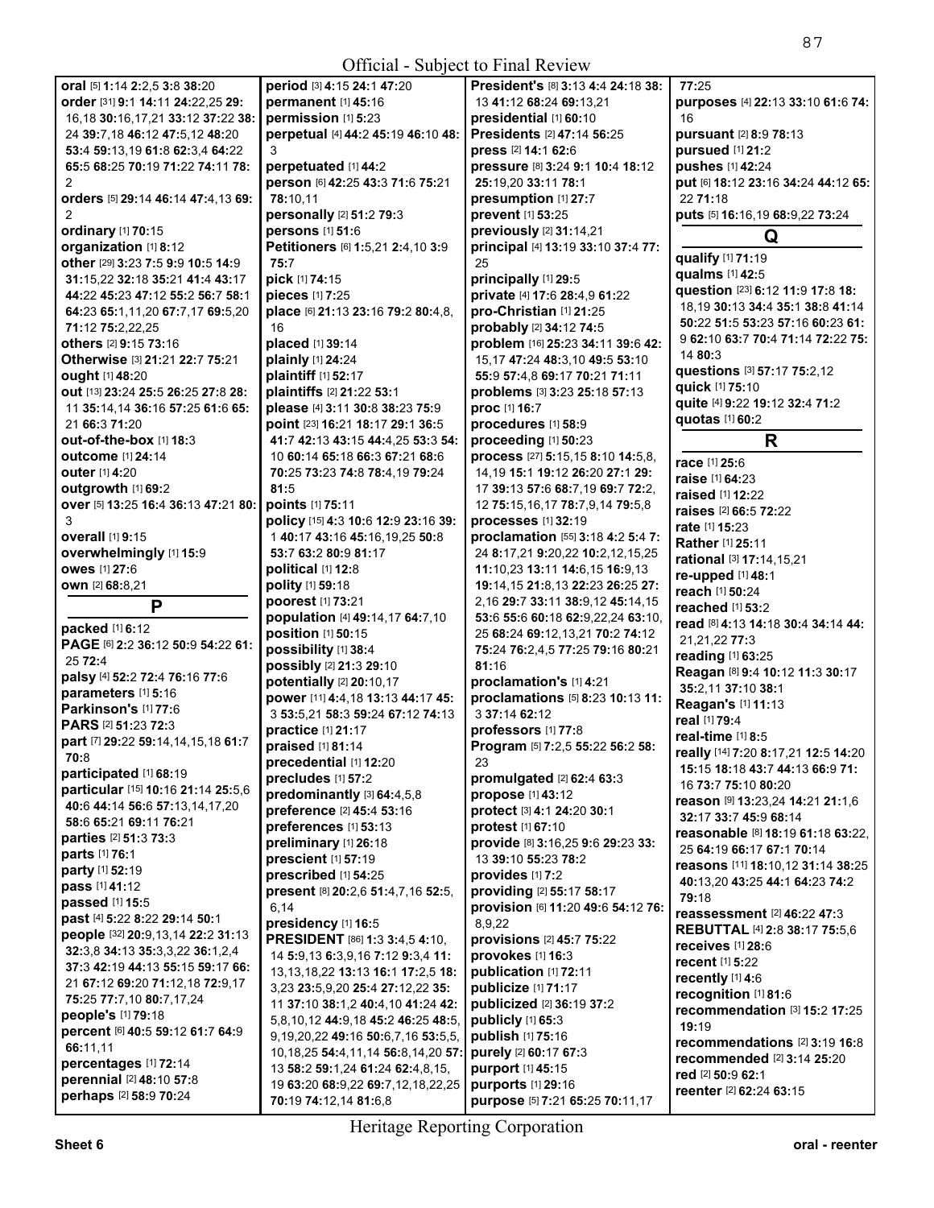Official - Subject to Final Review

**oral** [5] **1:**14 **2:**2,5 **3:**8 **38:**20
**order** [31] **9:**1 **14:**11 **24:**22,25 **29:**16,18 **30:**16,17,21 **33:**12 **37:**22 **38:**24 **39:**7,18 **46:**12 **47:**5,12 **48:**20 **53:**4 **59:**13,19 **61:**8 **62:**3,4 **64:**22 **65:**5 **68:**25 **70:**19 **71:**22 **74:**11 **78:**2
**orders** [5] **29:**14 **46:**14 **47:**4,13 **69:**2
**ordinary** [1] **70:**15
**organization** [1] **8:**12
**other** [29] **3:**23 **7:**5 **9:**9 **10:**5 **14:**9 **31:**15,22 **32:**18 **35:**21 **41:**4 **43:**17 **44:**22 **45:**23 **47:**12 **55:**2 **56:**7 **58:**1 **64:**23 **65:**1,11,20 **67:**7,17 **69:**5,20 **71:**12 **75:**2,22,25
**others** [2] **9:**15 **73:**16
**Otherwise** [3] **21:**21 **22:**7 **75:**21
**ought** [1] **48:**20
**out** [13] **23:**24 **25:**5 **26:**25 **27:**8 **28:**11 **35:**14,14 **36:**16 **57:**25 **61:**6 **65:**21 **66:**3 **71:**20
**out-of-the-box** [1] **18:**3
**outcome** [1] **24:**14
**outer** [1] **4:**20
**outgrowth** [1] **69:**2
**over** [5] **13:**25 **16:**4 **36:**13 **47:**21 **80:**3
**overall** [1] **9:**15
**overwhelmingly** [1] **15:**9
**owes** [1] **27:**6
**own** [2] **68:**8,21

## P

**packed** [1] **6:**12
**PAGE** [6] **2:**2 **36:**12 **50:**9 **54:**22 **61:**25 **72:**4
**palsy** [4] **52:**2 **72:**4 **76:**16 **77:**6
**parameters** [1] **5:**16
**Parkinson's** [1] **77:**6
**PARS** [2] **51:**23 **72:**3
**part** [7] **29:**22 **59:**14,14,15,18 **61:**7 **70:**8
**participated** [1] **68:**19
**particular** [15] **10:**16 **21:**14 **25:**5,6 **40:**6 **44:**14 **56:**6 **57:**13,14,17,20 **58:**6 **65:**21 **69:**11 **76:**21
**parties** [2] **51:**3 **73:**3
**parts** [1] **76:**1
**party** [1] **52:**19
**pass** [1] **41:**12
**passed** [1] **15:**5
**past** [4] **5:**22 **8:**22 **29:**14 **50:**1
**people** [32] **20:**9,13,14 **22:**2 **31:**13 **32:**3,8 **34:**13 **35:**3,3,22 **36:**1,2,4 **37:**3 **42:**19 **44:**13 **55:**15 **59:**17 **66:**21 **67:**12 **69:**20 **71:**12,18 **72:**9,17 **75:**25 **77:**7,10 **80:**7,17,24
**people's** [1] **79:**18
**percent** [6] **40:**5 **59:**12 **61:**7 **64:**9 **66:**11,11
**percentages** [1] **72:**14
**perennial** [2] **48:**10 **57:**8
**perhaps** [2] **58:**9 **70:**24
**period** [3] **4:**15 **24:**1 **47:**20
**permanent** [1] **45:**16
**permission** [1] **5:**23
**perpetual** [4] **44:**2 **45:**19 **46:**10 **48:**3
**perpetuated** [1] **44:**2
**person** [6] **42:**25 **43:**3 **71:**6 **75:**21 **78:**10,11
**personally** [2] **51:**2 **79:**3
**persons** [1] **51:**6
**Petitioners** [6] **1:**5,21 **2:**4,10 **3:**9 **75:**7
**pick** [1] **74:**15
**pieces** [1] **7:**25
**place** [6] **21:**13 **23:**16 **79:**2 **80:**4,8,16
**placed** [1] **39:**14
**plainly** [1] **24:**24
**plaintiff** [1] **52:**17
**plaintiffs** [2] **21:**22 **53:**1
**please** [4] **3:**11 **30:**8 **38:**23 **75:**9
**point** [23] **16:**21 **18:**17 **29:**1 **36:**5 **41:**7 **42:**13 **43:**15 **44:**4,25 **53:**3 **54:**10 **60:**14 **65:**18 **66:**3 **67:**21 **68:**6 **70:**25 **73:**23 **74:**8 **78:**4,19 **79:**24 **81:**5
**points** [1] **75:**11
**policy** [15] **4:**3 **10:**6 **12:**9 **23:**16 **39:**1 **40:**17 **43:**16 **45:**16,19,25 **50:**8 **53:**7 **63:**2 **80:**9 **81:**17
**political** [1] **12:**8
**polity** [1] **59:**18
**poorest** [1] **73:**21
**population** [4] **49:**14,17 **64:**7,10
**position** [1] **50:**15
**possibility** [1] **38:**4
**possibly** [2] **21:**3 **29:**10
**potentially** [2] **20:**10,17
**power** [11] **4:**4,18 **13:**13 **44:**17 **45:**3 **53:**5,21 **58:**3 **59:**24 **67:**12 **74:**13
**practice** [1] **21:**17
**praised** [1] **81:**14
**precedential** [1] **12:**20
**precludes** [1] **57:**2
**predominantly** [3] **64:**4,5,8
**preference** [2] **45:**4 **53:**16
**preferences** [1] **53:**13
**preliminary** [1] **26:**18
**prescient** [1] **57:**19
**prescribed** [1] **54:**25
**present** [8] **20:**2,6 **51:**4,7,16 **52:**5,6,14
**presidency** [1] **16:**5
**PRESIDENT** [86] **1:**3 **3:**4,5 **4:**10,14 **5:**9,13 **6:**3,9,16 **7:**12 **9:**3,4 **11:**13,13,18,22 **13:**13 **16:**1 **17:**2,5 **18:**3,23 **23:**5,9,20 **25:**4 **27:**12,22 **35:**11 **37:**10 **38:**1,2 **40:**4,10 **41:**24 **42:**5,8,10,12 **44:**9,18 **45:**2 **46:**25 **48:**5,9,19,20,22 **49:**16 **50:**6,7,16 **53:**5,5,10,18,25 **54:**4,11,14 **56:**8,14,20 **57:**13 **58:**2 **59:**1,24 **61:**24 **62:**4,8,15,19 **63:**20 **68:**9,22 **69:**7,12,18,22,25 **70:**19 **74:**12,14 **81:**6,8
**President's** [8] **3:**13 **4:**4 **24:**18 **38:**13 **41:**12 **68:**24 **69:**13,21
**presidential** [1] **60:**10
**Presidents** [2] **47:**14 **56:**25
**press** [2] **14:**1 **62:**6
**pressure** [8] **3:**24 **9:**1 **10:**4 **18:**12 **25:**19,20 **33:**11 **78:**1
**presumption** [1] **27:**7
**prevent** [1] **53:**25
**previously** [2] **31:**14,21
**principal** [4] **13:**19 **33:**10 **37:**4 **77:**25
**principally** [1] **29:**5
**private** [4] **17:**6 **28:**4,9 **61:**22
**pro-Christian** [1] **21:**25
**probably** [2] **34:**12 **74:**5
**problem** [16] **25:**23 **34:**11 **39:**6 **42:**15,17 **47:**24 **48:**3,10 **49:**5 **53:**10 **55:**9 **57:**4,8 **69:**17 **70:**21 **71:**11
**problems** [3] **3:**23 **25:**18 **57:**13
**proc** [1] **16:**7
**procedures** [1] **58:**9
**proceeding** [1] **50:**23
**process** [27] **5:**15,15 **8:**10 **14:**5,8,14,19 **15:**1 **19:**12 **26:**20 **27:**1 **29:**17 **39:**13 **57:**6 **68:**7,19 **69:**7 **72:**2,12 **75:**15,16,17 **78:**7,9,14 **79:**5,8
**processes** [1] **32:**19
**proclamation** [55] **3:**18 **4:**2 **5:**4 **7:**24 **8:**17,21 **9:**20,22 **10:**2,12,15,25 **11:**10,23 **13:**11 **14:**6,15 **16:**9,13 **19:**14,15 **21:**8,13 **22:**23 **26:**25 **27:**2,16 **29:**7 **33:**11 **38:**9,12 **45:**14,15 **53:**6 **55:**6 **60:**18 **62:**9,22,24 **63:**10,25 **68:**24 **69:**12,13,21 **70:**2 **74:**12 **75:**24 **76:**2,4,5 **77:**25 **79:**16 **80:**21 **81:**16
**proclamation's** [1] **4:**21
**proclamations** [5] **8:**23 **10:**13 **11:**3 **37:**14 **62:**12
**professors** [1] **77:**8
**Program** [5] **7:**2,5 **55:**22 **56:**2 **58:**23
**promulgated** [2] **62:**4 **63:**3
**propose** [1] **43:**12
**protect** [3] **4:**1 **24:**20 **30:**1
**protest** [1] **67:**10
**provide** [8] **3:**16,25 **9:**6 **29:**23 **33:**13 **39:**10 **55:**23 **78:**2
**provides** [1] **7:**2
**providing** [2] **55:**17 **58:**17
**provision** [6] **11:**20 **49:**6 **54:**12 **76:**8,9,22
**provisions** [2] **45:**7 **75:**22
**provokes** [1] **16:**3
**publication** [1] **72:**11
**publicize** [1] **71:**17
**publicized** [2] **36:**19 **37:**2
**publicly** [1] **65:**3
**publish** [1] **75:**16
**purely** [2] **60:**17 **67:**3
**purport** [1] **45:**15
**purports** [1] **29:**16
**purpose** [5] **7:**21 **65:**25 **70:**11,17 **77:**25
**purposes** [4] **22:**13 **33:**10 **61:**6 **74:**16
**pursuant** [2] **8:**9 **78:**13
**pursued** [1] **21:**2
**pushes** [1] **42:**24
**put** [6] **18:**12 **23:**16 **34:**24 **44:**12 **65:**22 **71:**18
**puts** [5] **16:**16,19 **68:**9,22 **73:**24

## Q

**qualify** [1] **71:**19
**qualms** [1] **42:**5
**question** [23] **6:**12 **11:**9 **17:**8 **18:**18,19 **30:**13 **34:**4 **35:**1 **38:**6 **41:**14 **50:**22 **51:**5 **53:**23 **57:**16 **60:**23 **61:**9 **62:**10 **63:**7 **70:**4 **71:**14 **72:**22 **75:**14 **80:**3
**questions** [3] **57:**17 **75:**2,12
**quick** [1] **75:**10
**quite** [4] **9:**22 **19:**12 **32:**4 **71:**2
**quotas** [1] **60:**2

## R

**race** [1] **25:**6
**raise** [1] **64:**23
**raised** [1] **12:**22
**raises** [2] **66:**5 **72:**22
**rate** [1] **15:**23
**Rather** [1] **25:**11
**rational** [3] **17:**14,15,21
**re-upped** [1] **48:**1
**reach** [1] **50:**24
**reached** [1] **53:**2
**read** [8] **4:**13 **14:**18 **30:**4 **34:**14 **44:**21,21,22 **77:**3
**reading** [1] **63:**25
**Reagan** [8] **9:**4 **10:**12 **11:**3 **30:**17 **35:**2,11 **37:**10 **38:**1
**Reagan's** [1] **11:**13
**real** [1] **79:**4
**real-time** [1] **8:**5
**really** [14] **7:**20 **8:**17,21 **12:**5 **14:**20 **15:**15 **18:**18 **43:**7 **44:**13 **66:**9 **71:**16 **73:**7 **75:**10 **80:**20
**reason** [9] **13:**23,24 **14:**21 **21:**1,6 **32:**17 **33:**7 **45:**9 **68:**14
**reasonable** [8] **18:**19 **61:**18 **63:**22,25 **64:**19 **66:**17 **67:**1 **70:**14
**reasons** [11] **18:**10,12 **31:**14 **38:**25 **40:**13,20 **43:**25 **44:**1 **64:**23 **74:**2 **79:**18
**reassessment** [2] **46:**22 **47:**3
**REBUTTAL** [4] **2:**8 **38:**17 **75:**5,6
**receives** [1] **28:**6
**recent** [1] **5:**22
**recently** [1] **4:**6
**recognition** [1] **81:**6
**recommendation** [3] **15:**2 **17:**25 **19:**19
**recommendations** [2] **3:**19 **16:**8
**recommended** [2] **3:**14 **25:**20
**red** [2] **50:**9 **62:**1
**reenter** [2] **62:**24 **63:**15

Heritage Reporting Corporation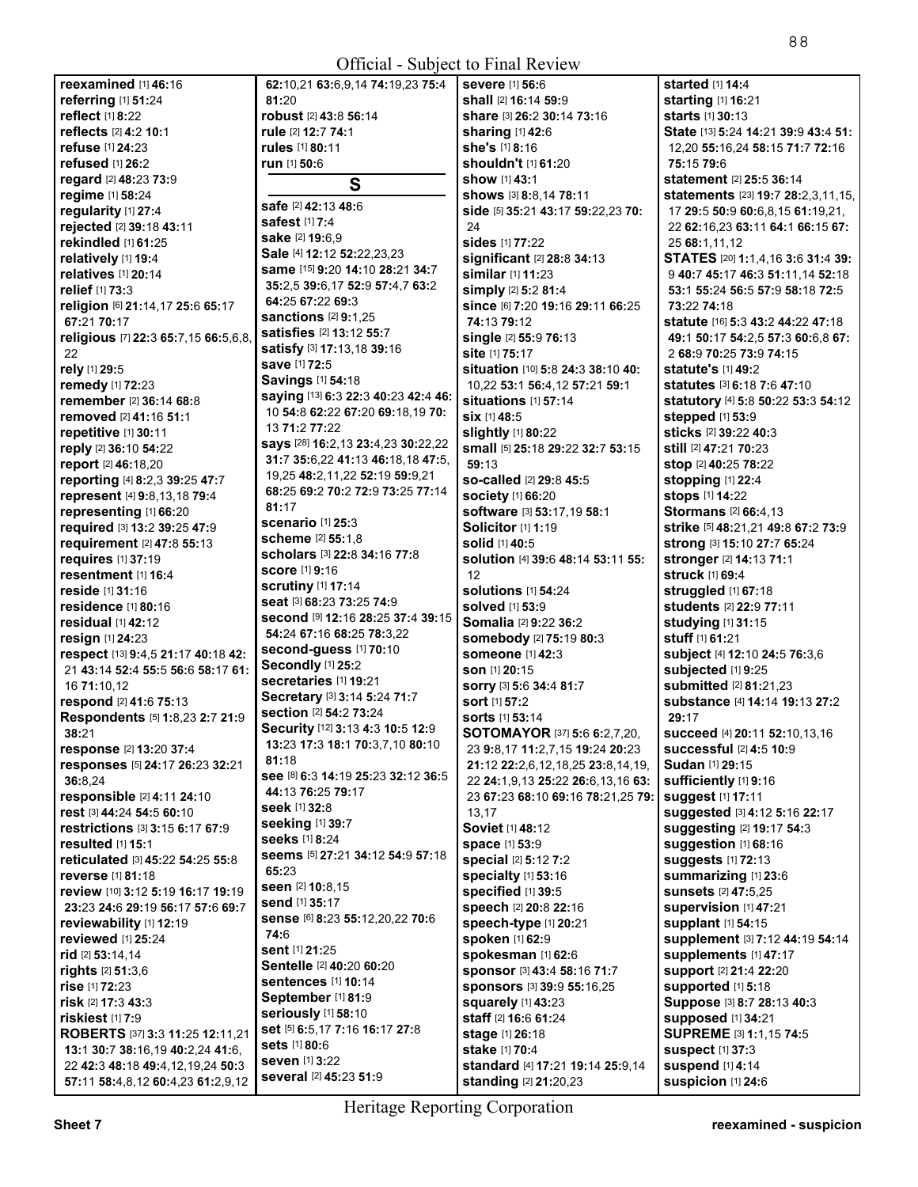**reexamined** [1] **46:**16
**referring** [1] **51:**24
**reflect** [1] **8:**22
**reflects** [2] **4:**2 **10:**1
**refuse** [1] **24:**23
**refused** [1] **26:**2
**regard** [2] **48:**23 **73:**9
**regime** [1] **58:**24
**regularity** [1] **27:**4
**rejected** [2] **39:**18 **43:**11
**rekindled** [1] **61:**25
**relatively** [1] **19:**4
**relatives** [1] **20:**14
**relief** [1] **73:**3
**religion** [6] **21:**14,17 **25:**6 **65:**17 **67:**21 **70:**17
**religious** [7] **22:**3 **65:**7,15 **66:**5,6,8,22
**rely** [1] **29:**5
**remedy** [1] **72:**23
**remember** [2] **36:**14 **68:**8
**removed** [2] **41:**16 **51:**1
**repetitive** [1] **30:**11
**reply** [2] **36:**10 **54:**22
**report** [2] **46:**18,20
**reporting** [4] **8:**2,3 **39:**25 **47:**7
**represent** [4] **9:**8,13,18 **79:**4
**representing** [1] **66:**20
**required** [3] **13:**2 **39:**25 **47:**9
**requirement** [2] **47:**8 **55:**13
**requires** [1] **37:**19
**resentment** [1] **16:**4
**reside** [1] **31:**16
**residence** [1] **80:**16
**residual** [1] **42:**12
**resign** [1] **24:**23
**respect** [13] **9:**4,5 **21:**17 **40:**18 **42:**21 **43:**14 **52:**4 **55:**5 **56:**6 **58:**17 **61:**16 **71:**10,12
**respond** [2] **41:**6 **75:**13
**Respondents** [5] **1:**8,23 **2:**7 **21:**9 **38:**21
**response** [2] **13:**20 **37:**4
**responses** [5] **24:**17 **26:**23 **32:**21 **36:**8,24
**responsible** [2] **4:**11 **24:**10
**rest** [3] **44:**24 **54:**5 **60:**10
**restrictions** [3] **3:**15 **6:**17 **67:**9
**resulted** [1] **15:**1
**reticulated** [3] **45:**22 **54:**25 **55:**8
**reverse** [1] **81:**18
**review** [10] **3:**12 **5:**19 **16:**17 **19:**19 **23:**23 **24:**6 **29:**19 **56:**17 **57:**6 **69:**7
**reviewability** [1] **12:**19
**reviewed** [1] **25:**24
**rid** [2] **53:**14,14
**rights** [2] **51:**3,6
**rise** [1] **72:**23
**risk** [2] **17:**3 **43:**3
**riskiest** [1] **7:**9
**ROBERTS** [37] **3:**3 **11:**25 **12:**11,21 **13:**1 **30:**7 **38:**16,19 **40:**2,24 **41:**6,22 **42:**3 **48:**18 **49:**4,12,19,24 **50:**3 **57:**11 **58:**4,8,12 **60:**4,23 **61:**2,9,12 **62:**10,21 **63:**6,9,14 **74:**19,23 **75:**4 **81:**20
**robust** [2] **43:**8 **56:**14
**rule** [2] **12:**7 **74:**1
**rules** [1] **80:**11
**run** [1] **50:**6

## S

**safe** [2] **42:**13 **48:**6
**safest** [1] **7:**4
**sake** [2] **19:**6,9
**Sale** [4] **12:**12 **52:**22,23,23
**same** [15] **9:**20 **14:**10 **28:**21 **34:**7 **35:**2,5 **39:**6,17 **52:**9 **57:**4,7 **63:**2 **64:**25 **67:**22 **69:**3
**sanctions** [2] **9:**1,25
**satisfies** [2] **13:**12 **55:**7
**satisfy** [3] **17:**13,18 **39:**16
**save** [1] **72:**5
**Savings** [1] **54:**18
**saying** [13] **6:**3 **22:**3 **40:**23 **42:**4 **46:**10 **54:**8 **62:**22 **67:**20 **69:**18,19 **70:**13 **71:**2 **77:**22
**says** [28] **16:**2,13 **23:**4,23 **30:**22,22 **31:**7 **35:**6,22 **41:**13 **46:**18,18 **47:**5,19,25 **48:**2,11,22 **52:**19 **59:**9,21 **68:**25 **69:**2 **70:**2 **72:**9 **73:**25 **77:**14 **81:**17
**scenario** [1] **25:**3
**scheme** [2] **55:**1,8
**scholars** [3] **22:**8 **34:**16 **77:**8
**score** [1] **9:**16
**scrutiny** [1] **17:**14
**seat** [3] **68:**23 **73:**25 **74:**9
**second** [9] **12:**16 **28:**25 **37:**4 **39:**15 **54:**24 **67:**16 **68:**25 **78:**3,22
**second-guess** [1] **70:**10
**Secondly** [1] **25:**2
**secretaries** [1] **19:**21
**Secretary** [3] **3:**14 **5:**24 **71:**7
**section** [2] **54:**2 **73:**24
**Security** [12] **3:**13 **4:**3 **10:**5 **12:**9 **13:**23 **17:**3 **18:**1 **70:**3,7,10 **80:**10 **81:**18
**see** [8] **6:**3 **14:**19 **25:**23 **32:**12 **36:**5 **44:**13 **76:**25 **79:**17
**seek** [1] **32:**8
**seeking** [1] **39:**7
**seeks** [1] **8:**24
**seems** [5] **27:**21 **34:**12 **54:**9 **57:**18 **65:**23
**seen** [2] **10:**8,15
**send** [1] **35:**17
**sense** [6] **8:**23 **55:**12,20,22 **70:**6 **74:**6
**sent** [1] **21:**25
**Sentelle** [2] **40:**20 **60:**20
**sentences** [1] **10:**14
**September** [1] **81:**9
**seriously** [1] **58:**10
**set** [5] **6:**5,17 **7:**16 **16:**17 **27:**8
**sets** [1] **80:**6
**seven** [1] **3:**22
**several** [2] **45:**23 **51:**9
**severe** [1] **56:**6
**shall** [2] **16:**14 **59:**9
**share** [3] **26:**2 **30:**14 **73:**16
**sharing** [1] **42:**6
**she's** [1] **8:**16
**shouldn't** [1] **61:**20
**show** [1] **43:**1
**shows** [3] **8:**8,14 **78:**11
**side** [5] **35:**21 **43:**17 **59:**22,23 **70:**24
**sides** [1] **77:**22
**significant** [2] **28:**8 **34:**13
**similar** [1] **11:**23
**simply** [2] **5:**2 **81:**4
**since** [6] **7:**20 **19:**16 **29:**11 **66:**25 **74:**13 **79:**12
**single** [2] **55:**9 **76:**13
**site** [1] **75:**17
**situation** [10] **5:**8 **24:**3 **38:**10 **40:**10,22 **53:**1 **56:**4,12 **57:**21 **59:**1
**situations** [1] **57:**14
**six** [1] **48:**5
**slightly** [1] **80:**22
**small** [5] **25:**18 **29:**22 **32:**7 **53:**15 **59:**13
**so-called** [2] **29:**8 **45:**5
**society** [1] **66:**20
**software** [3] **53:**17,19 **58:**1
**Solicitor** [1] **1:**19
**solid** [1] **40:**5
**solution** [4] **39:**6 **48:**14 **53:**11 **55:**12
**solutions** [1] **54:**24
**solved** [1] **53:**9
**Somalia** [2] **9:**22 **36:**2
**somebody** [2] **75:**19 **80:**3
**someone** [1] **42:**3
**son** [1] **20:**15
**sorry** [3] **5:**6 **34:**4 **81:**7
**sort** [1] **57:**2
**sorts** [1] **53:**14
**SOTOMAYOR** [37] **5:**6 **6:**2,7,20,23 **9:**8,17 **11:**2,7,15 **19:**24 **20:**23 **21:**12 **22:**2,6,12,18,25 **23:**8,14,19,22 **24:**1,9,13 **25:**22 **26:**6,13,16 **63:**23 **67:**23 **68:**10 **69:**16 **78:**21,25 **79:**13,17
**Soviet** [1] **48:**12
**space** [1] **53:**9
**special** [2] **5:**12 **7:**2
**specialty** [1] **53:**16
**specified** [1] **39:**5
**speech** [2] **20:**8 **22:**16
**speech-type** [1] **20:**21
**spoken** [1] **62:**9
**spokesman** [1] **62:**6
**sponsor** [3] **43:**4 **58:**16 **71:**7
**sponsors** [3] **39:**9 **55:**16,25
**squarely** [1] **43:**23
**staff** [2] **16:**6 **61:**24
**stage** [1] **26:**18
**stake** [1] **70:**4
**standard** [4] **17:**21 **19:**14 **25:**9,14
**standing** [2] **21:**20,23
**started** [1] **14:**4
**starting** [1] **16:**21
**starts** [1] **30:**13
**State** [13] **5:**24 **14:**21 **39:**9 **43:**4 **51:**12,20 **55:**16,24 **58:**15 **71:**7 **72:**16 **75:**15 **79:**6
**statement** [2] **25:**5 **36:**14
**statements** [23] **19:**7 **28:**2,3,11,15,17 **29:**5 **50:**9 **60:**6,8,15 **61:**19,21,22 **62:**16,23 **63:**11 **64:**1 **66:**15 **67:**25 **68:**1,11,12
**STATES** [20] **1:**1,4,16 **3:**6 **31:**4 **39:**9 **40:**7 **45:**17 **46:**3 **51:**11,14 **52:**18 **53:**1 **55:**24 **56:**5 **57:**9 **58:**18 **72:**5 **73:**22 **74:**18
**statute** [16] **5:**3 **43:**2 **44:**22 **47:**18 **49:**1 **50:**17 **54:**2,5 **57:**3 **60:**6,8 **67:**2 **68:**9 **70:**25 **73:**9 **74:**15
**statute's** [1] **49:**2
**statutes** [3] **6:**18 **7:**6 **47:**10
**statutory** [4] **5:**8 **50:**22 **53:**3 **54:**12
**stepped** [1] **53:**9
**sticks** [2] **39:**22 **40:**3
**still** [2] **47:**21 **70:**23
**stop** [2] **40:**25 **78:**22
**stopping** [1] **22:**4
**stops** [1] **14:**22
**Stormans** [2] **66:**4,13
**strike** [5] **48:**21,21 **49:**8 **67:**2 **73:**9
**strong** [3] **15:**10 **27:**7 **65:**24
**stronger** [2] **14:**13 **71:**1
**struck** [1] **69:**4
**struggled** [1] **67:**18
**students** [2] **22:**9 **77:**11
**studying** [1] **31:**15
**stuff** [1] **61:**21
**subject** [4] **12:**10 **24:**5 **76:**3,6
**subjected** [1] **9:**25
**submitted** [2] **81:**21,23
**substance** [4] **14:**14 **19:**13 **27:**2 **29:**17
**succeed** [4] **20:**11 **52:**10,13,16
**successful** [2] **4:**5 **10:**9
**Sudan** [1] **29:**15
**sufficiently** [1] **9:**16
**suggest** [1] **17:**11
**suggested** [3] **4:**12 **5:**16 **22:**17
**suggesting** [2] **19:**17 **54:**3
**suggestion** [1] **68:**16
**suggests** [1] **72:**13
**summarizing** [1] **23:**6
**sunsets** [2] **47:**5,25
**supervision** [1] **47:**21
**supplant** [1] **54:**15
**supplement** [3] **7:**12 **44:**19 **54:**14
**supplements** [1] **47:**17
**support** [2] **21:**4 **22:**20
**supported** [1] **5:**18
**Suppose** [3] **8:**7 **28:**13 **40:**3
**supposed** [1] **34:**21
**SUPREME** [3] **1:**1,15 **74:**5
**suspect** [1] **37:**3
**suspend** [1] **4:**14
**suspicion** [1] **24:**6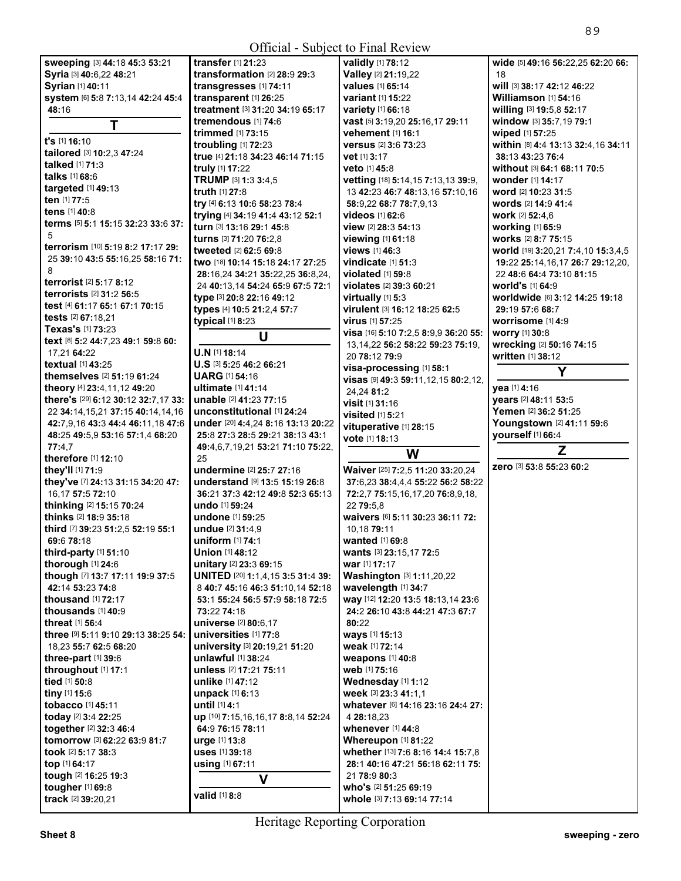Official - Subject to Final Review

**sweeping** [3] **44:**18 **45:**3 **53:**21
**Syria** [3] **40:**6,22 **48:**21
**Syrian** [1] **40:**11
**system** [6] **5:**8 **7:**13,14 **42:**24 **45:**4 **48:**16

## T

**t's** [1] **16:**10
**tailored** [3] **10:**2,3 **47:**24
**talked** [1] **71:**3
**talks** [1] **68:**6
**targeted** [1] **49:**13
**ten** [1] **77:**5
**tens** [1] **40:**8
**terms** [5] **5:**1 **15:**15 **32:**23 **33:**6 **37:**5
**terrorism** [10] **5:**19 **8:**2 **17:**17 **29:**25 **39:**10 **43:**5 **55:**16,25 **58:**16 **71:**8
**terrorist** [2] **5:**17 **8:**12
**terrorists** [2] **31:**2 **56:**5
**test** [4] **61:**17 **65:**1 **67:**1 **70:**15
**tests** [2] **67:**18,21
**Texas's** [1] **73:**23
**text** [8] **5:**2 **44:**7,23 **49:**1 **59:**8 **60:**17,21 **64:**22
**textual** [1] **43:**25
**themselves** [2] **51:**19 **61:**24
**theory** [4] **23:**4,11,12 **49:**20
**there's** [29] **6:**12 **30:**12 **32:**7,17 **33:**22 **34:**14,15,21 **37:**15 **40:**14,14,16 **42:**7,9,16 **43:**3 **44:**4 **46:**11,18 **47:**6 **48:**25 **49:**5,9 **53:**16 **57:**1,4 **68:**20 **77:**4,7
**therefore** [1] **12:**10
**they'll** [1] **71:**9
**they've** [7] **24:**13 **31:**15 **34:**20 **47:**16,17 **57:**5 **72:**10
**thinking** [2] **15:**15 **70:**24
**thinks** [2] **18:**9 **35:**18
**third** [7] **39:**23 **51:**2,5 **52:**19 **55:**1 **69:**6 **78:**18
**third-party** [1] **51:**10
**thorough** [1] **24:**6
**though** [7] **13:**7 **17:**11 **19:**9 **37:**5 **42:**14 **53:**23 **74:**8
**thousand** [1] **72:**17
**thousands** [1] **40:**9
**threat** [1] **56:**4
**three** [9] **5:**11 **9:**10 **29:**13 **38:**25 **54:**18,23 **55:**7 **62:**5 **68:**20
**three-part** [1] **39:**6
**throughout** [1] **17:**1
**tied** [1] **50:**8
**tiny** [1] **15:**6
**tobacco** [1] **45:**11
**today** [2] **3:**4 **22:**25
**together** [2] **32:**3 **46:**4
**tomorrow** [3] **62:**22 **63:**9 **81:**7
**took** [2] **5:**17 **38:**3
**top** [1] **64:**17
**tough** [2] **16:**25 **19:**3
**tougher** [1] **69:**8
**track** [2] **39:**20,21
**transfer** [1] **21:**23
**transformation** [2] **28:**9 **29:**3
**transgresses** [1] **74:**11
**transparent** [1] **26:**25
**treatment** [3] **31:**20 **34:**19 **65:**17
**tremendous** [1] **74:**6
**trimmed** [1] **73:**15
**troubling** [1] **72:**23
**true** [4] **21:**18 **34:**23 **46:**14 **71:**15
**truly** [1] **17:**22
**TRUMP** [3] **1:**3 **3:**4,5
**truth** [1] **27:**8
**try** [4] **6:**13 **10:**6 **58:**23 **78:**4
**trying** [4] **34:**19 **41:**4 **43:**12 **52:**1
**turn** [3] **13:**16 **29:**1 **45:**8
**turns** [3] **71:**20 **76:**2,8
**tweeted** [2] **62:**5 **69:**8
**two** [18] **10:**14 **15:**18 **24:**17 **27:**25 **28:**16,24 **34:**21 **35:**22,25 **36:**8,24,24 **40:**13,14 **54:**24 **65:**9 **67:**5 **72:**1
**type** [3] **20:**8 **22:**16 **49:**12
**types** [4] **10:**5 **21:**2,4 **57:**7
**typical** [1] **8:**23

## U

**U.N** [1] **18:**14
**U.S** [3] **5:**25 **46:**2 **66:**21
**UARG** [1] **54:**16
**ultimate** [1] **41:**14
**unable** [2] **41:**23 **77:**15
**unconstitutional** [1] **24:**24
**under** [20] **4:**4,24 **8:**16 **13:**13 **20:**22 **25:**8 **27:**3 **28:**5 **29:**21 **38:**13 **43:**1 **49:**4,6,7,19,21 **53:**21 **71:**10 **75:**22,25
**undermine** [2] **25:**7 **27:**16
**understand** [9] **13:**5 **15:**19 **26:**8 **36:**21 **37:**3 **42:**12 **49:**8 **52:**3 **65:**13
**undo** [1] **59:**24
**undone** [1] **59:**25
**undue** [2] **31:**4,9
**uniform** [1] **74:**1
**Union** [1] **48:**12
**unitary** [2] **23:**3 **69:**15
**UNITED** [20] **1:**1,4,15 **3:**5 **31:**4 **39:**8 **40:**7 **45:**16 **46:**3 **51:**10,14 **52:**18 **53:**1 **55:**24 **56:**5 **57:**9 **58:**18 **72:**5 **73:**22 **74:**18
**universe** [2] **80:**6,17
**universities** [1] **77:**8
**university** [3] **20:**19,21 **51:**20
**unlawful** [1] **38:**24
**unless** [2] **17:**21 **75:**11
**unlike** [1] **47:**12
**unpack** [1] **6:**13
**until** [1] **4:**1
**up** [10] **7:**15,16,16,17 **8:**8,14 **52:**24 **64:**9 **76:**15 **78:**11
**urge** [1] **13:**8
**uses** [1] **39:**18
**using** [1] **67:**11

## V

**valid** [1] **8:**8
**validly** [1] **78:**12
**Valley** [2] **21:**19,22
**values** [1] **65:**14
**variant** [1] **15:**22
**variety** [1] **66:**18
**vast** [5] **3:**19,20 **25:**16,17 **29:**11
**vehement** [1] **16:**1
**versus** [2] **3:**6 **73:**23
**vet** [1] **3:**17
**veto** [1] **45:**8
**vetting** [18] **5:**14,15 **7:**13,13 **39:**9,13 **42:**23 **46:**7 **48:**13,16 **57:**10,16 **58:**9,22 **68:**7 **78:**7,9,13
**videos** [1] **62:**6
**view** [2] **28:**3 **54:**13
**viewing** [1] **61:**18
**views** [1] **46:**3
**vindicate** [1] **51:**3
**violated** [1] **59:**8
**violates** [2] **39:**3 **60:**21
**virtually** [1] **5:**3
**virulent** [3] **16:**12 **18:**25 **62:**5
**virus** [1] **57:**25
**visa** [16] **5:**10 **7:**2,5 **8:**9,9 **36:**20 **55:**13,14,22 **56:**2 **58:**22 **59:**23 **75:**19,20 **78:**12 **79:**9
**visa-processing** [1] **58:**1
**visas** [9] **49:**3 **59:**11,12,15 **80:**2,12,24,24 **81:**2
**visit** [1] **31:**16
**visited** [1] **5:**21
**vituperative** [1] **28:**15
**vote** [1] **18:**13

## W

**Waiver** [25] **7:**2,5 **11:**20 **33:**20,24 **37:**6,23 **38:**4,4,4 **55:**22 **56:**2 **58:**22 **72:**2,7 **75:**15,16,17,20 **76:**8,9,18,22 **79:**5,8
**waivers** [6] **5:**11 **30:**23 **36:**11 **72:**10,18 **79:**11
**wanted** [1] **69:**8
**wants** [3] **23:**15,17 **72:**5
**war** [1] **17:**17
**Washington** [3] **1:**11,20,22
**wavelength** [1] **34:**7
**way** [12] **12:**20 **13:**5 **18:**13,14 **23:**6 **24:**2 **26:**10 **43:**8 **44:**21 **47:**3 **67:**7 **80:**22
**ways** [1] **15:**13
**weak** [1] **72:**14
**weapons** [1] **40:**8
**web** [1] **75:**16
**Wednesday** [1] **1:**12
**week** [3] **23:**3 **41:**1,1
**whatever** [6] **14:**16 **23:**16 **24:**4 **27:**4 **28:**18,23
**whenever** [1] **44:**8
**Whereupon** [1] **81:**22
**whether** [13] **7:**6 **8:**16 **14:**4 **15:**7,8 **28:**1 **40:**16 **47:**21 **56:**18 **62:**11 **75:**21 **78:**9 **80:**3
**who's** [2] **51:**25 **69:**19
**whole** [3] **7:**13 **69:**14 **77:**14
**wide** [5] **49:**16 **56:**22,25 **62:**20 **66:**18
**will** [3] **38:**17 **42:**12 **46:**22
**Williamson** [1] **54:**16
**willing** [3] **19:**5,8 **52:**17
**window** [3] **35:**7,19 **79:**1
**wiped** [1] **57:**25
**within** [8] **4:**4 **13:**13 **32:**4,16 **34:**11 **38:**13 **43:**23 **76:**4
**without** [3] **64:**1 **68:**11 **70:**5
**wonder** [1] **14:**17
**word** [2] **10:**23 **31:**5
**words** [2] **14:**9 **41:**4
**work** [2] **52:**4,6
**working** [1] **65:**9
**works** [2] **8:**7 **75:**15
**world** [19] **3:**20,21 **7:**4,10 **15:**3,4,5 **19:**22 **25:**14,16,17 **26:**7 **29:**12,20,22 **48:**6 **64:**4 **73:**10 **81:**15
**world's** [1] **64:**9
**worldwide** [6] **3:**12 **14:**25 **19:**18 **29:**19 **57:**6 **68:**7
**worrisome** [1] **4:**9
**worry** [1] **30:**8
**wrecking** [2] **50:**16 **74:**15
**written** [1] **38:**12

## Y

**yea** [1] **4:**16
**years** [2] **48:**11 **53:**5
**Yemen** [2] **36:**2 **51:**25
**Youngstown** [2] **41:**11 **59:**6
**yourself** [1] **66:**4

## Z

**zero** [3] **53:**8 **55:**23 **60:**2

Heritage Reporting Corporation

Sheet 8 sweeping - zero